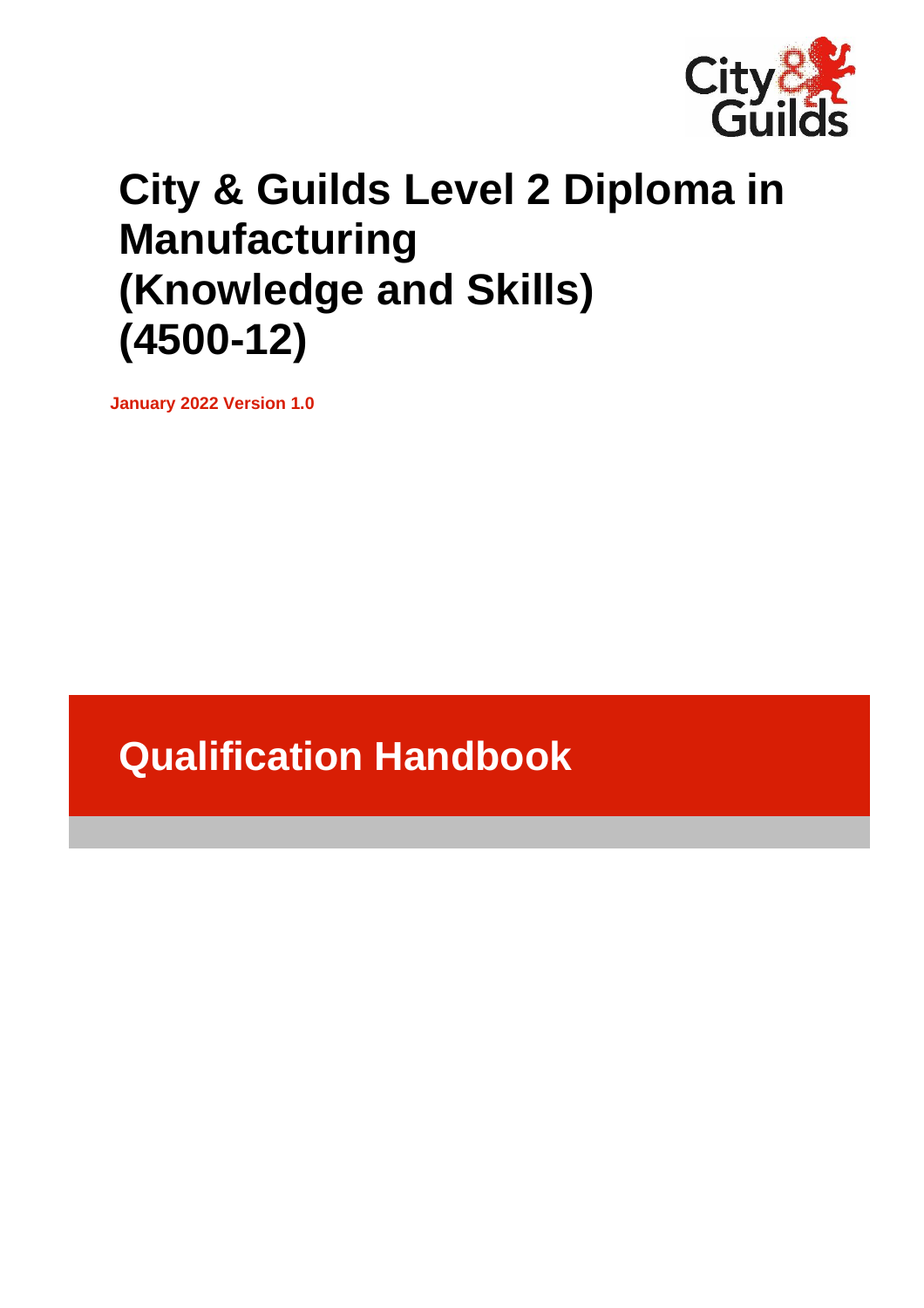# City & Guilds Level 2 Diploma in Manufacturing (Knowledge and Skills) (4500-12)

**January 2022 Version 1.0**

## Qualification Handbook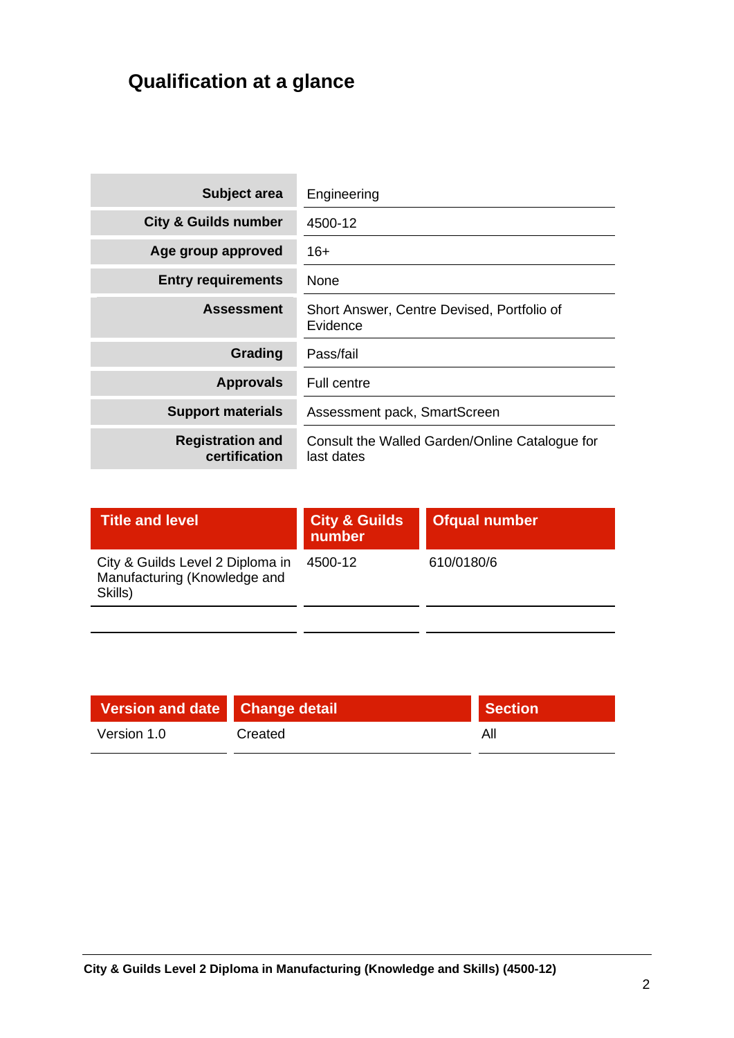# Qualification at a glance

| | |
|---|---|
| **Subject area** | Engineering |
| **City & Guilds number** | 4500-12 |
| **Age group approved** | 16+ |
| **Entry requirements** | None |
| **Assessment** | Short Answer, Centre Devised, Portfolio of Evidence |
| **Grading** | Pass/fail |
| **Approvals** | Full centre |
| **Support materials** | Assessment pack, SmartScreen |
| **Registration and certification** | Consult the Walled Garden/Online Catalogue for last dates |

| Title and level | City & Guilds number | Ofqual number |
|---|---|---|
| City & Guilds Level 2 Diploma in Manufacturing (Knowledge and Skills) | 4500-12 | 610/0180/6 |
| | | |

| Version and date | Change detail | Section |
|---|---|---|
| Version 1.0 | Created | All |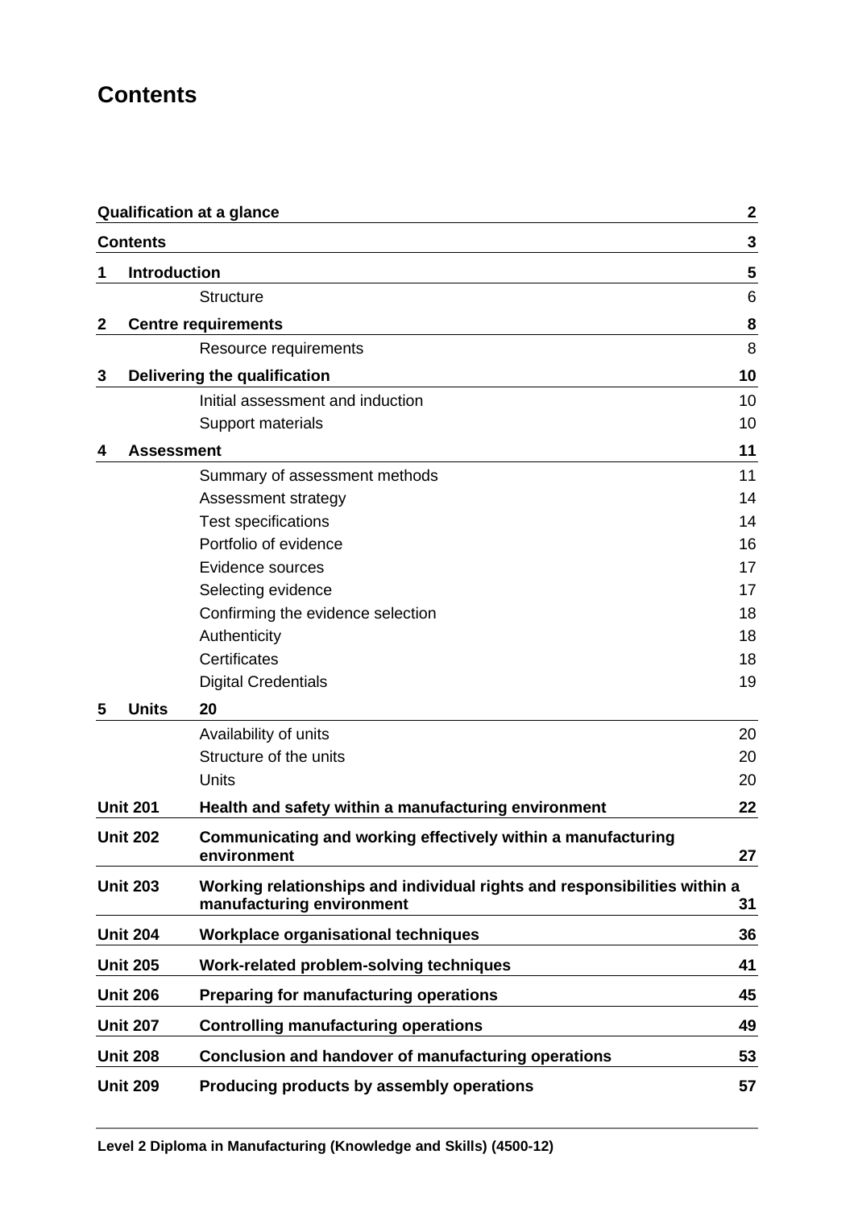# Contents

| | | |
|---|---|---|
| **Qualification at a glance** | | **2** |
| **Contents** | | **3** |
| **1 Introduction** | | **5** |
| | Structure | 6 |
| **2 Centre requirements** | | **8** |
| | Resource requirements | 8 |
| **3 Delivering the qualification** | | **10** |
| | Initial assessment and induction | 10 |
| | Support materials | 10 |
| **4 Assessment** | | **11** |
| | Summary of assessment methods | 11 |
| | Assessment strategy | 14 |
| | Test specifications | 14 |
| | Portfolio of evidence | 16 |
| | Evidence sources | 17 |
| | Selecting evidence | 17 |
| | Confirming the evidence selection | 18 |
| | Authenticity | 18 |
| | Certificates | 18 |
| | Digital Credentials | 19 |
| **5 Units** | **20** | |
| | Availability of units | 20 |
| | Structure of the units | 20 |
| | Units | 20 |
| **Unit 201** | **Health and safety within a manufacturing environment** | **22** |
| **Unit 202** | **Communicating and working effectively within a manufacturing environment** | **27** |
| **Unit 203** | **Working relationships and individual rights and responsibilities within a manufacturing environment** | **31** |
| **Unit 204** | **Workplace organisational techniques** | **36** |
| **Unit 205** | **Work-related problem-solving techniques** | **41** |
| **Unit 206** | **Preparing for manufacturing operations** | **45** |
| **Unit 207** | **Controlling manufacturing operations** | **49** |
| **Unit 208** | **Conclusion and handover of manufacturing operations** | **53** |
| **Unit 209** | **Producing products by assembly operations** | **57** |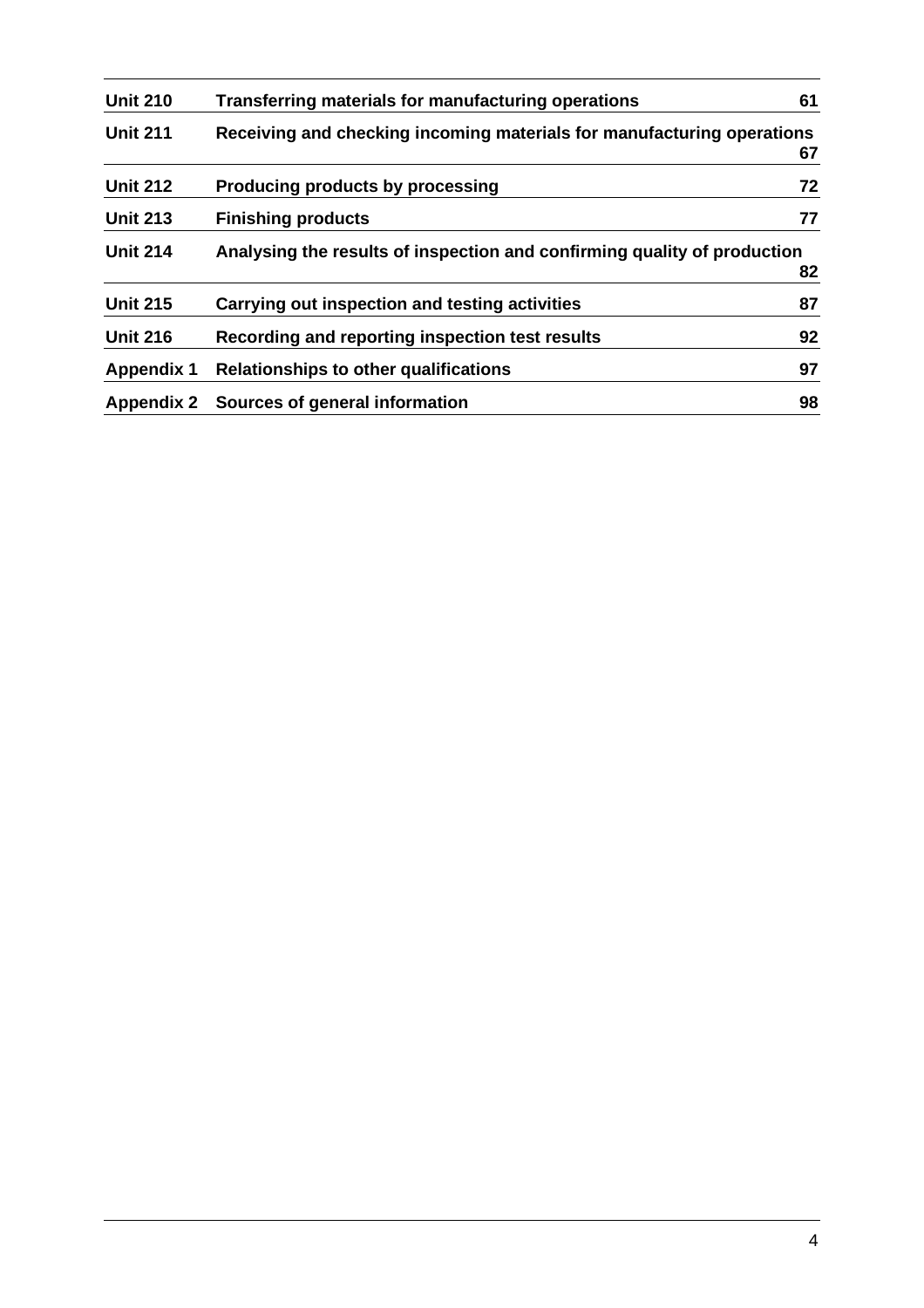| | | |
|---|---|---|
| **Unit 210** | **Transferring materials for manufacturing operations** | **61** |
| **Unit 211** | **Receiving and checking incoming materials for manufacturing operations** | **67** |
| **Unit 212** | **Producing products by processing** | **72** |
| **Unit 213** | **Finishing products** | **77** |
| **Unit 214** | **Analysing the results of inspection and confirming quality of production** | **82** |
| **Unit 215** | **Carrying out inspection and testing activities** | **87** |
| **Unit 216** | **Recording and reporting inspection test results** | **92** |
| **Appendix 1** | **Relationships to other qualifications** | **97** |
| **Appendix 2** | **Sources of general information** | **98** |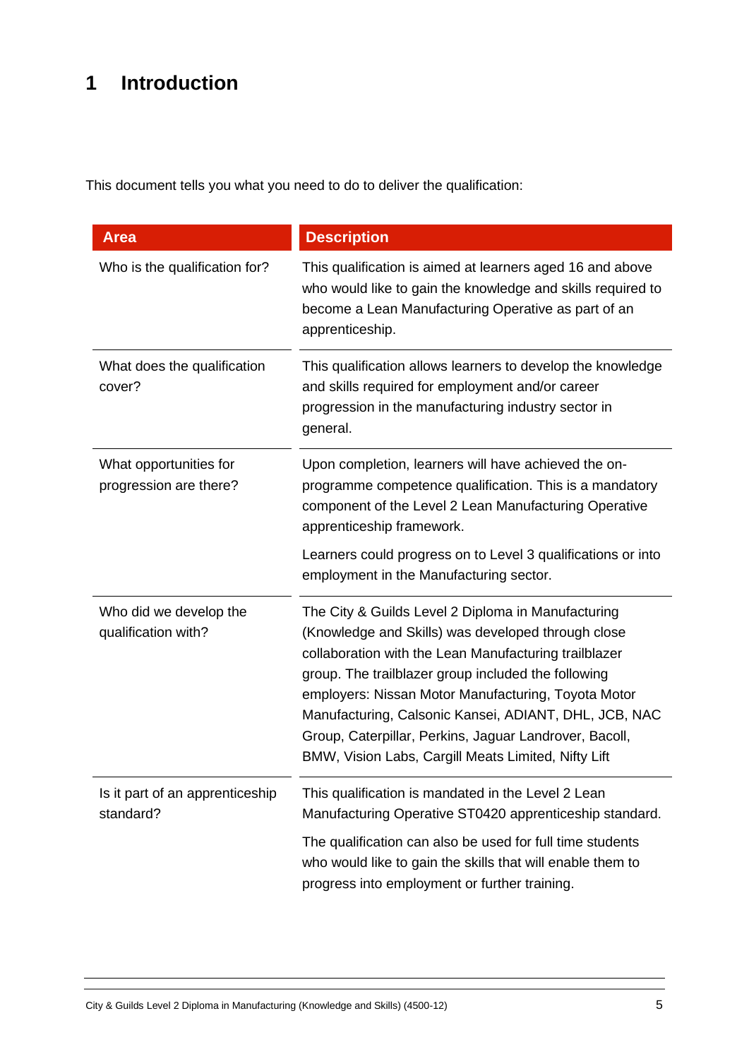# 1 Introduction

This document tells you what you need to do to deliver the qualification:

| Area | Description |
| --- | --- |
| Who is the qualification for? | This qualification is aimed at learners aged 16 and above who would like to gain the knowledge and skills required to become a Lean Manufacturing Operative as part of an apprenticeship. |
| What does the qualification cover? | This qualification allows learners to develop the knowledge and skills required for employment and/or career progression in the manufacturing industry sector in general. |
| What opportunities for progression are there? | Upon completion, learners will have achieved the on-programme competence qualification. This is a mandatory component of the Level 2 Lean Manufacturing Operative apprenticeship framework.<br><br>Learners could progress on to Level 3 qualifications or into employment in the Manufacturing sector. |
| Who did we develop the qualification with? | The City & Guilds Level 2 Diploma in Manufacturing (Knowledge and Skills) was developed through close collaboration with the Lean Manufacturing trailblazer group. The trailblazer group included the following employers: Nissan Motor Manufacturing, Toyota Motor Manufacturing, Calsonic Kansei, ADIANT, DHL, JCB, NAC Group, Caterpillar, Perkins, Jaguar Landrover, Bacoll, BMW, Vision Labs, Cargill Meats Limited, Nifty Lift |
| Is it part of an apprenticeship standard? | This qualification is mandated in the Level 2 Lean Manufacturing Operative ST0420 apprenticeship standard.<br><br>The qualification can also be used for full time students who would like to gain the skills that will enable them to progress into employment or further training. |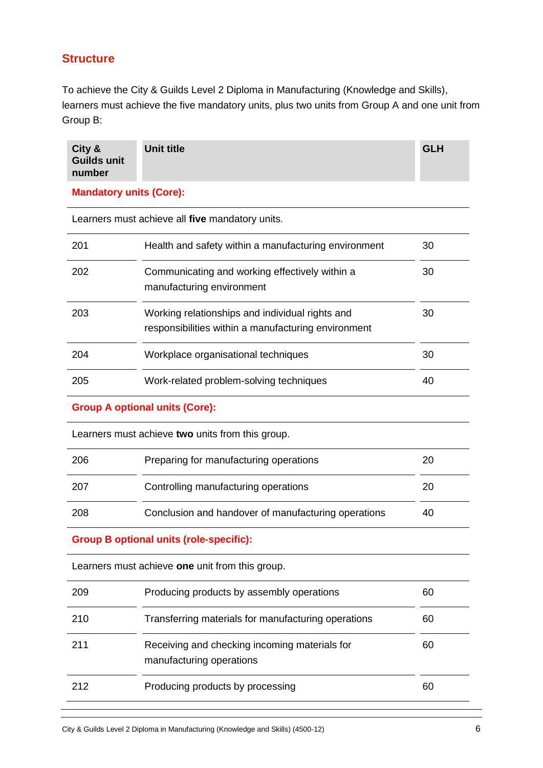## Structure

To achieve the City & Guilds Level 2 Diploma in Manufacturing (Knowledge and Skills), learners must achieve the five mandatory units, plus two units from Group A and one unit from Group B:

| City & Guilds unit number | Unit title | GLH |
|---|---|---|
| **Mandatory units (Core):** | | |
| Learners must achieve all **five** mandatory units. | | |
| 201 | Health and safety within a manufacturing environment | 30 |
| 202 | Communicating and working effectively within a manufacturing environment | 30 |
| 203 | Working relationships and individual rights and responsibilities within a manufacturing environment | 30 |
| 204 | Workplace organisational techniques | 30 |
| 205 | Work-related problem-solving techniques | 40 |
| **Group A optional units (Core):** | | |
| Learners must achieve **two** units from this group. | | |
| 206 | Preparing for manufacturing operations | 20 |
| 207 | Controlling manufacturing operations | 20 |
| 208 | Conclusion and handover of manufacturing operations | 40 |
| **Group B optional units (role-specific):** | | |
| Learners must achieve **one** unit from this group. | | |
| 209 | Producing products by assembly operations | 60 |
| 210 | Transferring materials for manufacturing operations | 60 |
| 211 | Receiving and checking incoming materials for manufacturing operations | 60 |
| 212 | Producing products by processing | 60 |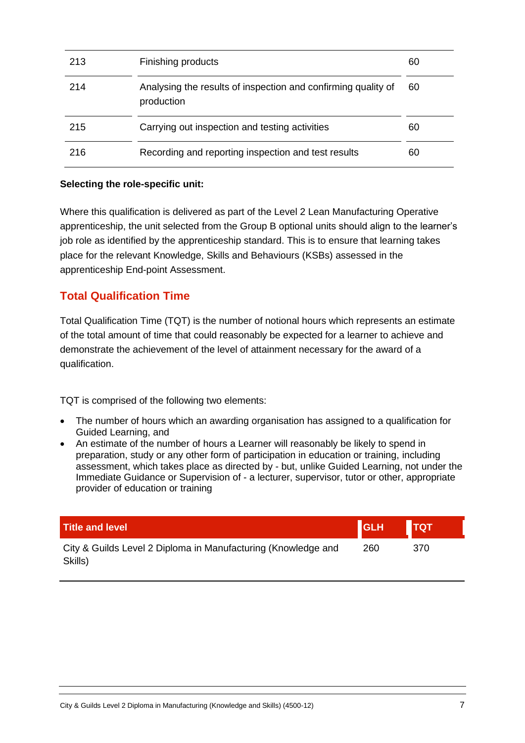| | | |
|---|---|---|
| 213 | Finishing products | 60 |
| 214 | Analysing the results of inspection and confirming quality of production | 60 |
| 215 | Carrying out inspection and testing activities | 60 |
| 216 | Recording and reporting inspection and test results | 60 |

**Selecting the role-specific unit:**

Where this qualification is delivered as part of the Level 2 Lean Manufacturing Operative apprenticeship, the unit selected from the Group B optional units should align to the learner's job role as identified by the apprenticeship standard. This is to ensure that learning takes place for the relevant Knowledge, Skills and Behaviours (KSBs) assessed in the apprenticeship End-point Assessment.

## Total Qualification Time

Total Qualification Time (TQT) is the number of notional hours which represents an estimate of the total amount of time that could reasonably be expected for a learner to achieve and demonstrate the achievement of the level of attainment necessary for the award of a qualification.

TQT is comprised of the following two elements:

- The number of hours which an awarding organisation has assigned to a qualification for Guided Learning, and
- An estimate of the number of hours a Learner will reasonably be likely to spend in preparation, study or any other form of participation in education or training, including assessment, which takes place as directed by - but, unlike Guided Learning, not under the Immediate Guidance or Supervision of - a lecturer, supervisor, tutor or other, appropriate provider of education or training

| Title and level | GLH | TQT |
|---|---|---|
| City & Guilds Level 2 Diploma in Manufacturing (Knowledge and Skills) | 260 | 370 |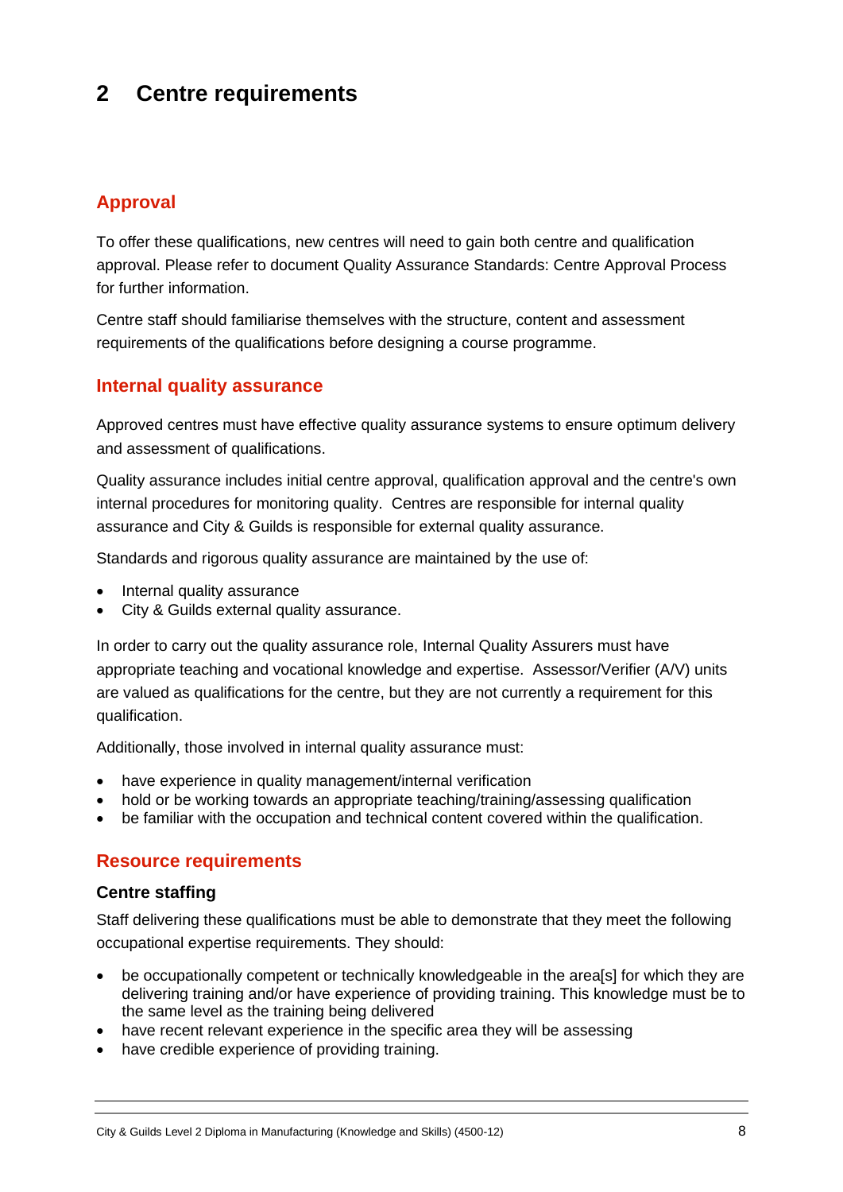# 2 Centre requirements

## Approval

To offer these qualifications, new centres will need to gain both centre and qualification approval. Please refer to document Quality Assurance Standards: Centre Approval Process for further information.

Centre staff should familiarise themselves with the structure, content and assessment requirements of the qualifications before designing a course programme.

## Internal quality assurance

Approved centres must have effective quality assurance systems to ensure optimum delivery and assessment of qualifications.

Quality assurance includes initial centre approval, qualification approval and the centre's own internal procedures for monitoring quality. Centres are responsible for internal quality assurance and City & Guilds is responsible for external quality assurance.

Standards and rigorous quality assurance are maintained by the use of:

- Internal quality assurance
- City & Guilds external quality assurance.

In order to carry out the quality assurance role, Internal Quality Assurers must have appropriate teaching and vocational knowledge and expertise. Assessor/Verifier (A/V) units are valued as qualifications for the centre, but they are not currently a requirement for this qualification.

Additionally, those involved in internal quality assurance must:

- have experience in quality management/internal verification
- hold or be working towards an appropriate teaching/training/assessing qualification
- be familiar with the occupation and technical content covered within the qualification.

## Resource requirements

### Centre staffing

Staff delivering these qualifications must be able to demonstrate that they meet the following occupational expertise requirements. They should:

- be occupationally competent or technically knowledgeable in the area[s] for which they are delivering training and/or have experience of providing training. This knowledge must be to the same level as the training being delivered
- have recent relevant experience in the specific area they will be assessing
- have credible experience of providing training.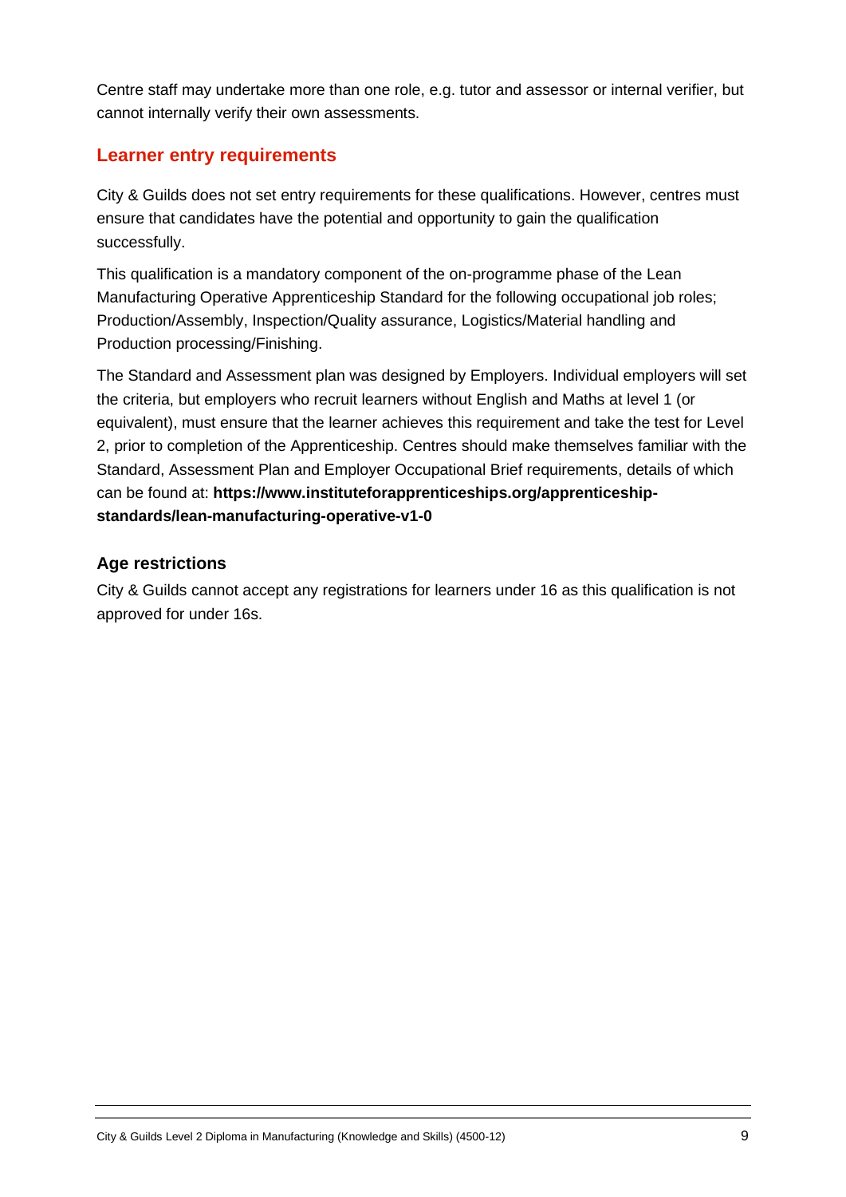Centre staff may undertake more than one role, e.g. tutor and assessor or internal verifier, but cannot internally verify their own assessments.

## Learner entry requirements

City & Guilds does not set entry requirements for these qualifications. However, centres must ensure that candidates have the potential and opportunity to gain the qualification successfully.

This qualification is a mandatory component of the on-programme phase of the Lean Manufacturing Operative Apprenticeship Standard for the following occupational job roles; Production/Assembly, Inspection/Quality assurance, Logistics/Material handling and Production processing/Finishing.

The Standard and Assessment plan was designed by Employers. Individual employers will set the criteria, but employers who recruit learners without English and Maths at level 1 (or equivalent), must ensure that the learner achieves this requirement and take the test for Level 2, prior to completion of the Apprenticeship. Centres should make themselves familiar with the Standard, Assessment Plan and Employer Occupational Brief requirements, details of which can be found at: **https://www.instituteforapprenticeships.org/apprenticeship-standards/lean-manufacturing-operative-v1-0**

### Age restrictions

City & Guilds cannot accept any registrations for learners under 16 as this qualification is not approved for under 16s.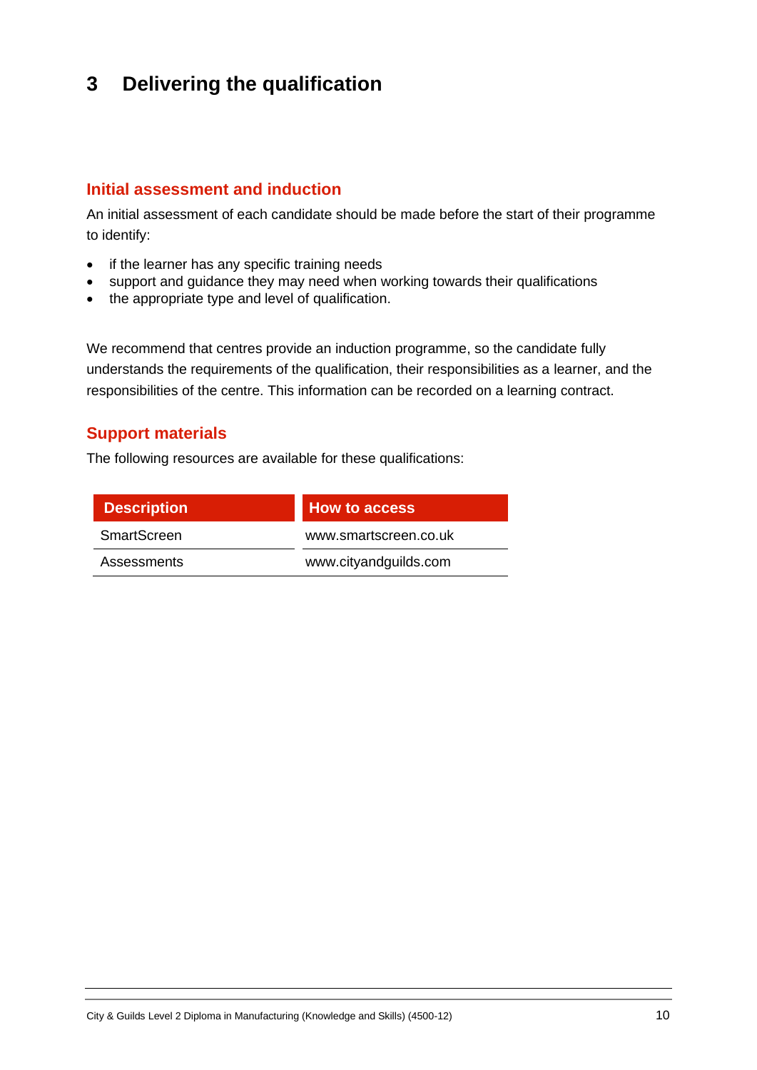# 3 Delivering the qualification

## Initial assessment and induction

An initial assessment of each candidate should be made before the start of their programme to identify:

- if the learner has any specific training needs
- support and guidance they may need when working towards their qualifications
- the appropriate type and level of qualification.

We recommend that centres provide an induction programme, so the candidate fully understands the requirements of the qualification, their responsibilities as a learner, and the responsibilities of the centre. This information can be recorded on a learning contract.

## Support materials

The following resources are available for these qualifications:

| Description | How to access |
|---|---|
| SmartScreen | www.smartscreen.co.uk |
| Assessments | www.cityandguilds.com |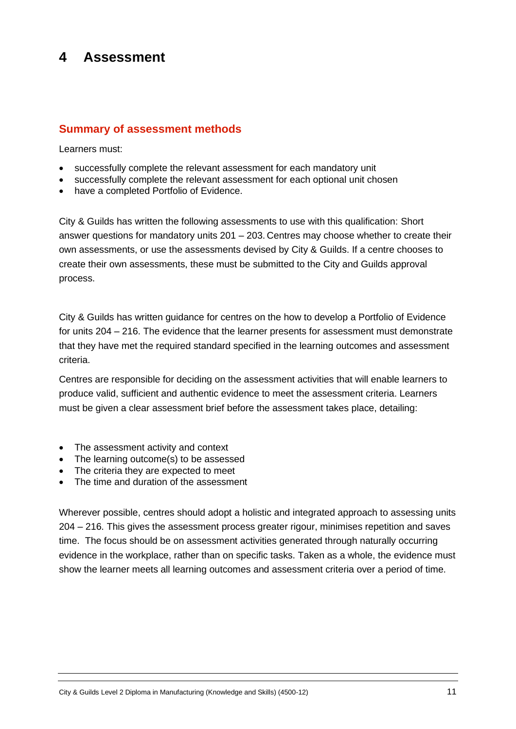# 4 Assessment

## Summary of assessment methods

Learners must:

- successfully complete the relevant assessment for each mandatory unit
- successfully complete the relevant assessment for each optional unit chosen
- have a completed Portfolio of Evidence.

City & Guilds has written the following assessments to use with this qualification: Short answer questions for mandatory units 201 – 203. Centres may choose whether to create their own assessments, or use the assessments devised by City & Guilds. If a centre chooses to create their own assessments, these must be submitted to the City and Guilds approval process.

City & Guilds has written guidance for centres on the how to develop a Portfolio of Evidence for units 204 – 216. The evidence that the learner presents for assessment must demonstrate that they have met the required standard specified in the learning outcomes and assessment criteria.

Centres are responsible for deciding on the assessment activities that will enable learners to produce valid, sufficient and authentic evidence to meet the assessment criteria. Learners must be given a clear assessment brief before the assessment takes place, detailing:

- The assessment activity and context
- The learning outcome(s) to be assessed
- The criteria they are expected to meet
- The time and duration of the assessment

Wherever possible, centres should adopt a holistic and integrated approach to assessing units 204 – 216. This gives the assessment process greater rigour, minimises repetition and saves time. The focus should be on assessment activities generated through naturally occurring evidence in the workplace, rather than on specific tasks. Taken as a whole, the evidence must show the learner meets all learning outcomes and assessment criteria over a period of time.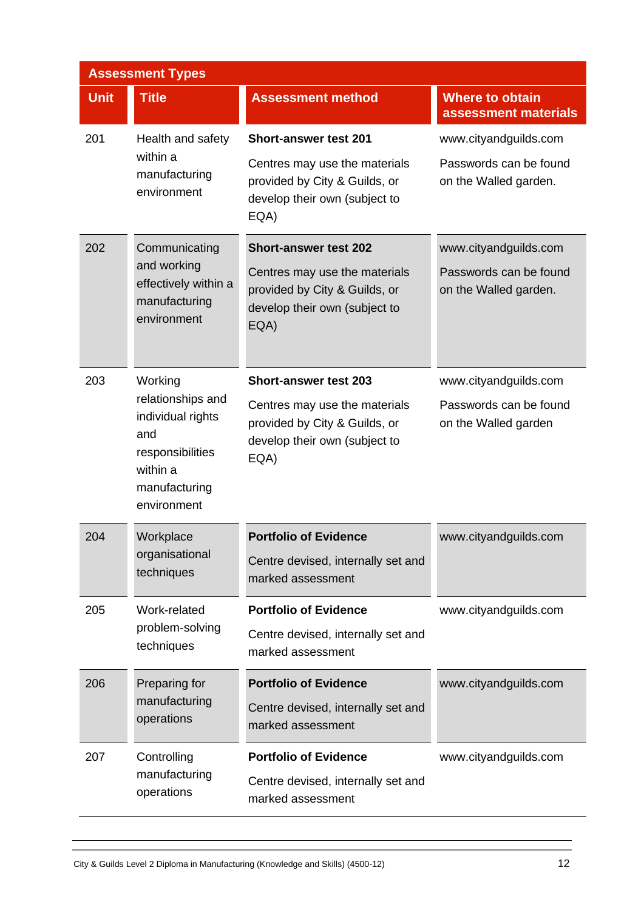| Assessment Types | | | |
|---|---|---|---|
| **Unit** | **Title** | **Assessment method** | **Where to obtain assessment materials** |
| 201 | Health and safety within a manufacturing environment | **Short-answer test 201**<br><br>Centres may use the materials provided by City & Guilds, or develop their own (subject to EQA) | www.cityandguilds.com<br><br>Passwords can be found on the Walled garden. |
| 202 | Communicating and working effectively within a manufacturing environment | **Short-answer test 202**<br><br>Centres may use the materials provided by City & Guilds, or develop their own (subject to EQA) | www.cityandguilds.com<br><br>Passwords can be found on the Walled garden. |
| 203 | Working relationships and individual rights and responsibilities within a manufacturing environment | **Short-answer test 203**<br><br>Centres may use the materials provided by City & Guilds, or develop their own (subject to EQA) | www.cityandguilds.com<br><br>Passwords can be found on the Walled garden |
| 204 | Workplace organisational techniques | **Portfolio of Evidence**<br><br>Centre devised, internally set and marked assessment | www.cityandguilds.com |
| 205 | Work-related problem-solving techniques | **Portfolio of Evidence**<br><br>Centre devised, internally set and marked assessment | www.cityandguilds.com |
| 206 | Preparing for manufacturing operations | **Portfolio of Evidence**<br><br>Centre devised, internally set and marked assessment | www.cityandguilds.com |
| 207 | Controlling manufacturing operations | **Portfolio of Evidence**<br><br>Centre devised, internally set and marked assessment | www.cityandguilds.com |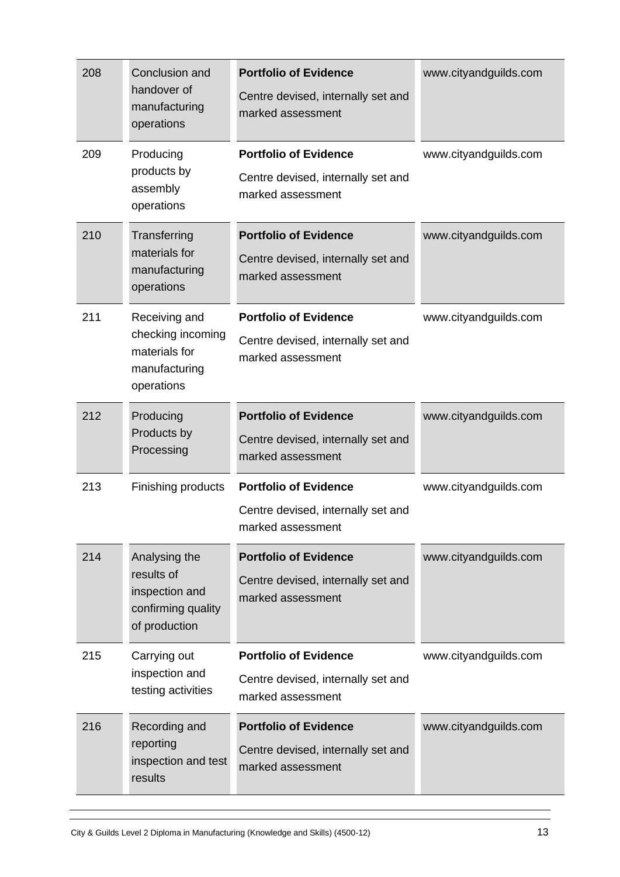| | | | |
|---|---|---|---|
| 208 | Conclusion and handover of manufacturing operations | **Portfolio of Evidence**<br><br>Centre devised, internally set and marked assessment | www.cityandguilds.com |
| 209 | Producing products by assembly operations | **Portfolio of Evidence**<br><br>Centre devised, internally set and marked assessment | www.cityandguilds.com |
| 210 | Transferring materials for manufacturing operations | **Portfolio of Evidence**<br><br>Centre devised, internally set and marked assessment | www.cityandguilds.com |
| 211 | Receiving and checking incoming materials for manufacturing operations | **Portfolio of Evidence**<br><br>Centre devised, internally set and marked assessment | www.cityandguilds.com |
| 212 | Producing Products by Processing | **Portfolio of Evidence**<br><br>Centre devised, internally set and marked assessment | www.cityandguilds.com |
| 213 | Finishing products | **Portfolio of Evidence**<br><br>Centre devised, internally set and marked assessment | www.cityandguilds.com |
| 214 | Analysing the results of inspection and confirming quality of production | **Portfolio of Evidence**<br><br>Centre devised, internally set and marked assessment | www.cityandguilds.com |
| 215 | Carrying out inspection and testing activities | **Portfolio of Evidence**<br><br>Centre devised, internally set and marked assessment | www.cityandguilds.com |
| 216 | Recording and reporting inspection and test results | **Portfolio of Evidence**<br><br>Centre devised, internally set and marked assessment | www.cityandguilds.com |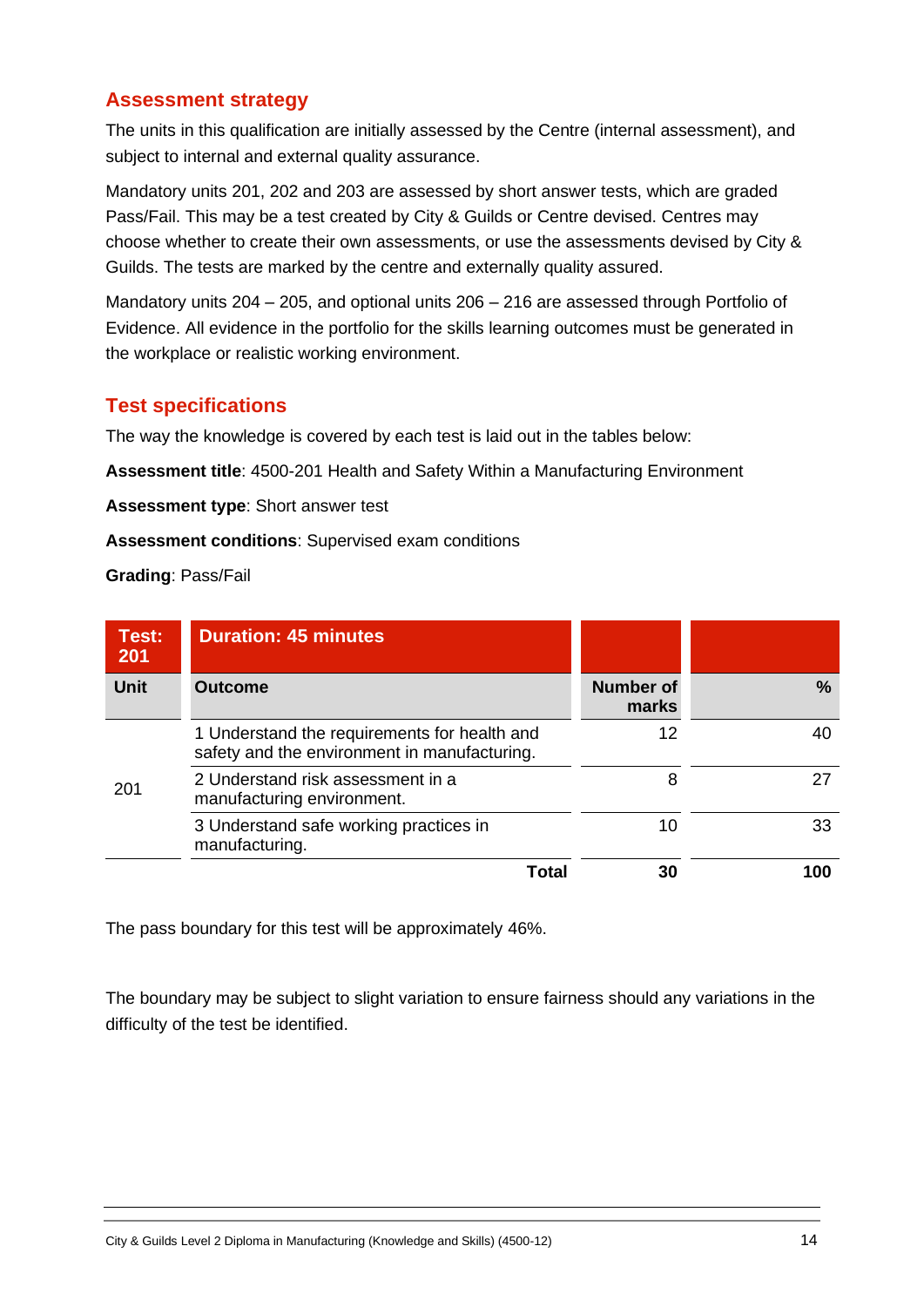## Assessment strategy

The units in this qualification are initially assessed by the Centre (internal assessment), and subject to internal and external quality assurance.

Mandatory units 201, 202 and 203 are assessed by short answer tests, which are graded Pass/Fail. This may be a test created by City & Guilds or Centre devised. Centres may choose whether to create their own assessments, or use the assessments devised by City & Guilds. The tests are marked by the centre and externally quality assured.

Mandatory units 204 – 205, and optional units 206 – 216 are assessed through Portfolio of Evidence. All evidence in the portfolio for the skills learning outcomes must be generated in the workplace or realistic working environment.

## Test specifications

The way the knowledge is covered by each test is laid out in the tables below:

**Assessment title**: 4500-201 Health and Safety Within a Manufacturing Environment

**Assessment type**: Short answer test

**Assessment conditions**: Supervised exam conditions

**Grading**: Pass/Fail

| Test: 201 | Duration: 45 minutes | | |
|---|---|---|---|
| **Unit** | **Outcome** | **Number of marks** | **%** |
| 201 | 1 Understand the requirements for health and safety and the environment in manufacturing. | 12 | 40 |
| | 2 Understand risk assessment in a manufacturing environment. | 8 | 27 |
| | 3 Understand safe working practices in manufacturing. | 10 | 33 |
| | **Total** | **30** | **100** |

The pass boundary for this test will be approximately 46%.

The boundary may be subject to slight variation to ensure fairness should any variations in the difficulty of the test be identified.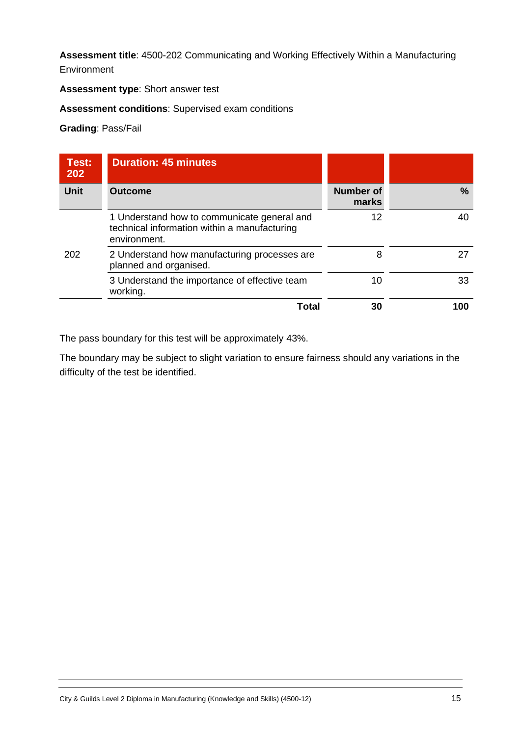**Assessment title**: 4500-202 Communicating and Working Effectively Within a Manufacturing Environment

**Assessment type**: Short answer test

**Assessment conditions**: Supervised exam conditions

**Grading**: Pass/Fail

| Test: 202 | Duration: 45 minutes | | |
|---|---|---|---|
| **Unit** | **Outcome** | **Number of marks** | **%** |
| 202 | 1 Understand how to communicate general and technical information within a manufacturing environment. | 12 | 40 |
| | 2 Understand how manufacturing processes are planned and organised. | 8 | 27 |
| | 3 Understand the importance of effective team working. | 10 | 33 |
| | **Total** | **30** | **100** |

The pass boundary for this test will be approximately 43%.

The boundary may be subject to slight variation to ensure fairness should any variations in the difficulty of the test be identified.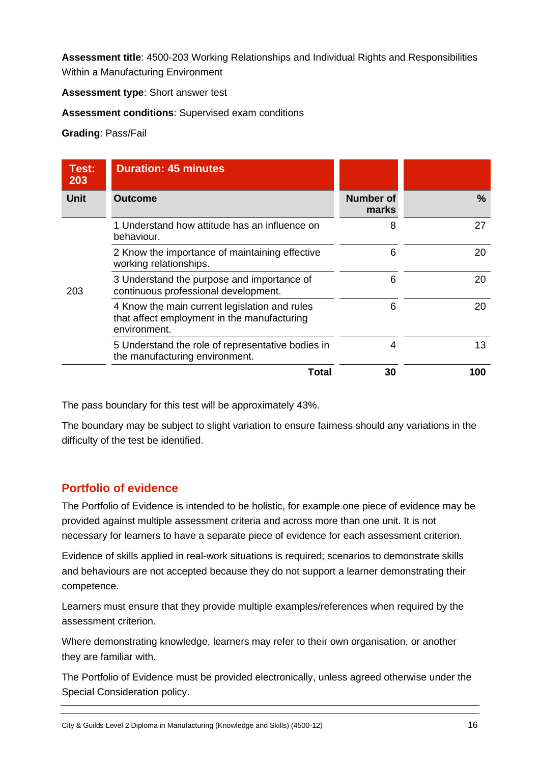**Assessment title**: 4500-203 Working Relationships and Individual Rights and Responsibilities Within a Manufacturing Environment

**Assessment type**: Short answer test

**Assessment conditions**: Supervised exam conditions

**Grading**: Pass/Fail

| Test: 203 | Duration: 45 minutes | | |
|---|---|---|---|
| **Unit** | **Outcome** | **Number of marks** | **%** |
| 203 | 1 Understand how attitude has an influence on behaviour. | 8 | 27 |
| | 2 Know the importance of maintaining effective working relationships. | 6 | 20 |
| | 3 Understand the purpose and importance of continuous professional development. | 6 | 20 |
| | 4 Know the main current legislation and rules that affect employment in the manufacturing environment. | 6 | 20 |
| | 5 Understand the role of representative bodies in the manufacturing environment. | 4 | 13 |
| | **Total** | **30** | **100** |

The pass boundary for this test will be approximately 43%.

The boundary may be subject to slight variation to ensure fairness should any variations in the difficulty of the test be identified.

## Portfolio of evidence

The Portfolio of Evidence is intended to be holistic, for example one piece of evidence may be provided against multiple assessment criteria and across more than one unit. It is not necessary for learners to have a separate piece of evidence for each assessment criterion.

Evidence of skills applied in real-work situations is required; scenarios to demonstrate skills and behaviours are not accepted because they do not support a learner demonstrating their competence.

Learners must ensure that they provide multiple examples/references when required by the assessment criterion.

Where demonstrating knowledge, learners may refer to their own organisation, or another they are familiar with.

The Portfolio of Evidence must be provided electronically, unless agreed otherwise under the Special Consideration policy.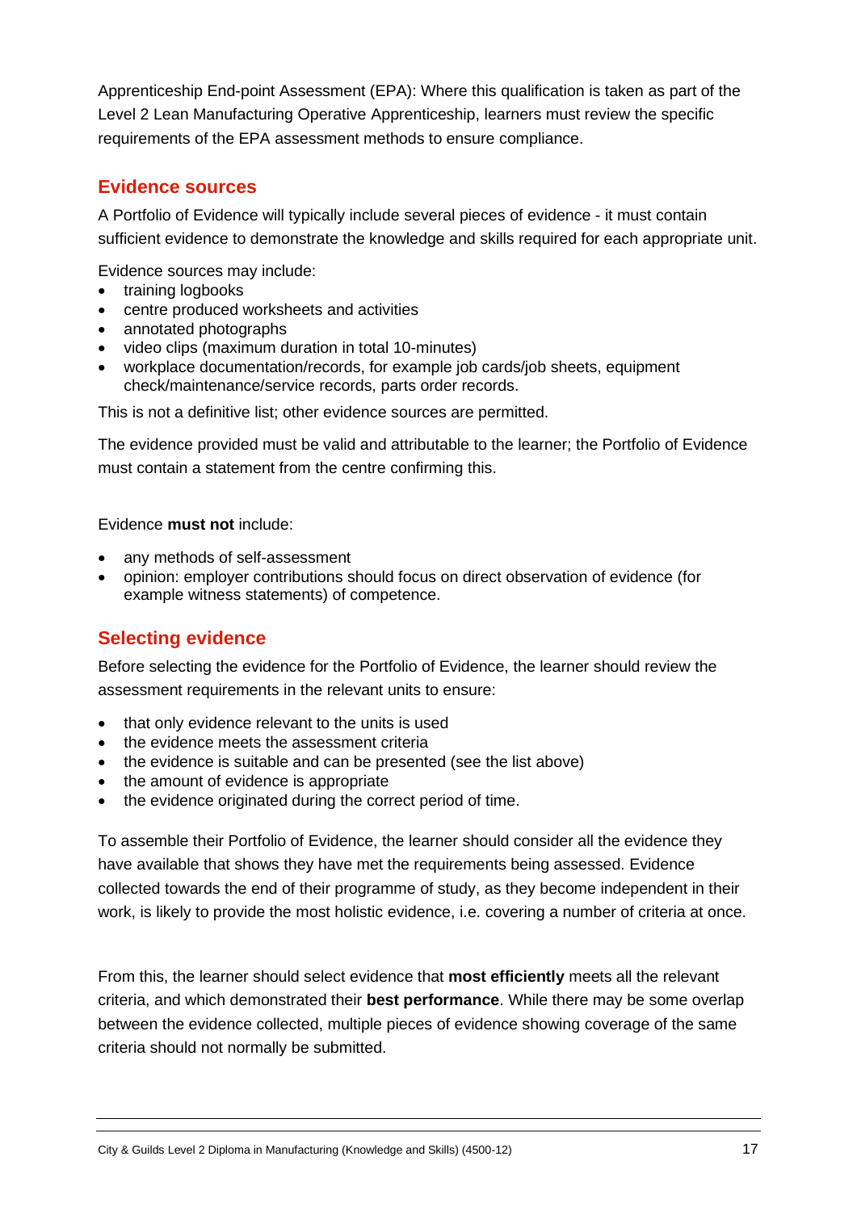Apprenticeship End-point Assessment (EPA): Where this qualification is taken as part of the Level 2 Lean Manufacturing Operative Apprenticeship, learners must review the specific requirements of the EPA assessment methods to ensure compliance.

## Evidence sources

A Portfolio of Evidence will typically include several pieces of evidence - it must contain sufficient evidence to demonstrate the knowledge and skills required for each appropriate unit.

Evidence sources may include:

- training logbooks
- centre produced worksheets and activities
- annotated photographs
- video clips (maximum duration in total 10-minutes)
- workplace documentation/records, for example job cards/job sheets, equipment check/maintenance/service records, parts order records.

This is not a definitive list; other evidence sources are permitted.

The evidence provided must be valid and attributable to the learner; the Portfolio of Evidence must contain a statement from the centre confirming this.

Evidence **must not** include:

- any methods of self-assessment
- opinion: employer contributions should focus on direct observation of evidence (for example witness statements) of competence.

## Selecting evidence

Before selecting the evidence for the Portfolio of Evidence, the learner should review the assessment requirements in the relevant units to ensure:

- that only evidence relevant to the units is used
- the evidence meets the assessment criteria
- the evidence is suitable and can be presented (see the list above)
- the amount of evidence is appropriate
- the evidence originated during the correct period of time.

To assemble their Portfolio of Evidence, the learner should consider all the evidence they have available that shows they have met the requirements being assessed. Evidence collected towards the end of their programme of study, as they become independent in their work, is likely to provide the most holistic evidence, i.e. covering a number of criteria at once.

From this, the learner should select evidence that **most efficiently** meets all the relevant criteria, and which demonstrated their **best performance**. While there may be some overlap between the evidence collected, multiple pieces of evidence showing coverage of the same criteria should not normally be submitted.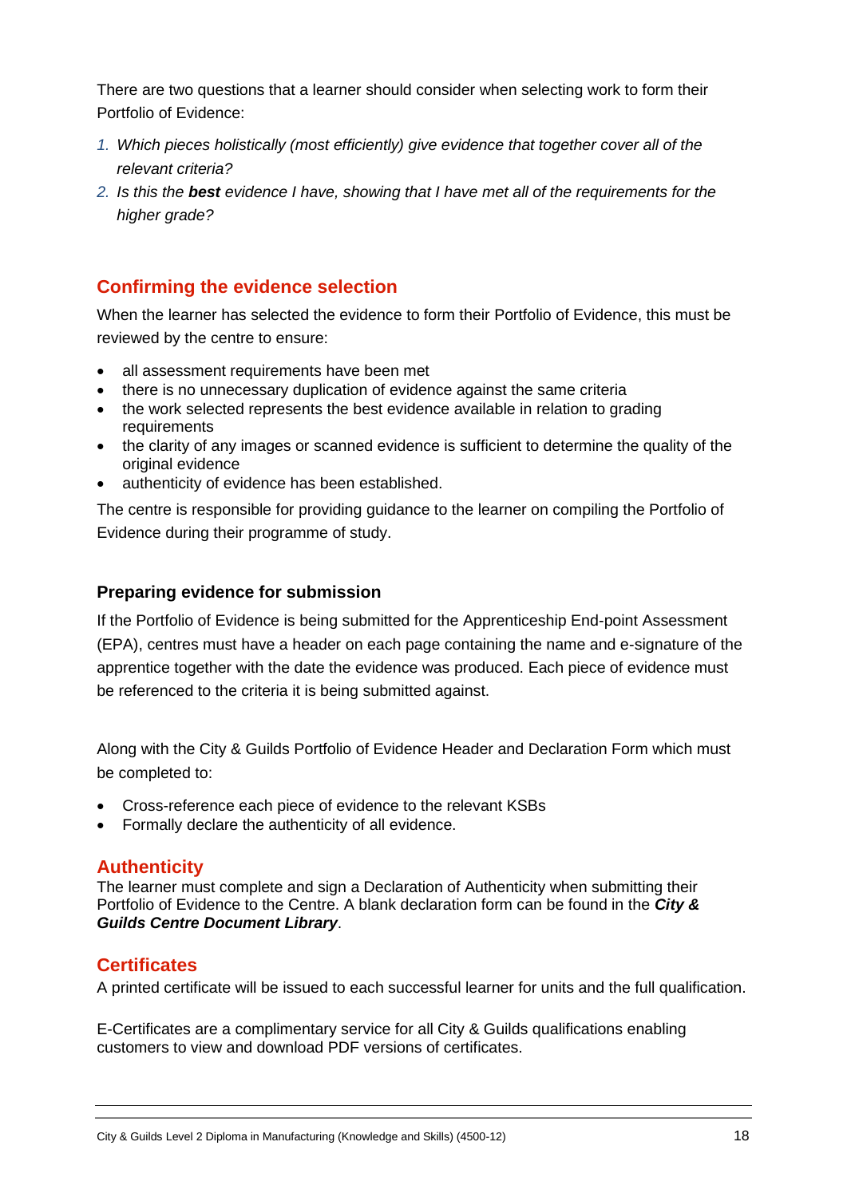There are two questions that a learner should consider when selecting work to form their Portfolio of Evidence:

1. *Which pieces holistically (most efficiently) give evidence that together cover all of the relevant criteria?*
2. *Is this the **best** evidence I have, showing that I have met all of the requirements for the higher grade?*

## Confirming the evidence selection

When the learner has selected the evidence to form their Portfolio of Evidence, this must be reviewed by the centre to ensure:

- all assessment requirements have been met
- there is no unnecessary duplication of evidence against the same criteria
- the work selected represents the best evidence available in relation to grading requirements
- the clarity of any images or scanned evidence is sufficient to determine the quality of the original evidence
- authenticity of evidence has been established.

The centre is responsible for providing guidance to the learner on compiling the Portfolio of Evidence during their programme of study.

### Preparing evidence for submission

If the Portfolio of Evidence is being submitted for the Apprenticeship End-point Assessment (EPA), centres must have a header on each page containing the name and e-signature of the apprentice together with the date the evidence was produced. Each piece of evidence must be referenced to the criteria it is being submitted against.

Along with the City & Guilds Portfolio of Evidence Header and Declaration Form which must be completed to:

- Cross-reference each piece of evidence to the relevant KSBs
- Formally declare the authenticity of all evidence.

## Authenticity

The learner must complete and sign a Declaration of Authenticity when submitting their Portfolio of Evidence to the Centre. A blank declaration form can be found in the ***City & Guilds Centre Document Library***.

## Certificates

A printed certificate will be issued to each successful learner for units and the full qualification.

E-Certificates are a complimentary service for all City & Guilds qualifications enabling customers to view and download PDF versions of certificates.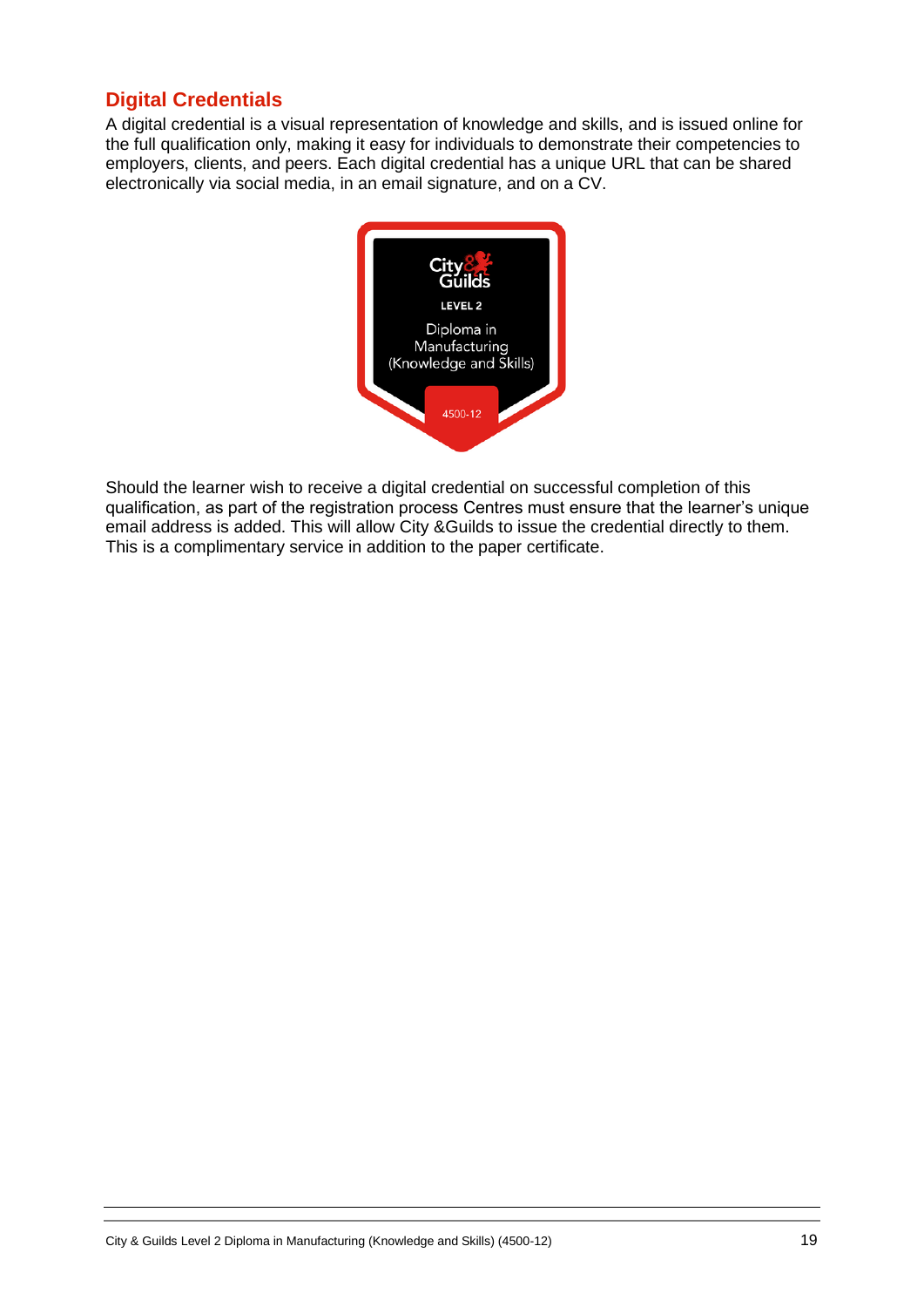## Digital Credentials

A digital credential is a visual representation of knowledge and skills, and is issued online for the full qualification only, making it easy for individuals to demonstrate their competencies to employers, clients, and peers. Each digital credential has a unique URL that can be shared electronically via social media, in an email signature, and on a CV.

Should the learner wish to receive a digital credential on successful completion of this qualification, as part of the registration process Centres must ensure that the learner's unique email address is added. This will allow City &Guilds to issue the credential directly to them. This is a complimentary service in addition to the paper certificate.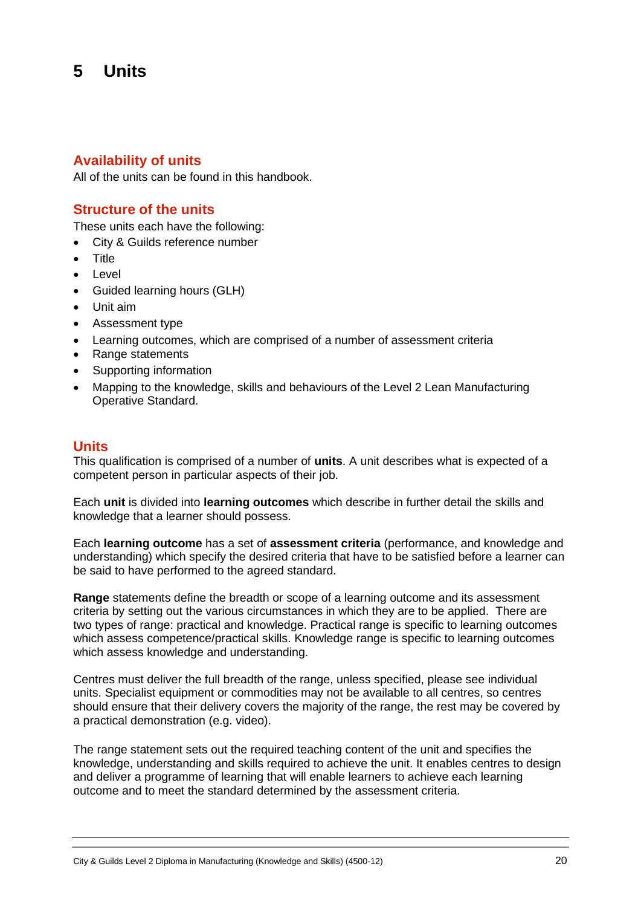# 5 Units

## Availability of units

All of the units can be found in this handbook.

## Structure of the units

These units each have the following:

- City & Guilds reference number
- Title
- Level
- Guided learning hours (GLH)
- Unit aim
- Assessment type
- Learning outcomes, which are comprised of a number of assessment criteria
- Range statements
- Supporting information
- Mapping to the knowledge, skills and behaviours of the Level 2 Lean Manufacturing Operative Standard.

## Units

This qualification is comprised of a number of **units**. A unit describes what is expected of a competent person in particular aspects of their job.

Each **unit** is divided into **learning outcomes** which describe in further detail the skills and knowledge that a learner should possess.

Each **learning outcome** has a set of **assessment criteria** (performance, and knowledge and understanding) which specify the desired criteria that have to be satisfied before a learner can be said to have performed to the agreed standard.

**Range** statements define the breadth or scope of a learning outcome and its assessment criteria by setting out the various circumstances in which they are to be applied. There are two types of range: practical and knowledge. Practical range is specific to learning outcomes which assess competence/practical skills. Knowledge range is specific to learning outcomes which assess knowledge and understanding.

Centres must deliver the full breadth of the range, unless specified, please see individual units. Specialist equipment or commodities may not be available to all centres, so centres should ensure that their delivery covers the majority of the range, the rest may be covered by a practical demonstration (e.g. video).

The range statement sets out the required teaching content of the unit and specifies the knowledge, understanding and skills required to achieve the unit. It enables centres to design and deliver a programme of learning that will enable learners to achieve each learning outcome and to meet the standard determined by the assessment criteria.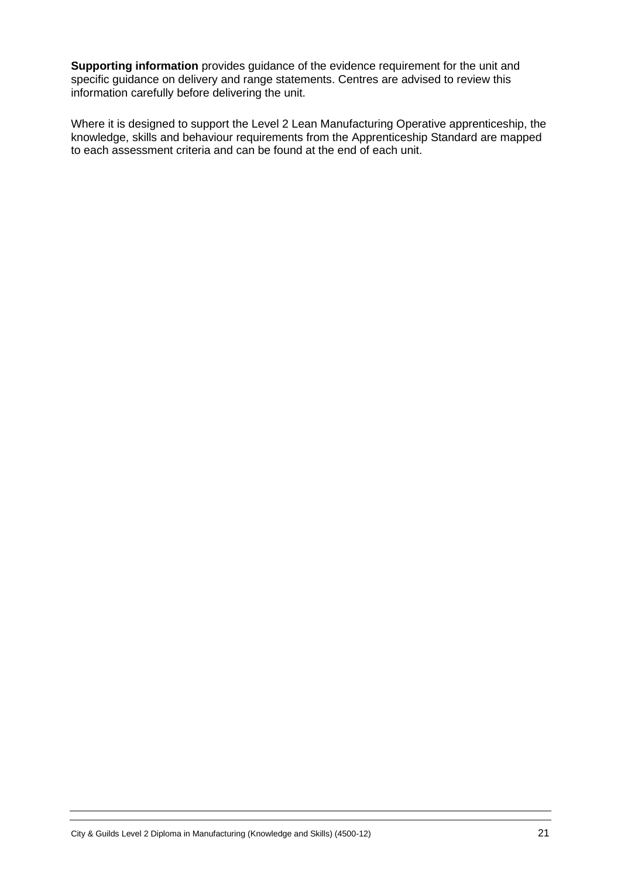**Supporting information** provides guidance of the evidence requirement for the unit and specific guidance on delivery and range statements. Centres are advised to review this information carefully before delivering the unit.

Where it is designed to support the Level 2 Lean Manufacturing Operative apprenticeship, the knowledge, skills and behaviour requirements from the Apprenticeship Standard are mapped to each assessment criteria and can be found at the end of each unit.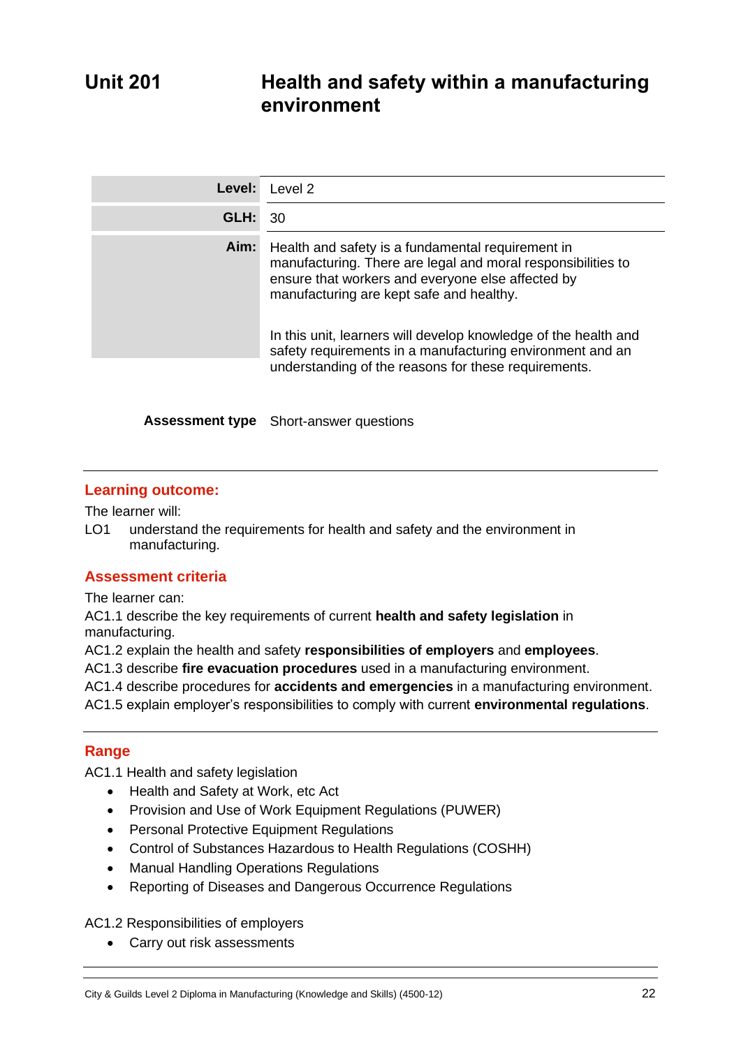# Unit 201 Health and safety within a manufacturing environment

| | |
|---|---|
| **Level:** | Level 2 |
| **GLH:** | 30 |
| **Aim:** | Health and safety is a fundamental requirement in manufacturing. There are legal and moral responsibilities to ensure that workers and everyone else affected by manufacturing are kept safe and healthy.<br><br>In this unit, learners will develop knowledge of the health and safety requirements in a manufacturing environment and an understanding of the reasons for these requirements. |

**Assessment type** Short-answer questions

## Learning outcome:

The learner will:

LO1 understand the requirements for health and safety and the environment in manufacturing.

## Assessment criteria

The learner can:

AC1.1 describe the key requirements of current **health and safety legislation** in manufacturing.

AC1.2 explain the health and safety **responsibilities of employers** and **employees**.

AC1.3 describe **fire evacuation procedures** used in a manufacturing environment.

AC1.4 describe procedures for **accidents and emergencies** in a manufacturing environment.

AC1.5 explain employer's responsibilities to comply with current **environmental regulations**.

## Range

AC1.1 Health and safety legislation

- Health and Safety at Work, etc Act
- Provision and Use of Work Equipment Regulations (PUWER)
- Personal Protective Equipment Regulations
- Control of Substances Hazardous to Health Regulations (COSHH)
- Manual Handling Operations Regulations
- Reporting of Diseases and Dangerous Occurrence Regulations

AC1.2 Responsibilities of employers

- Carry out risk assessments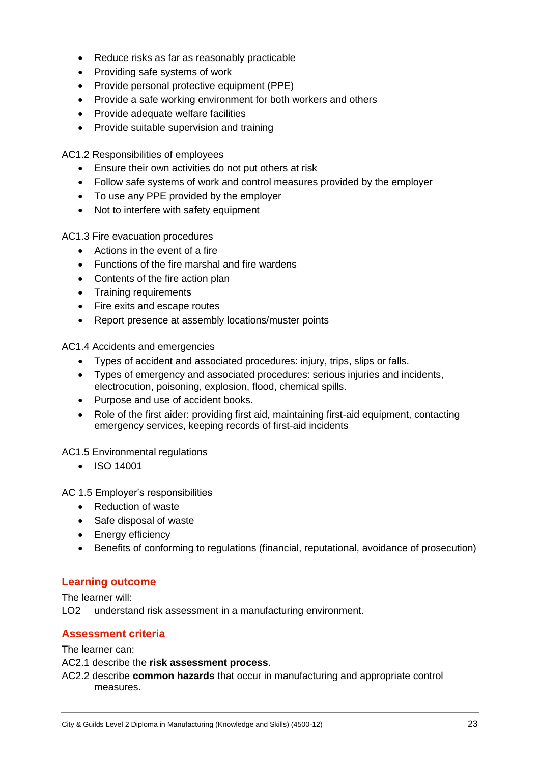- Reduce risks as far as reasonably practicable
- Providing safe systems of work
- Provide personal protective equipment (PPE)
- Provide a safe working environment for both workers and others
- Provide adequate welfare facilities
- Provide suitable supervision and training

AC1.2 Responsibilities of employees

- Ensure their own activities do not put others at risk
- Follow safe systems of work and control measures provided by the employer
- To use any PPE provided by the employer
- Not to interfere with safety equipment

AC1.3 Fire evacuation procedures

- Actions in the event of a fire
- Functions of the fire marshal and fire wardens
- Contents of the fire action plan
- Training requirements
- Fire exits and escape routes
- Report presence at assembly locations/muster points

AC1.4 Accidents and emergencies

- Types of accident and associated procedures: injury, trips, slips or falls.
- Types of emergency and associated procedures: serious injuries and incidents, electrocution, poisoning, explosion, flood, chemical spills.
- Purpose and use of accident books.
- Role of the first aider: providing first aid, maintaining first-aid equipment, contacting emergency services, keeping records of first-aid incidents

AC1.5 Environmental regulations

- ISO 14001

AC 1.5 Employer's responsibilities

- Reduction of waste
- Safe disposal of waste
- Energy efficiency
- Benefits of conforming to regulations (financial, reputational, avoidance of prosecution)

---

## Learning outcome

The learner will:

LO2 understand risk assessment in a manufacturing environment.

## Assessment criteria

The learner can:

AC2.1 describe the **risk assessment process**.

AC2.2 describe **common hazards** that occur in manufacturing and appropriate control measures.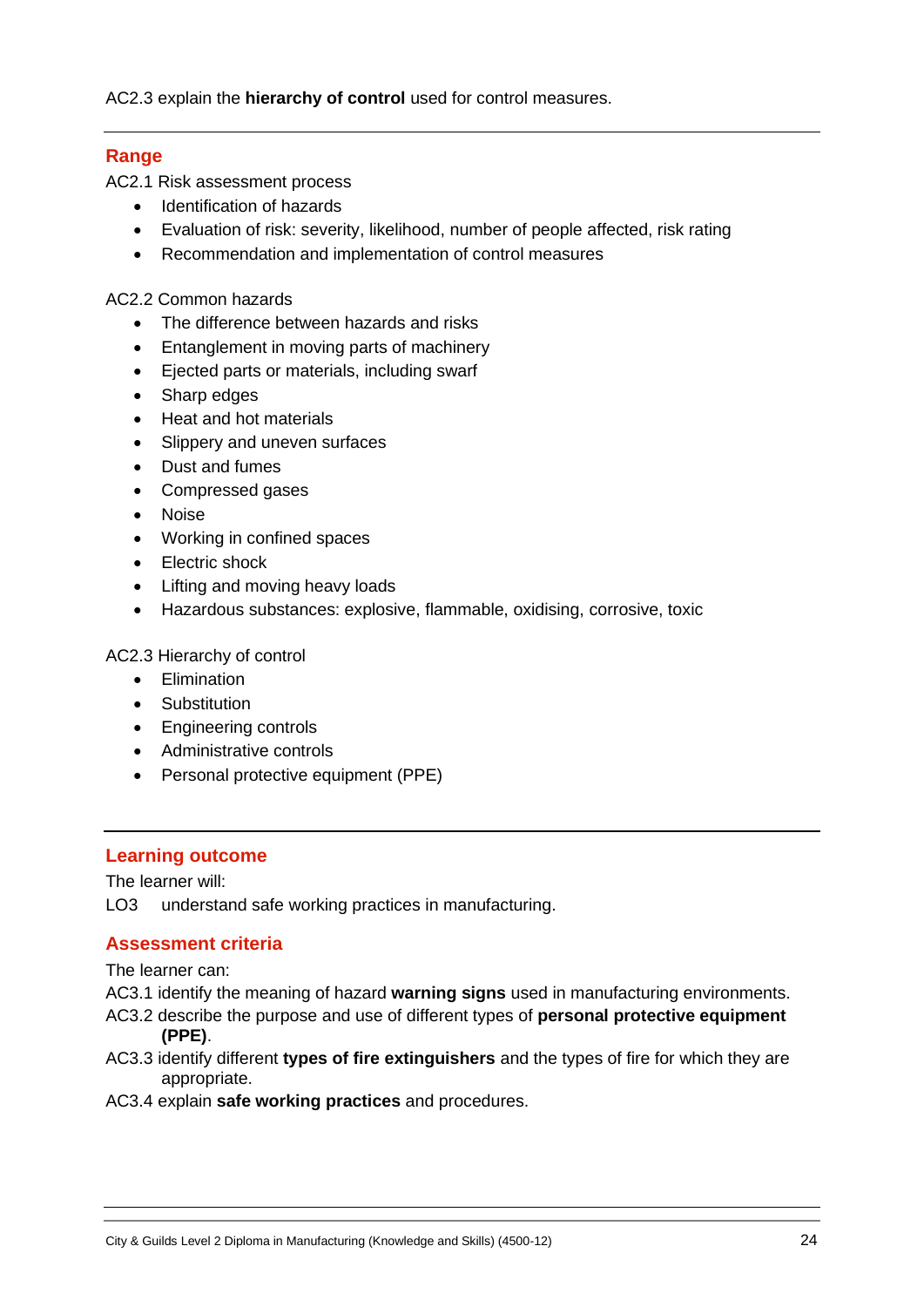AC2.3 explain the **hierarchy of control** used for control measures.

## Range

AC2.1 Risk assessment process

- Identification of hazards
- Evaluation of risk: severity, likelihood, number of people affected, risk rating
- Recommendation and implementation of control measures

AC2.2 Common hazards

- The difference between hazards and risks
- Entanglement in moving parts of machinery
- Ejected parts or materials, including swarf
- Sharp edges
- Heat and hot materials
- Slippery and uneven surfaces
- Dust and fumes
- Compressed gases
- Noise
- Working in confined spaces
- Electric shock
- Lifting and moving heavy loads
- Hazardous substances: explosive, flammable, oxidising, corrosive, toxic

AC2.3 Hierarchy of control

- Elimination
- Substitution
- Engineering controls
- Administrative controls
- Personal protective equipment (PPE)

## Learning outcome

The learner will:

LO3 understand safe working practices in manufacturing.

## Assessment criteria

The learner can:

AC3.1 identify the meaning of hazard **warning signs** used in manufacturing environments.

AC3.2 describe the purpose and use of different types of **personal protective equipment (PPE)**.

AC3.3 identify different **types of fire extinguishers** and the types of fire for which they are appropriate.

AC3.4 explain **safe working practices** and procedures.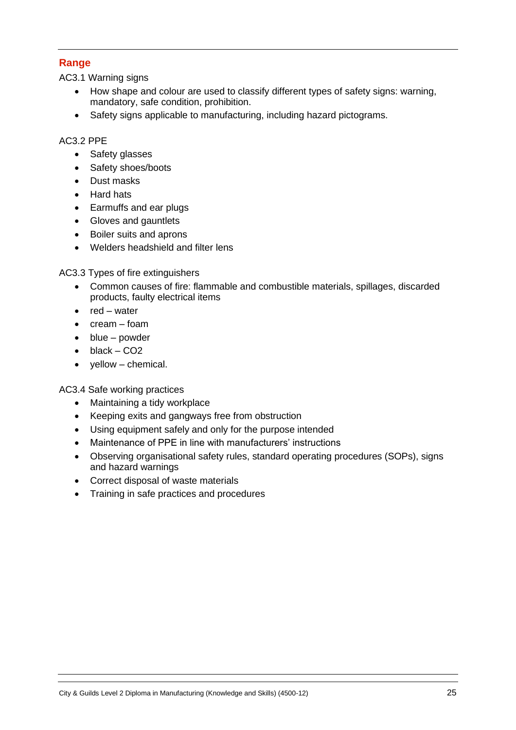## Range

AC3.1 Warning signs

- How shape and colour are used to classify different types of safety signs: warning, mandatory, safe condition, prohibition.
- Safety signs applicable to manufacturing, including hazard pictograms.

AC3.2 PPE

- Safety glasses
- Safety shoes/boots
- Dust masks
- Hard hats
- Earmuffs and ear plugs
- Gloves and gauntlets
- Boiler suits and aprons
- Welders headshield and filter lens

AC3.3 Types of fire extinguishers

- Common causes of fire: flammable and combustible materials, spillages, discarded products, faulty electrical items
- red – water
- cream – foam
- blue – powder
- black – $CO_2$
- yellow – chemical.

AC3.4 Safe working practices

- Maintaining a tidy workplace
- Keeping exits and gangways free from obstruction
- Using equipment safely and only for the purpose intended
- Maintenance of PPE in line with manufacturers' instructions
- Observing organisational safety rules, standard operating procedures (SOPs), signs and hazard warnings
- Correct disposal of waste materials
- Training in safe practices and procedures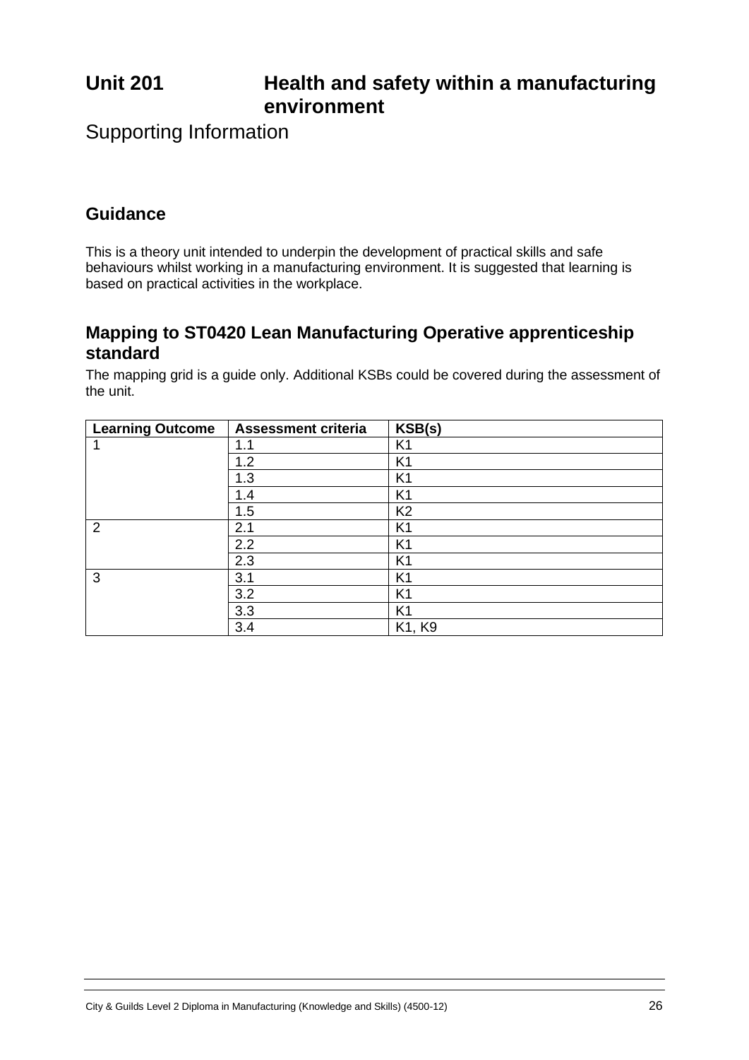# Unit 201 Health and safety within a manufacturing environment

Supporting Information

## Guidance

This is a theory unit intended to underpin the development of practical skills and safe behaviours whilst working in a manufacturing environment. It is suggested that learning is based on practical activities in the workplace.

## Mapping to ST0420 Lean Manufacturing Operative apprenticeship standard

The mapping grid is a guide only. Additional KSBs could be covered during the assessment of the unit.

| Learning Outcome | Assessment criteria | KSB(s) |
|---|---|---|
| 1 | 1.1 | K1 |
| | 1.2 | K1 |
| | 1.3 | K1 |
| | 1.4 | K1 |
| | 1.5 | K2 |
| 2 | 2.1 | K1 |
| | 2.2 | K1 |
| | 2.3 | K1 |
| 3 | 3.1 | K1 |
| | 3.2 | K1 |
| | 3.3 | K1 |
| | 3.4 | K1, K9 |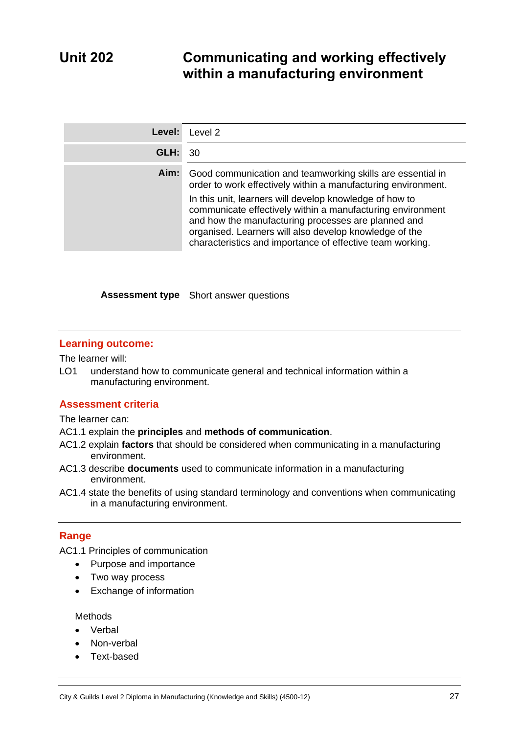# Unit 202 Communicating and working effectively within a manufacturing environment

| | |
|---|---|
| **Level:** | Level 2 |
| **GLH:** | 30 |
| **Aim:** | Good communication and teamworking skills are essential in order to work effectively within a manufacturing environment.<br><br>In this unit, learners will develop knowledge of how to communicate effectively within a manufacturing environment and how the manufacturing processes are planned and organised. Learners will also develop knowledge of the characteristics and importance of effective team working. |

**Assessment type** Short answer questions

## Learning outcome:

The learner will:

LO1 understand how to communicate general and technical information within a manufacturing environment.

## Assessment criteria

The learner can:

AC1.1 explain the **principles** and **methods of communication**.

AC1.2 explain **factors** that should be considered when communicating in a manufacturing environment.

AC1.3 describe **documents** used to communicate information in a manufacturing environment.

AC1.4 state the benefits of using standard terminology and conventions when communicating in a manufacturing environment.

## Range

AC1.1 Principles of communication

- Purpose and importance
- Two way process
- Exchange of information

Methods

- Verbal
- Non-verbal
- Text-based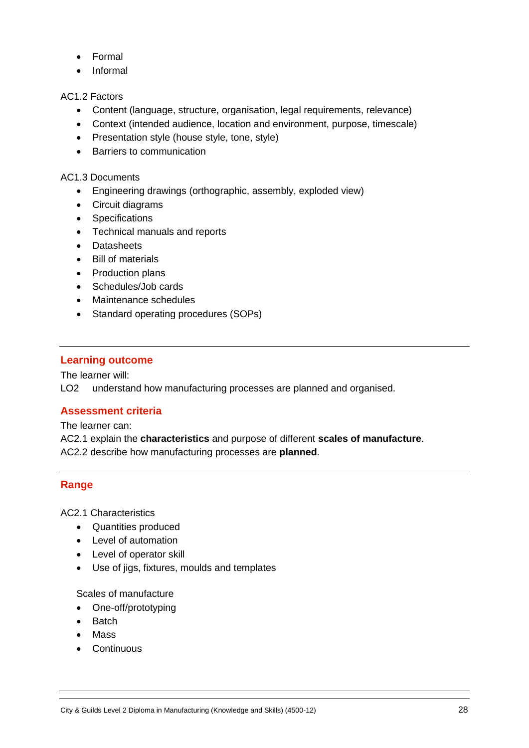- Formal
- Informal

AC1.2 Factors

- Content (language, structure, organisation, legal requirements, relevance)
- Context (intended audience, location and environment, purpose, timescale)
- Presentation style (house style, tone, style)
- Barriers to communication

AC1.3 Documents

- Engineering drawings (orthographic, assembly, exploded view)
- Circuit diagrams
- Specifications
- Technical manuals and reports
- Datasheets
- Bill of materials
- Production plans
- Schedules/Job cards
- Maintenance schedules
- Standard operating procedures (SOPs)

---

## Learning outcome

The learner will:

LO2 understand how manufacturing processes are planned and organised.

## Assessment criteria

The learner can:

AC2.1 explain the **characteristics** and purpose of different **scales of manufacture**.

AC2.2 describe how manufacturing processes are **planned**.

---

## Range

AC2.1 Characteristics

- Quantities produced
- Level of automation
- Level of operator skill
- Use of jigs, fixtures, moulds and templates

Scales of manufacture

- One-off/prototyping
- Batch
- Mass
- Continuous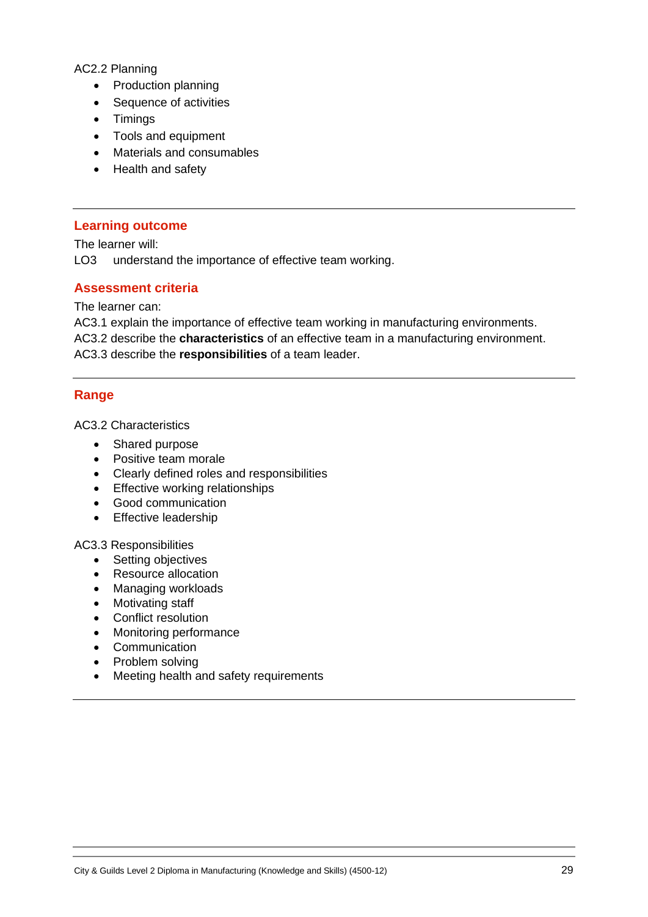AC2.2 Planning

- Production planning
- Sequence of activities
- Timings
- Tools and equipment
- Materials and consumables
- Health and safety

---

## Learning outcome

The learner will:

LO3 understand the importance of effective team working.

## Assessment criteria

The learner can:

AC3.1 explain the importance of effective team working in manufacturing environments.

AC3.2 describe the **characteristics** of an effective team in a manufacturing environment.

AC3.3 describe the **responsibilities** of a team leader.

---

## Range

AC3.2 Characteristics

- Shared purpose
- Positive team morale
- Clearly defined roles and responsibilities
- Effective working relationships
- Good communication
- Effective leadership

AC3.3 Responsibilities

- Setting objectives
- Resource allocation
- Managing workloads
- Motivating staff
- Conflict resolution
- Monitoring performance
- Communication
- Problem solving
- Meeting health and safety requirements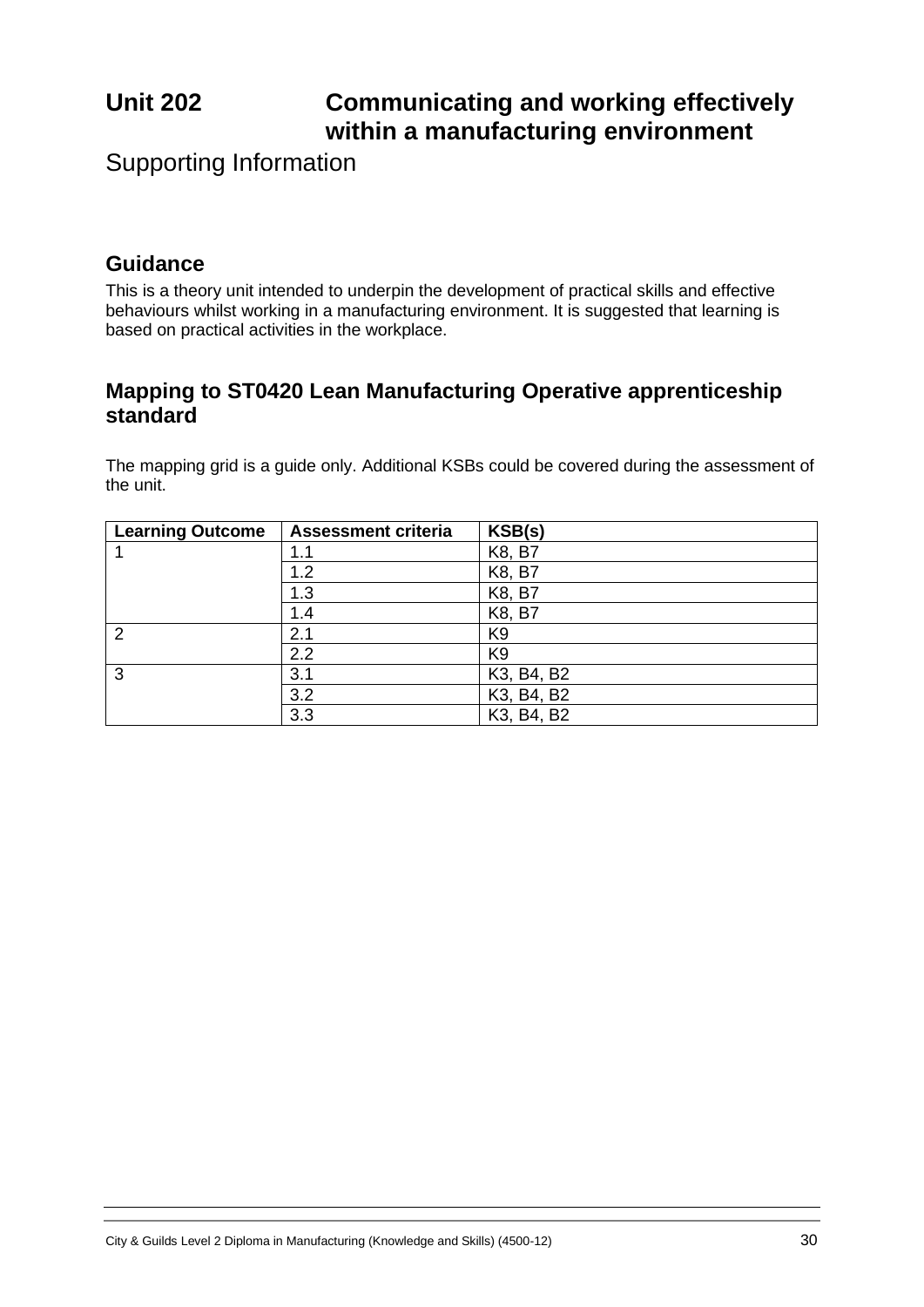# Unit 202 Communicating and working effectively within a manufacturing environment

Supporting Information

## Guidance

This is a theory unit intended to underpin the development of practical skills and effective behaviours whilst working in a manufacturing environment. It is suggested that learning is based on practical activities in the workplace.

## Mapping to ST0420 Lean Manufacturing Operative apprenticeship standard

The mapping grid is a guide only. Additional KSBs could be covered during the assessment of the unit.

| Learning Outcome | Assessment criteria | KSB(s) |
|---|---|---|
| 1 | 1.1 | K8, B7 |
| | 1.2 | K8, B7 |
| | 1.3 | K8, B7 |
| | 1.4 | K8, B7 |
| 2 | 2.1 | K9 |
| | 2.2 | K9 |
| 3 | 3.1 | K3, B4, B2 |
| | 3.2 | K3, B4, B2 |
| | 3.3 | K3, B4, B2 |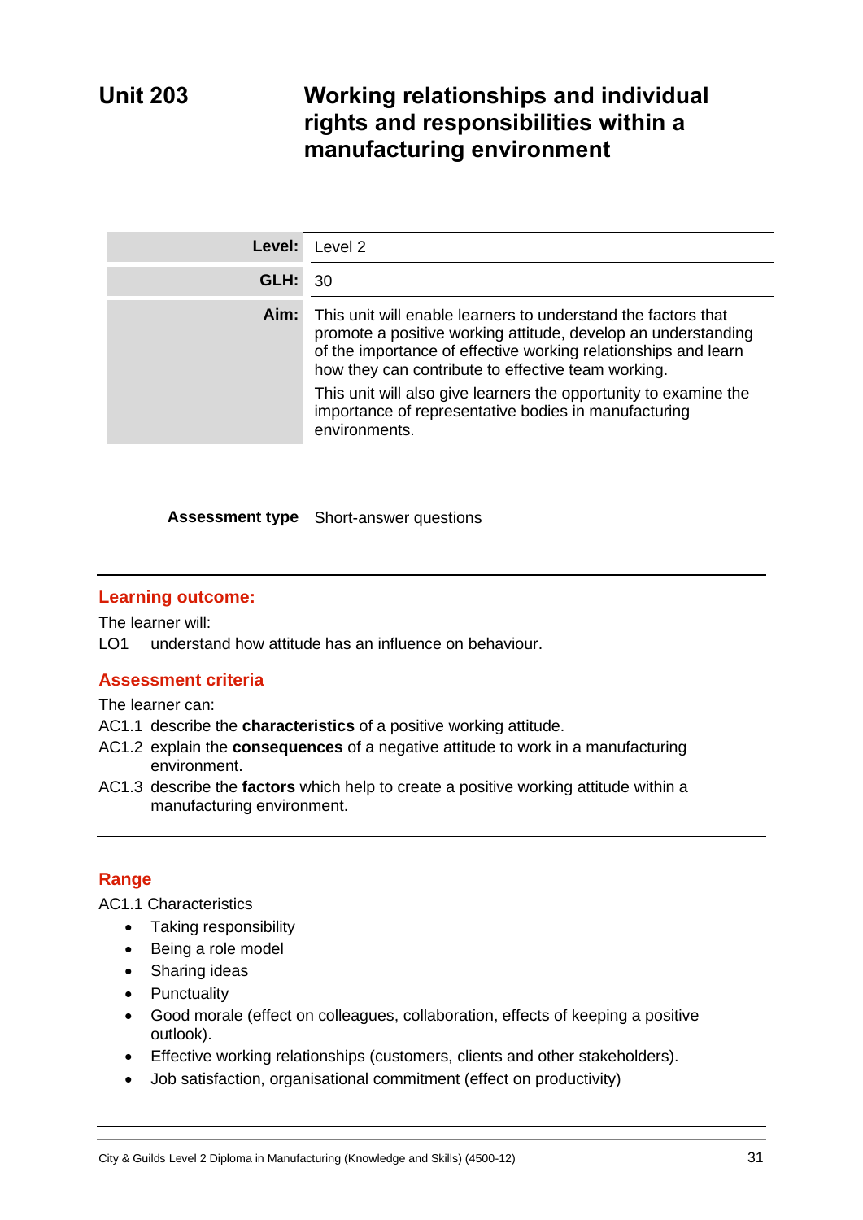# Unit 203 Working relationships and individual rights and responsibilities within a manufacturing environment

| | |
|---|---|
| **Level:** | Level 2 |
| **GLH:** | 30 |
| **Aim:** | This unit will enable learners to understand the factors that promote a positive working attitude, develop an understanding of the importance of effective working relationships and learn how they can contribute to effective team working.<br>This unit will also give learners the opportunity to examine the importance of representative bodies in manufacturing environments. |

**Assessment type** Short-answer questions

## Learning outcome:

The learner will:

LO1 understand how attitude has an influence on behaviour.

## Assessment criteria

The learner can:

AC1.1 describe the **characteristics** of a positive working attitude.

AC1.2 explain the **consequences** of a negative attitude to work in a manufacturing environment.

AC1.3 describe the **factors** which help to create a positive working attitude within a manufacturing environment.

## Range

AC1.1 Characteristics

- Taking responsibility
- Being a role model
- Sharing ideas
- Punctuality
- Good morale (effect on colleagues, collaboration, effects of keeping a positive outlook).
- Effective working relationships (customers, clients and other stakeholders).
- Job satisfaction, organisational commitment (effect on productivity)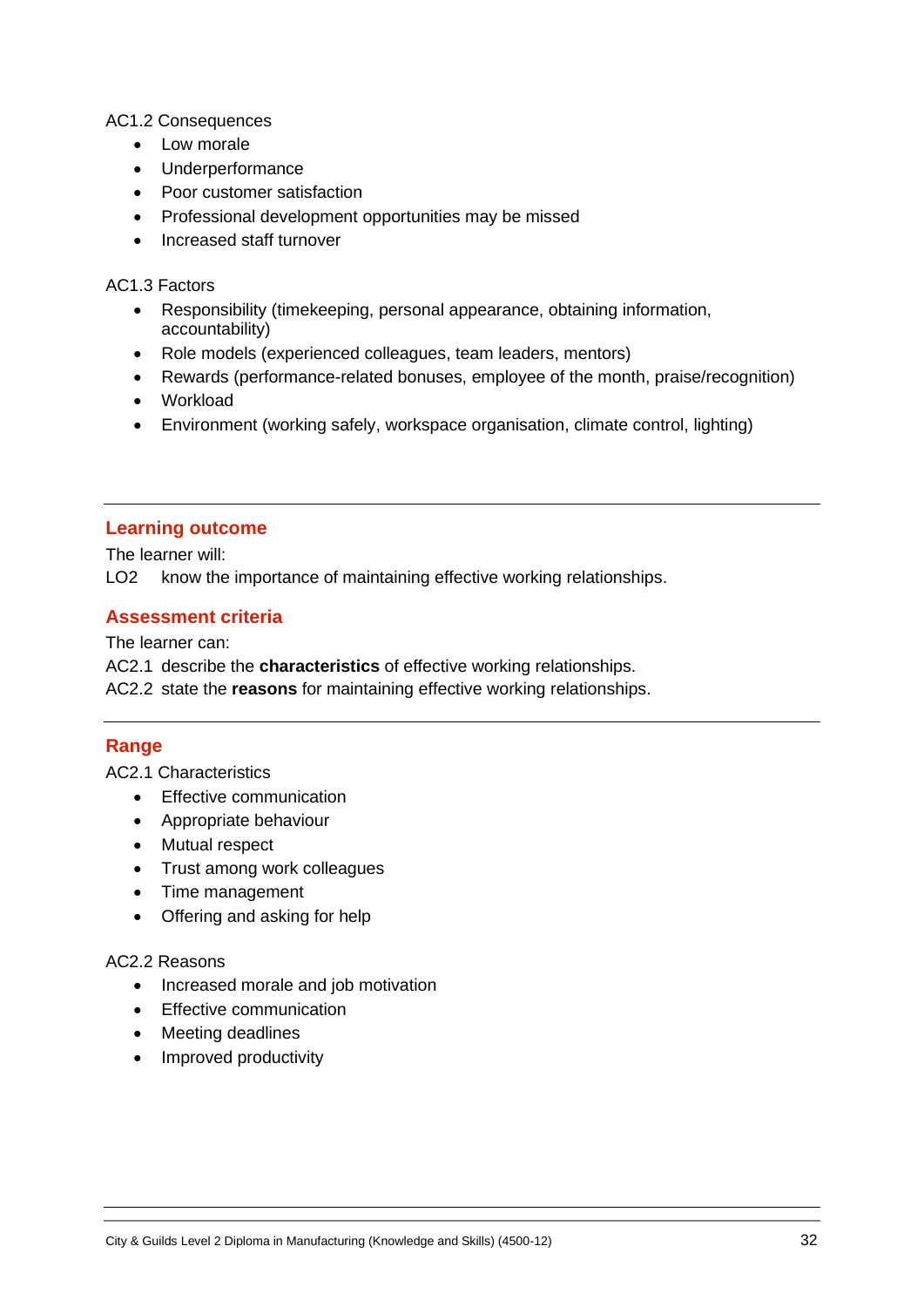AC1.2 Consequences

- Low morale
- Underperformance
- Poor customer satisfaction
- Professional development opportunities may be missed
- Increased staff turnover

AC1.3 Factors

- Responsibility (timekeeping, personal appearance, obtaining information, accountability)
- Role models (experienced colleagues, team leaders, mentors)
- Rewards (performance-related bonuses, employee of the month, praise/recognition)
- Workload
- Environment (working safely, workspace organisation, climate control, lighting)

---

## Learning outcome

The learner will:

LO2 know the importance of maintaining effective working relationships.

## Assessment criteria

The learner can:

AC2.1 describe the **characteristics** of effective working relationships.

AC2.2 state the **reasons** for maintaining effective working relationships.

---

## Range

AC2.1 Characteristics

- Effective communication
- Appropriate behaviour
- Mutual respect
- Trust among work colleagues
- Time management
- Offering and asking for help

AC2.2 Reasons

- Increased morale and job motivation
- Effective communication
- Meeting deadlines
- Improved productivity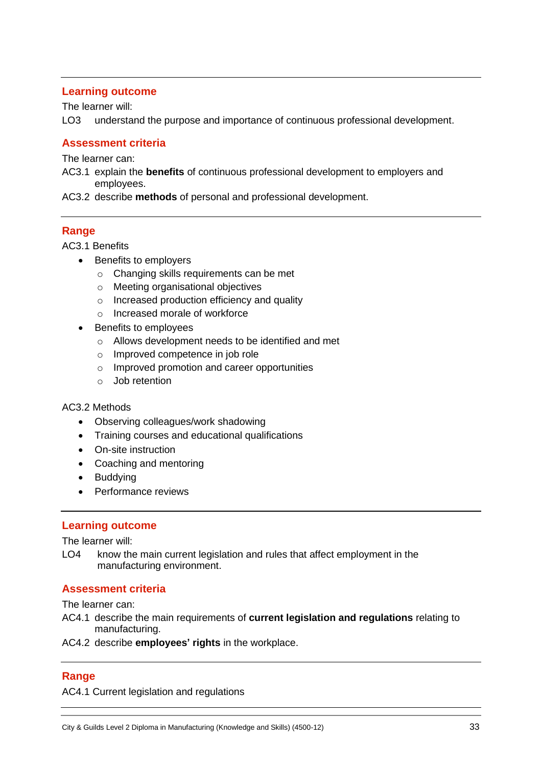## Learning outcome

The learner will:

LO3 understand the purpose and importance of continuous professional development.

## Assessment criteria

The learner can:

AC3.1 explain the **benefits** of continuous professional development to employers and employees.

AC3.2 describe **methods** of personal and professional development.

## Range

AC3.1 Benefits

- Benefits to employers
  - Changing skills requirements can be met
  - Meeting organisational objectives
  - Increased production efficiency and quality
  - Increased morale of workforce
- Benefits to employees
  - Allows development needs to be identified and met
  - Improved competence in job role
  - Improved promotion and career opportunities
  - Job retention

AC3.2 Methods

- Observing colleagues/work shadowing
- Training courses and educational qualifications
- On-site instruction
- Coaching and mentoring
- Buddying
- Performance reviews

## Learning outcome

The learner will:

LO4 know the main current legislation and rules that affect employment in the manufacturing environment.

## Assessment criteria

The learner can:

AC4.1 describe the main requirements of **current legislation and regulations** relating to manufacturing.

AC4.2 describe **employees' rights** in the workplace.

## Range

AC4.1 Current legislation and regulations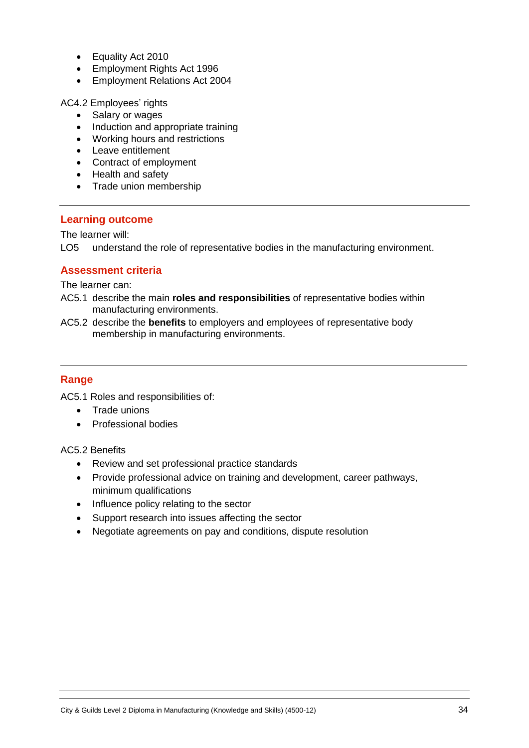- Equality Act 2010
- Employment Rights Act 1996
- Employment Relations Act 2004

AC4.2 Employees' rights

- Salary or wages
- Induction and appropriate training
- Working hours and restrictions
- Leave entitlement
- Contract of employment
- Health and safety
- Trade union membership

---

## Learning outcome

The learner will:

LO5 understand the role of representative bodies in the manufacturing environment.

## Assessment criteria

The learner can:

AC5.1 describe the main **roles and responsibilities** of representative bodies within manufacturing environments.

AC5.2 describe the **benefits** to employers and employees of representative body membership in manufacturing environments.

---

## Range

AC5.1 Roles and responsibilities of:

- Trade unions
- Professional bodies

AC5.2 Benefits

- Review and set professional practice standards
- Provide professional advice on training and development, career pathways, minimum qualifications
- Influence policy relating to the sector
- Support research into issues affecting the sector
- Negotiate agreements on pay and conditions, dispute resolution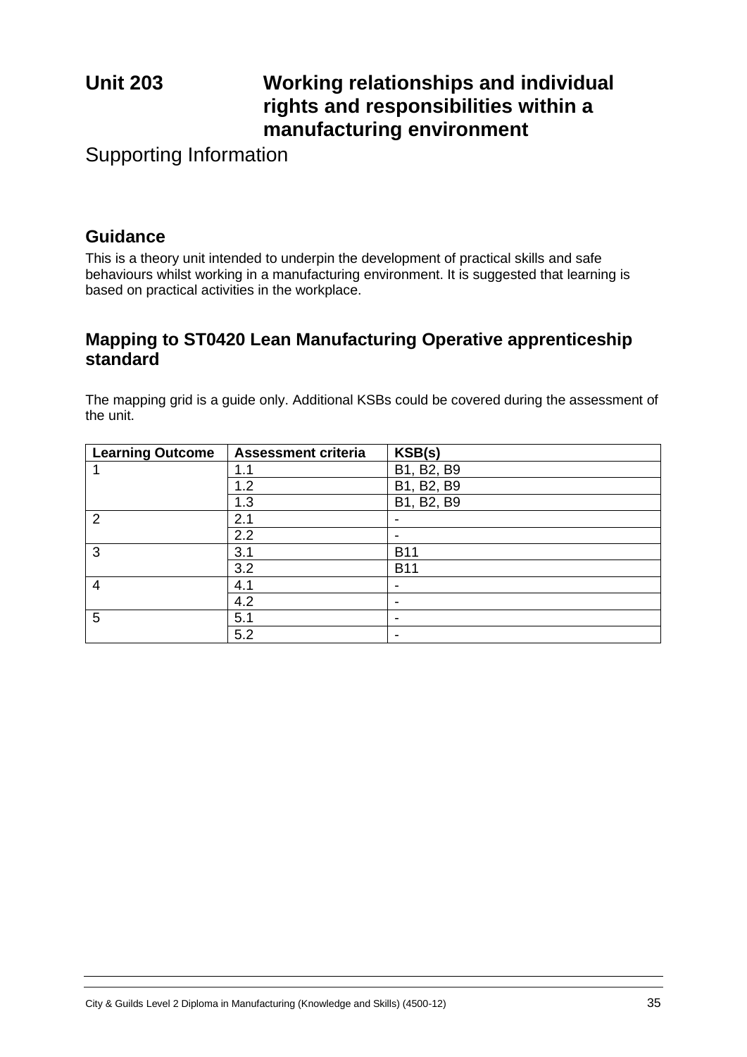# Unit 203 Working relationships and individual rights and responsibilities within a manufacturing environment

Supporting Information

## Guidance

This is a theory unit intended to underpin the development of practical skills and safe behaviours whilst working in a manufacturing environment. It is suggested that learning is based on practical activities in the workplace.

## Mapping to ST0420 Lean Manufacturing Operative apprenticeship standard

The mapping grid is a guide only. Additional KSBs could be covered during the assessment of the unit.

| Learning Outcome | Assessment criteria | KSB(s) |
|---|---|---|
| 1 | 1.1 | B1, B2, B9 |
| | 1.2 | B1, B2, B9 |
| | 1.3 | B1, B2, B9 |
| 2 | 2.1 | - |
| | 2.2 | - |
| 3 | 3.1 | B11 |
| | 3.2 | B11 |
| 4 | 4.1 | - |
| | 4.2 | - |
| 5 | 5.1 | - |
| | 5.2 | - |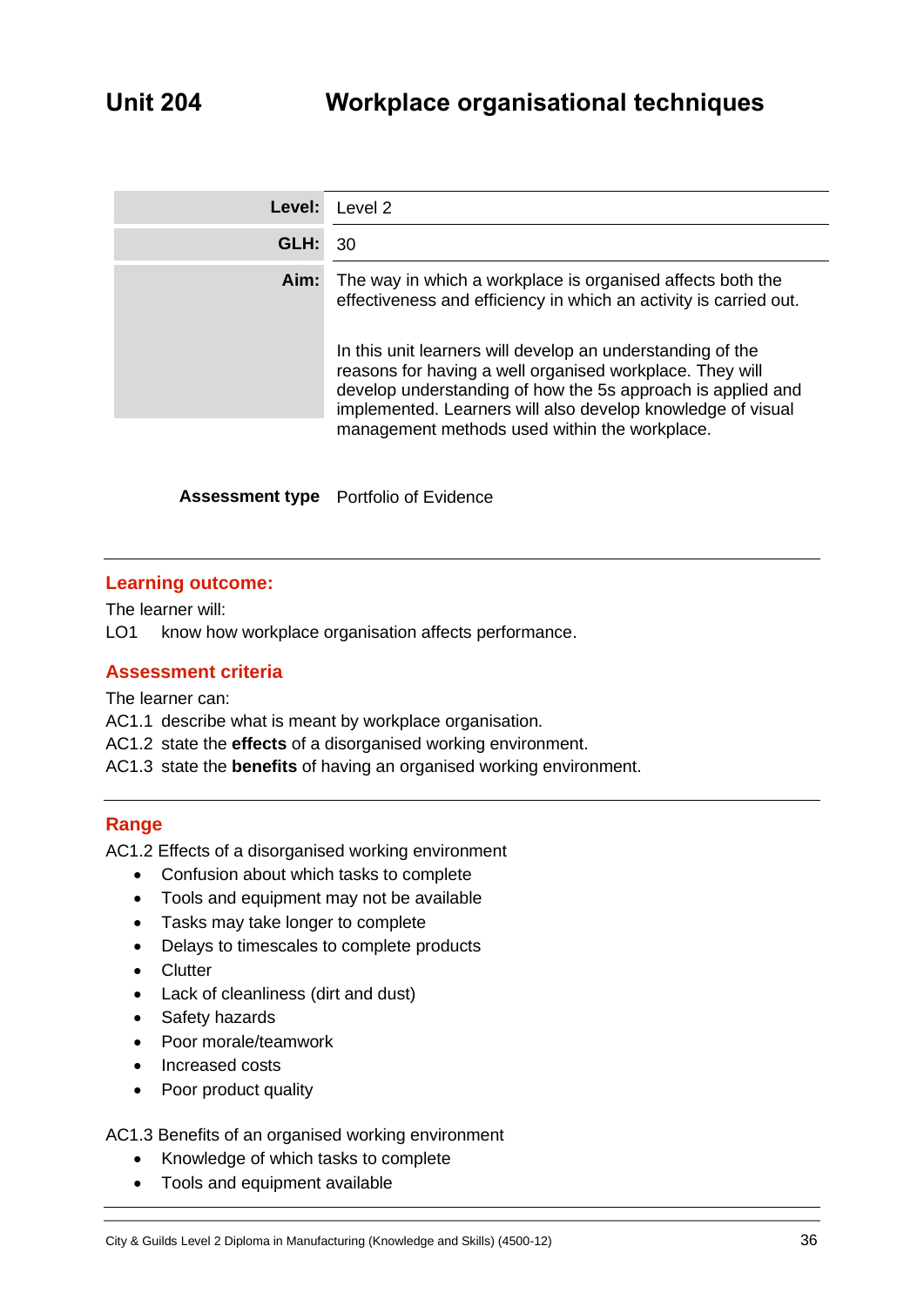# Unit 204 Workplace organisational techniques

| | |
|---|---|
| **Level:** | Level 2 |
| **GLH:** | 30 |
| **Aim:** | The way in which a workplace is organised affects both the effectiveness and efficiency in which an activity is carried out.<br><br>In this unit learners will develop an understanding of the reasons for having a well organised workplace. They will develop understanding of how the 5s approach is applied and implemented. Learners will also develop knowledge of visual management methods used within the workplace. |

**Assessment type** Portfolio of Evidence

## Learning outcome:

The learner will:

LO1 know how workplace organisation affects performance.

## Assessment criteria

The learner can:

AC1.1 describe what is meant by workplace organisation.

AC1.2 state the **effects** of a disorganised working environment.

AC1.3 state the **benefits** of having an organised working environment.

## Range

AC1.2 Effects of a disorganised working environment

- Confusion about which tasks to complete
- Tools and equipment may not be available
- Tasks may take longer to complete
- Delays to timescales to complete products
- Clutter
- Lack of cleanliness (dirt and dust)
- Safety hazards
- Poor morale/teamwork
- Increased costs
- Poor product quality

AC1.3 Benefits of an organised working environment

- Knowledge of which tasks to complete
- Tools and equipment available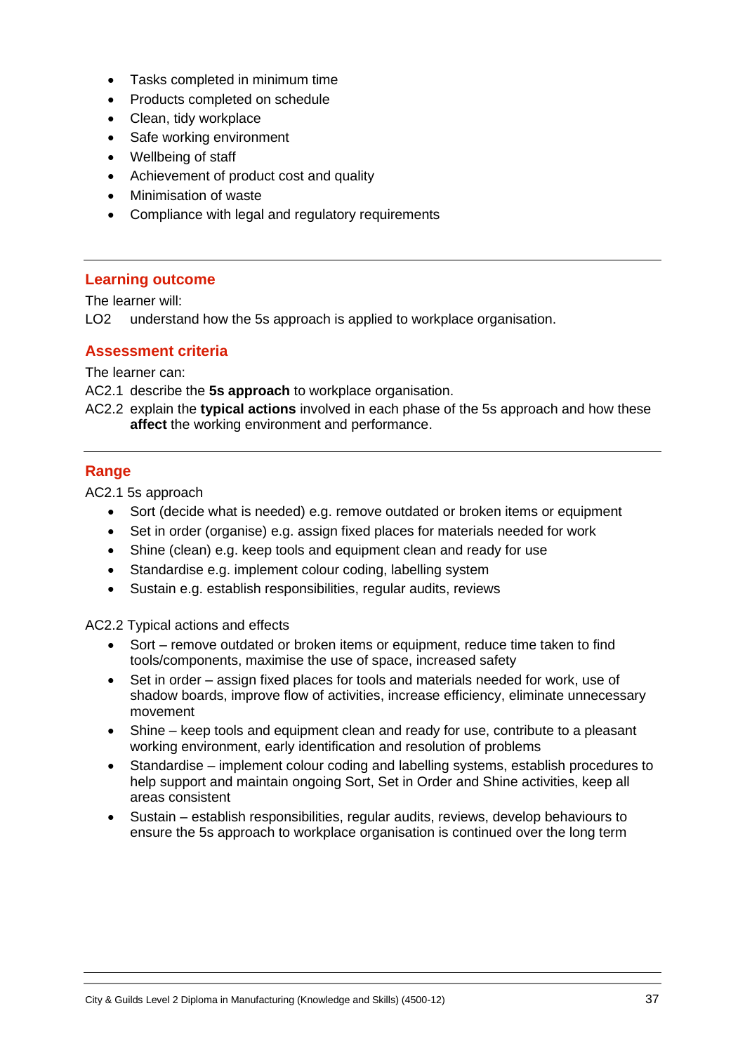- Tasks completed in minimum time
- Products completed on schedule
- Clean, tidy workplace
- Safe working environment
- Wellbeing of staff
- Achievement of product cost and quality
- Minimisation of waste
- Compliance with legal and regulatory requirements

---

## Learning outcome

The learner will:

LO2 understand how the 5s approach is applied to workplace organisation.

## Assessment criteria

The learner can:

AC2.1 describe the **5s approach** to workplace organisation.

AC2.2 explain the **typical actions** involved in each phase of the 5s approach and how these **affect** the working environment and performance.

---

## Range

AC2.1 5s approach

- Sort (decide what is needed) e.g. remove outdated or broken items or equipment
- Set in order (organise) e.g. assign fixed places for materials needed for work
- Shine (clean) e.g. keep tools and equipment clean and ready for use
- Standardise e.g. implement colour coding, labelling system
- Sustain e.g. establish responsibilities, regular audits, reviews

AC2.2 Typical actions and effects

- Sort – remove outdated or broken items or equipment, reduce time taken to find tools/components, maximise the use of space, increased safety
- Set in order – assign fixed places for tools and materials needed for work, use of shadow boards, improve flow of activities, increase efficiency, eliminate unnecessary movement
- Shine – keep tools and equipment clean and ready for use, contribute to a pleasant working environment, early identification and resolution of problems
- Standardise – implement colour coding and labelling systems, establish procedures to help support and maintain ongoing Sort, Set in Order and Shine activities, keep all areas consistent
- Sustain – establish responsibilities, regular audits, reviews, develop behaviours to ensure the 5s approach to workplace organisation is continued over the long term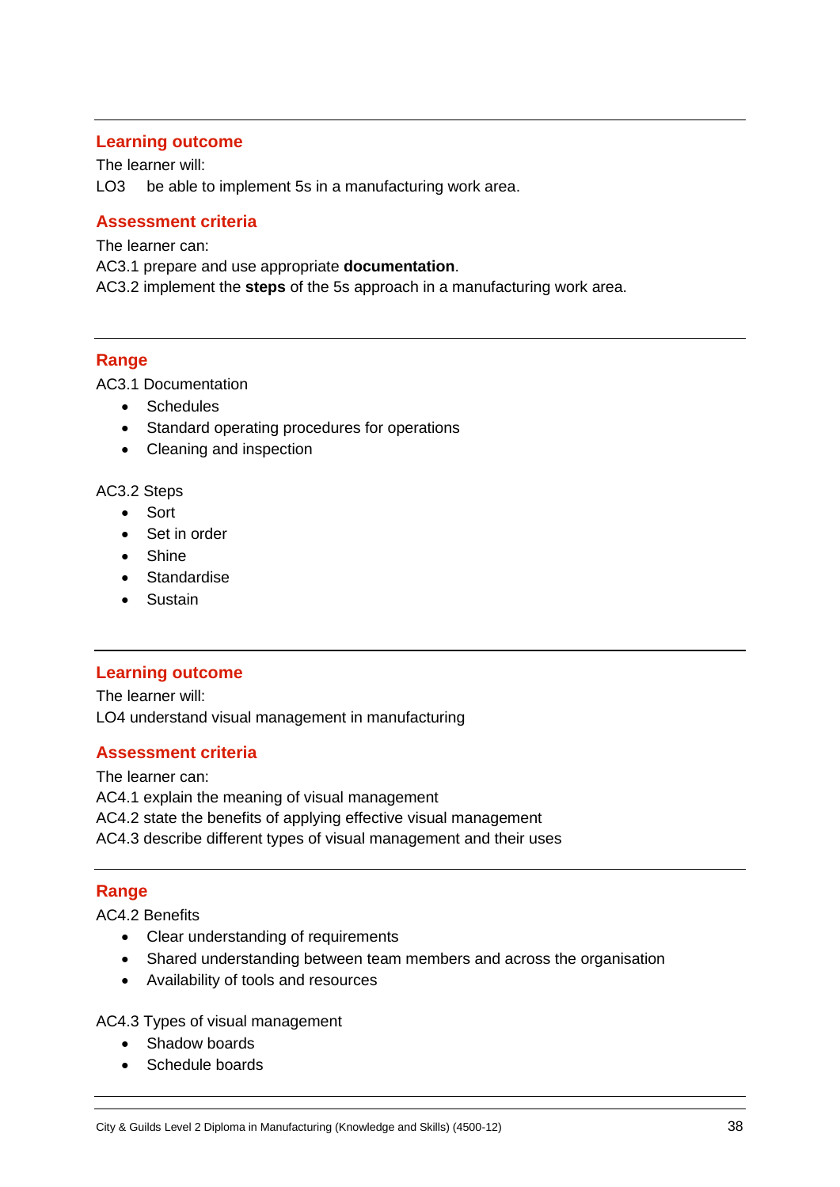## Learning outcome

The learner will:

LO3 be able to implement 5s in a manufacturing work area.

## Assessment criteria

The learner can:

AC3.1 prepare and use appropriate **documentation**.

AC3.2 implement the **steps** of the 5s approach in a manufacturing work area.

## Range

AC3.1 Documentation

- Schedules
- Standard operating procedures for operations
- Cleaning and inspection

AC3.2 Steps

- Sort
- Set in order
- Shine
- Standardise
- Sustain

## Learning outcome

The learner will:

LO4 understand visual management in manufacturing

## Assessment criteria

The learner can:

AC4.1 explain the meaning of visual management

AC4.2 state the benefits of applying effective visual management

AC4.3 describe different types of visual management and their uses

## Range

AC4.2 Benefits

- Clear understanding of requirements
- Shared understanding between team members and across the organisation
- Availability of tools and resources

AC4.3 Types of visual management

- Shadow boards
- Schedule boards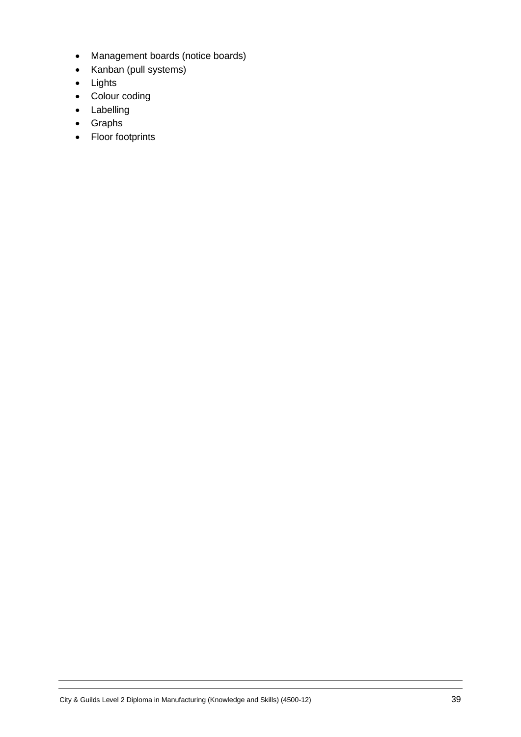- Management boards (notice boards)
- Kanban (pull systems)
- Lights
- Colour coding
- Labelling
- Graphs
- Floor footprints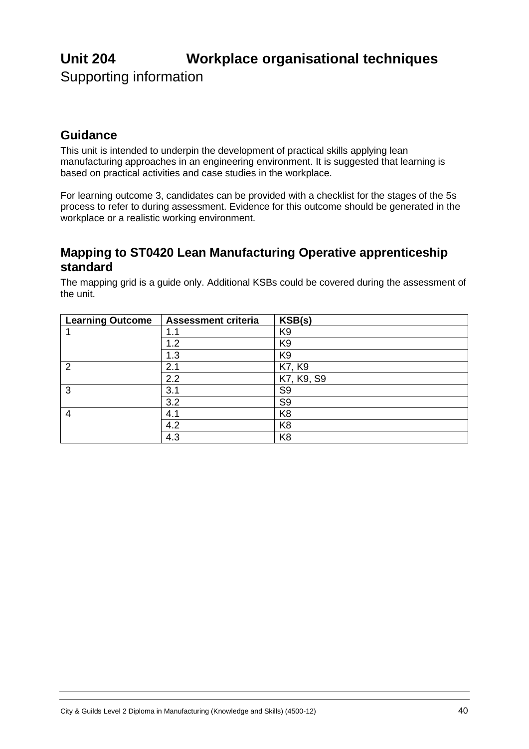# Unit 204 Workplace organisational techniques

Supporting information

## Guidance

This unit is intended to underpin the development of practical skills applying lean manufacturing approaches in an engineering environment. It is suggested that learning is based on practical activities and case studies in the workplace.

For learning outcome 3, candidates can be provided with a checklist for the stages of the 5s process to refer to during assessment. Evidence for this outcome should be generated in the workplace or a realistic working environment.

## Mapping to ST0420 Lean Manufacturing Operative apprenticeship standard

The mapping grid is a guide only. Additional KSBs could be covered during the assessment of the unit.

| Learning Outcome | Assessment criteria | KSB(s) |
|---|---|---|
| 1 | 1.1 | K9 |
| | 1.2 | K9 |
| | 1.3 | K9 |
| 2 | 2.1 | K7, K9 |
| | 2.2 | K7, K9, S9 |
| 3 | 3.1 | S9 |
| | 3.2 | S9 |
| 4 | 4.1 | K8 |
| | 4.2 | K8 |
| | 4.3 | K8 |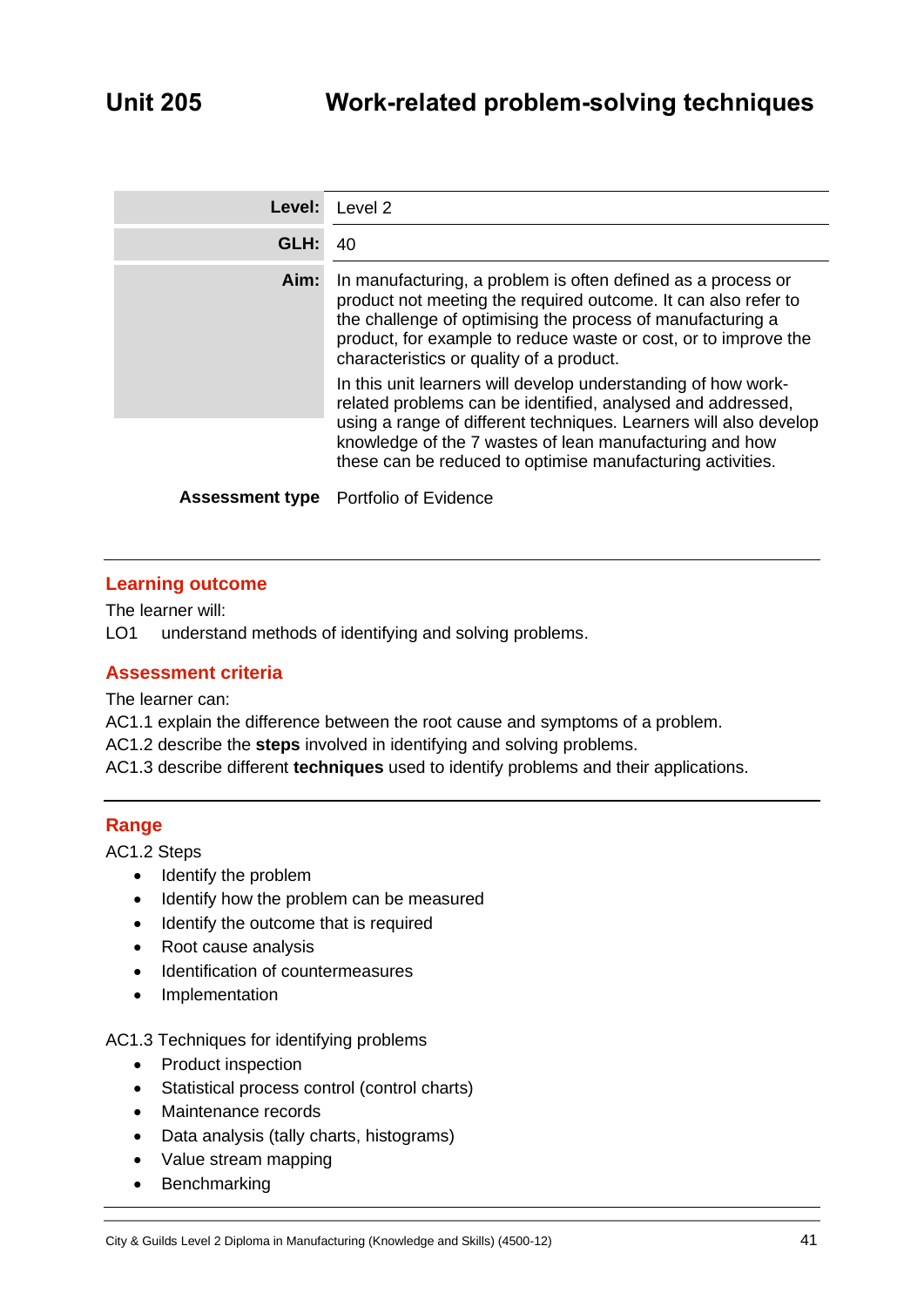# Unit 205 Work-related problem-solving techniques

| | |
|---|---|
| **Level:** | Level 2 |
| **GLH:** | 40 |
| **Aim:** | In manufacturing, a problem is often defined as a process or product not meeting the required outcome. It can also refer to the challenge of optimising the process of manufacturing a product, for example to reduce waste or cost, or to improve the characteristics or quality of a product.<br><br>In this unit learners will develop understanding of how work-related problems can be identified, analysed and addressed, using a range of different techniques. Learners will also develop knowledge of the 7 wastes of lean manufacturing and how these can be reduced to optimise manufacturing activities. |
| **Assessment type** | Portfolio of Evidence |

## Learning outcome

The learner will:

LO1 understand methods of identifying and solving problems.

## Assessment criteria

The learner can:

AC1.1 explain the difference between the root cause and symptoms of a problem.

AC1.2 describe the **steps** involved in identifying and solving problems.

AC1.3 describe different **techniques** used to identify problems and their applications.

## Range

AC1.2 Steps

- Identify the problem
- Identify how the problem can be measured
- Identify the outcome that is required
- Root cause analysis
- Identification of countermeasures
- Implementation

AC1.3 Techniques for identifying problems

- Product inspection
- Statistical process control (control charts)
- Maintenance records
- Data analysis (tally charts, histograms)
- Value stream mapping
- Benchmarking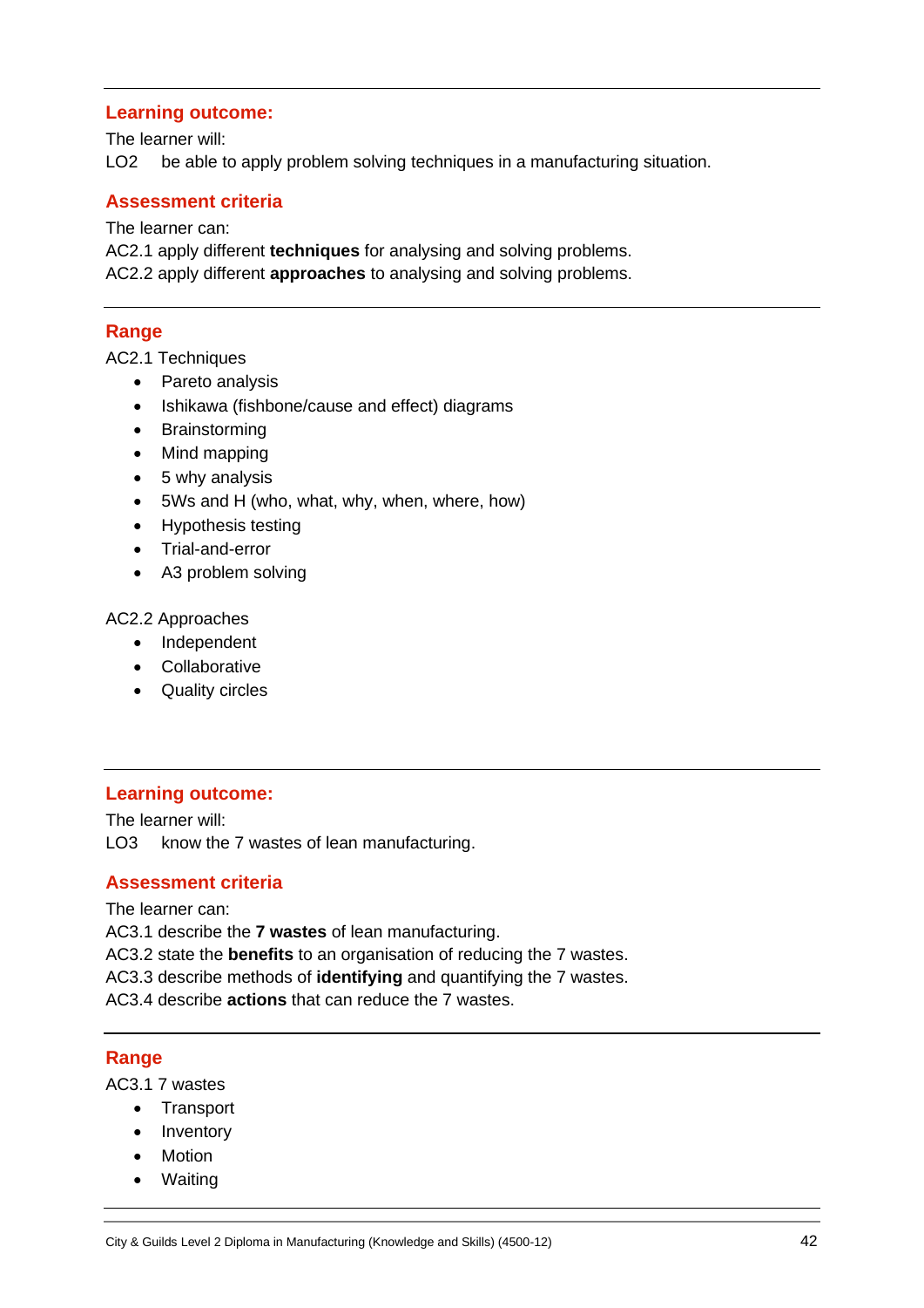## Learning outcome:

The learner will:

LO2 be able to apply problem solving techniques in a manufacturing situation.

## Assessment criteria

The learner can:

AC2.1 apply different **techniques** for analysing and solving problems.

AC2.2 apply different **approaches** to analysing and solving problems.

## Range

AC2.1 Techniques

- Pareto analysis
- Ishikawa (fishbone/cause and effect) diagrams
- Brainstorming
- Mind mapping
- 5 why analysis
- 5Ws and H (who, what, why, when, where, how)
- Hypothesis testing
- Trial-and-error
- A3 problem solving

AC2.2 Approaches

- Independent
- Collaborative
- Quality circles

## Learning outcome:

The learner will:

LO3 know the 7 wastes of lean manufacturing.

## Assessment criteria

The learner can:

AC3.1 describe the **7 wastes** of lean manufacturing.

AC3.2 state the **benefits** to an organisation of reducing the 7 wastes.

AC3.3 describe methods of **identifying** and quantifying the 7 wastes.

AC3.4 describe **actions** that can reduce the 7 wastes.

## Range

AC3.1 7 wastes

- Transport
- Inventory
- Motion
- Waiting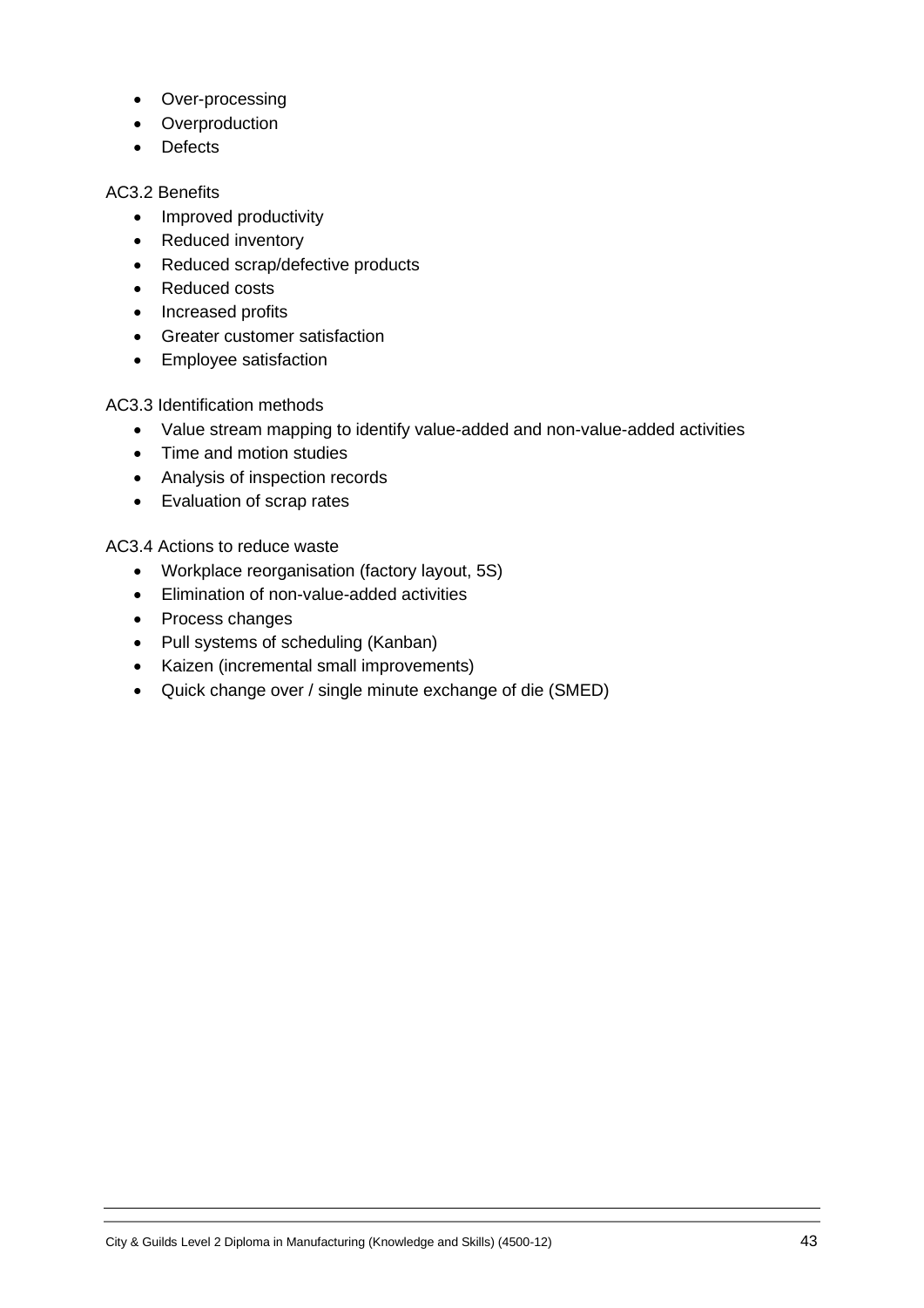- Over-processing
- Overproduction
- Defects

AC3.2 Benefits

- Improved productivity
- Reduced inventory
- Reduced scrap/defective products
- Reduced costs
- Increased profits
- Greater customer satisfaction
- Employee satisfaction

AC3.3 Identification methods

- Value stream mapping to identify value-added and non-value-added activities
- Time and motion studies
- Analysis of inspection records
- Evaluation of scrap rates

AC3.4 Actions to reduce waste

- Workplace reorganisation (factory layout, 5S)
- Elimination of non-value-added activities
- Process changes
- Pull systems of scheduling (Kanban)
- Kaizen (incremental small improvements)
- Quick change over / single minute exchange of die (SMED)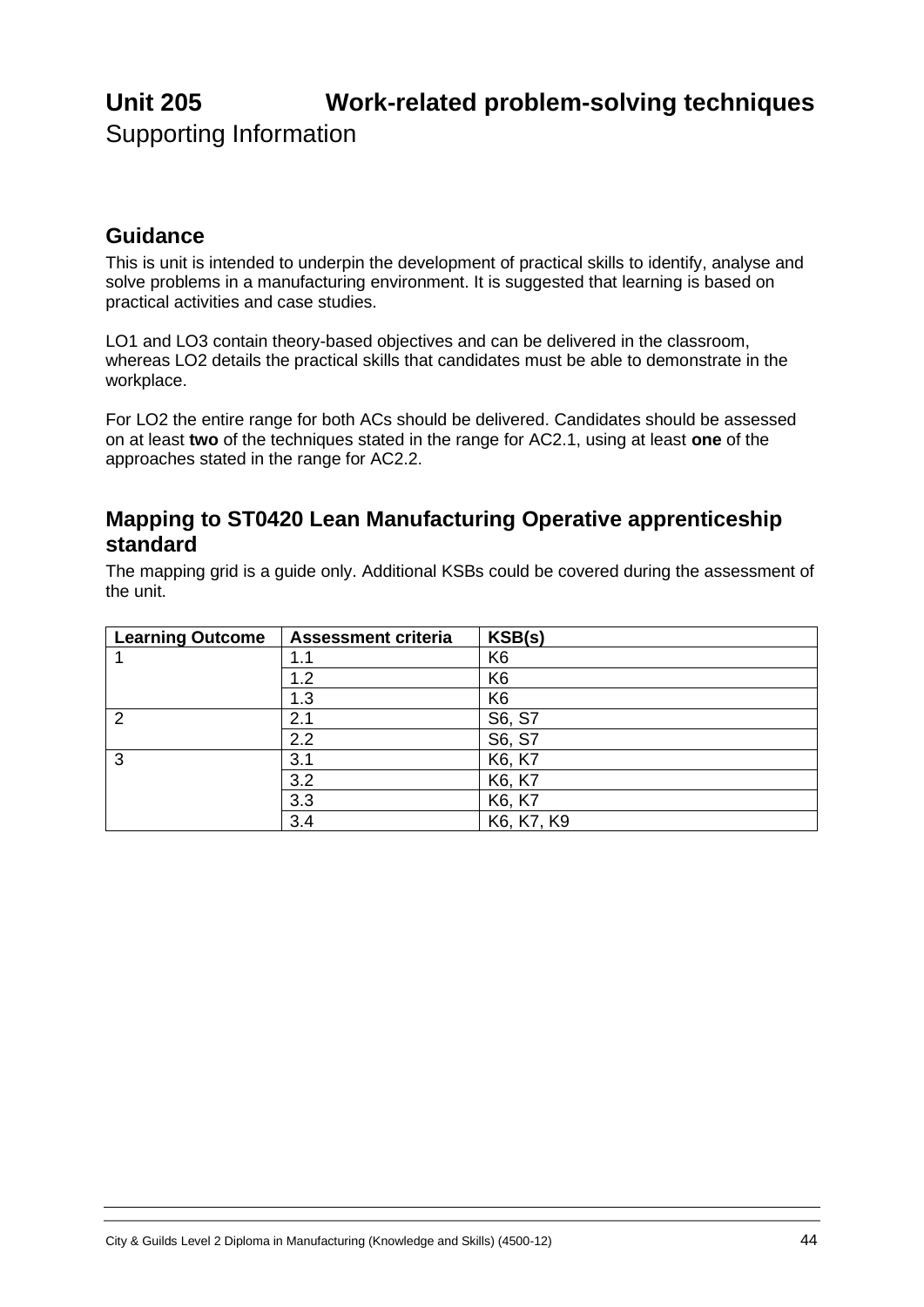# Unit 205 Work-related problem-solving techniques

Supporting Information

## Guidance

This is unit is intended to underpin the development of practical skills to identify, analyse and solve problems in a manufacturing environment. It is suggested that learning is based on practical activities and case studies.

LO1 and LO3 contain theory-based objectives and can be delivered in the classroom, whereas LO2 details the practical skills that candidates must be able to demonstrate in the workplace.

For LO2 the entire range for both ACs should be delivered. Candidates should be assessed on at least **two** of the techniques stated in the range for AC2.1, using at least **one** of the approaches stated in the range for AC2.2.

## Mapping to ST0420 Lean Manufacturing Operative apprenticeship standard

The mapping grid is a guide only. Additional KSBs could be covered during the assessment of the unit.

| Learning Outcome | Assessment criteria | KSB(s) |
|---|---|---|
| 1 | 1.1 | K6 |
| | 1.2 | K6 |
| | 1.3 | K6 |
| 2 | 2.1 | S6, S7 |
| | 2.2 | S6, S7 |
| 3 | 3.1 | K6, K7 |
| | 3.2 | K6, K7 |
| | 3.3 | K6, K7 |
| | 3.4 | K6, K7, K9 |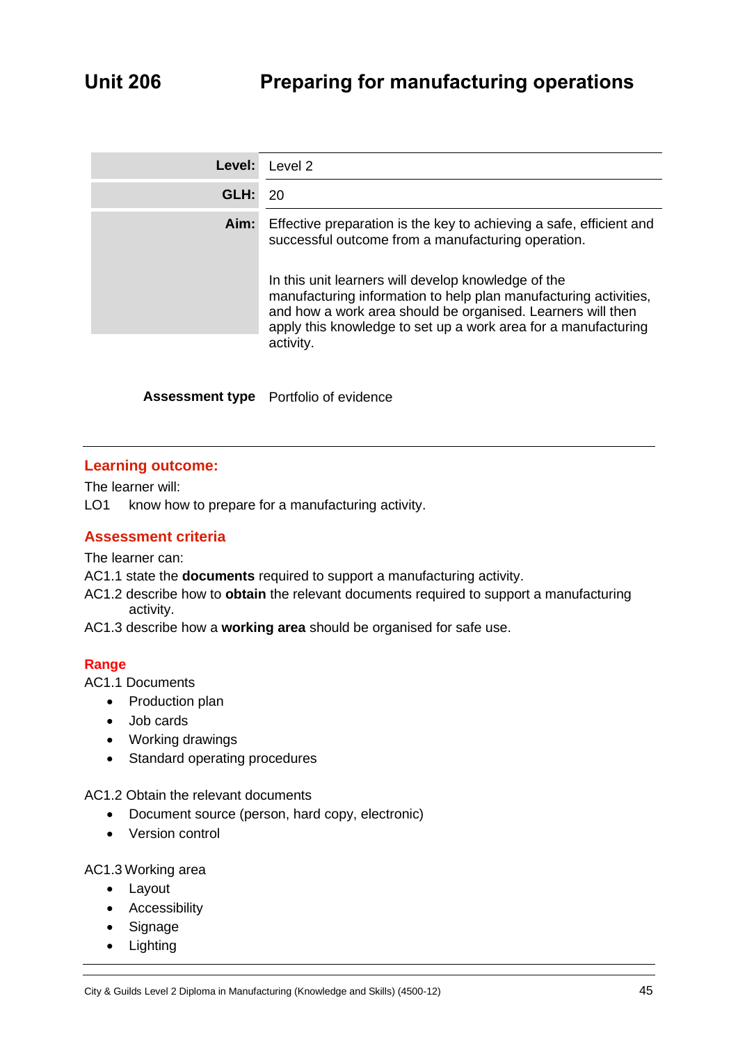# Unit 206 Preparing for manufacturing operations

| | |
|---|---|
| **Level:** | Level 2 |
| **GLH:** | 20 |
| **Aim:** | Effective preparation is the key to achieving a safe, efficient and successful outcome from a manufacturing operation.<br><br>In this unit learners will develop knowledge of the manufacturing information to help plan manufacturing activities, and how a work area should be organised. Learners will then apply this knowledge to set up a work area for a manufacturing activity. |

**Assessment type** Portfolio of evidence

## Learning outcome:

The learner will:

LO1 know how to prepare for a manufacturing activity.

## Assessment criteria

The learner can:

AC1.1 state the **documents** required to support a manufacturing activity.

AC1.2 describe how to **obtain** the relevant documents required to support a manufacturing activity.

AC1.3 describe how a **working area** should be organised for safe use.

## Range

AC1.1 Documents

- Production plan
- Job cards
- Working drawings
- Standard operating procedures

AC1.2 Obtain the relevant documents

- Document source (person, hard copy, electronic)
- Version control

AC1.3 Working area

- Layout
- Accessibility
- Signage
- Lighting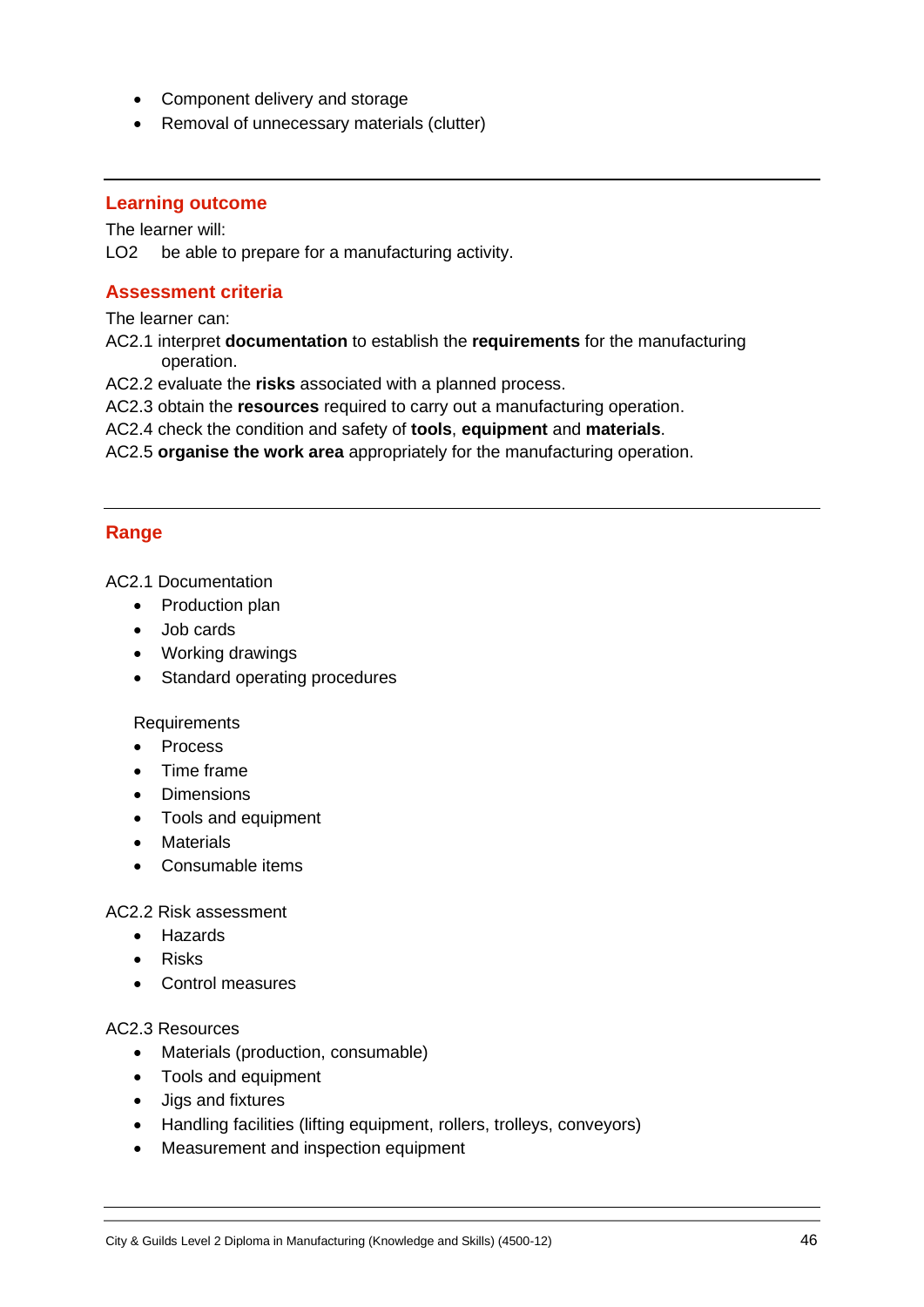- Component delivery and storage
- Removal of unnecessary materials (clutter)

---

## Learning outcome

The learner will:

LO2 be able to prepare for a manufacturing activity.

## Assessment criteria

The learner can:

AC2.1 interpret **documentation** to establish the **requirements** for the manufacturing operation.

AC2.2 evaluate the **risks** associated with a planned process.

AC2.3 obtain the **resources** required to carry out a manufacturing operation.

AC2.4 check the condition and safety of **tools**, **equipment** and **materials**.

AC2.5 **organise the work area** appropriately for the manufacturing operation.

---

## Range

AC2.1 Documentation

- Production plan
- Job cards
- Working drawings
- Standard operating procedures

Requirements

- Process
- Time frame
- Dimensions
- Tools and equipment
- Materials
- Consumable items

AC2.2 Risk assessment

- Hazards
- Risks
- Control measures

AC2.3 Resources

- Materials (production, consumable)
- Tools and equipment
- Jigs and fixtures
- Handling facilities (lifting equipment, rollers, trolleys, conveyors)
- Measurement and inspection equipment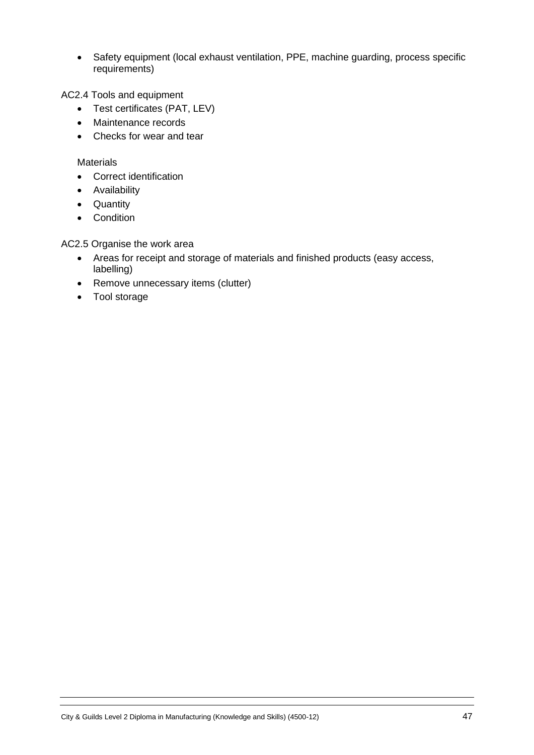- Safety equipment (local exhaust ventilation, PPE, machine guarding, process specific requirements)

AC2.4 Tools and equipment

- Test certificates (PAT, LEV)
- Maintenance records
- Checks for wear and tear

Materials

- Correct identification
- Availability
- Quantity
- Condition

AC2.5 Organise the work area

- Areas for receipt and storage of materials and finished products (easy access, labelling)
- Remove unnecessary items (clutter)
- Tool storage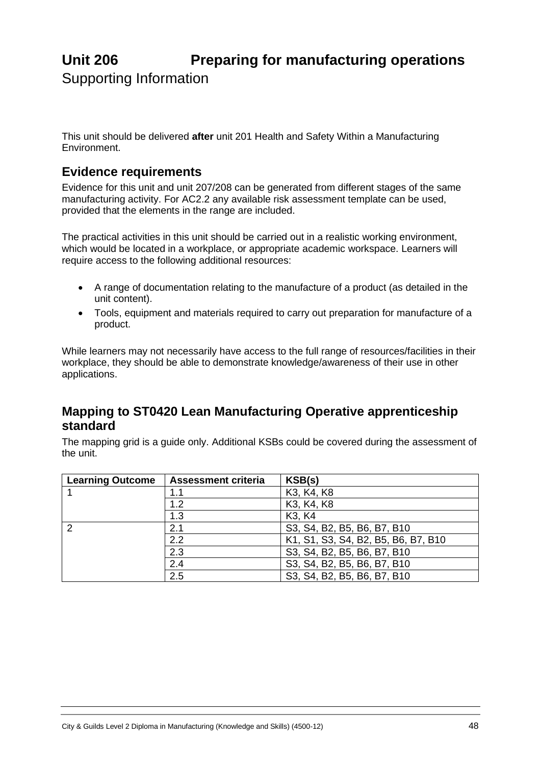# Unit 206 Preparing for manufacturing operations

Supporting Information

This unit should be delivered **after** unit 201 Health and Safety Within a Manufacturing Environment.

## Evidence requirements

Evidence for this unit and unit 207/208 can be generated from different stages of the same manufacturing activity. For AC2.2 any available risk assessment template can be used, provided that the elements in the range are included.

The practical activities in this unit should be carried out in a realistic working environment, which would be located in a workplace, or appropriate academic workspace. Learners will require access to the following additional resources:

- A range of documentation relating to the manufacture of a product (as detailed in the unit content).
- Tools, equipment and materials required to carry out preparation for manufacture of a product.

While learners may not necessarily have access to the full range of resources/facilities in their workplace, they should be able to demonstrate knowledge/awareness of their use in other applications.

## Mapping to ST0420 Lean Manufacturing Operative apprenticeship standard

The mapping grid is a guide only. Additional KSBs could be covered during the assessment of the unit.

| Learning Outcome | Assessment criteria | KSB(s) |
|---|---|---|
| 1 | 1.1 | K3, K4, K8 |
| | 1.2 | K3, K4, K8 |
| | 1.3 | K3, K4 |
| 2 | 2.1 | S3, S4, B2, B5, B6, B7, B10 |
| | 2.2 | K1, S1, S3, S4, B2, B5, B6, B7, B10 |
| | 2.3 | S3, S4, B2, B5, B6, B7, B10 |
| | 2.4 | S3, S4, B2, B5, B6, B7, B10 |
| | 2.5 | S3, S4, B2, B5, B6, B7, B10 |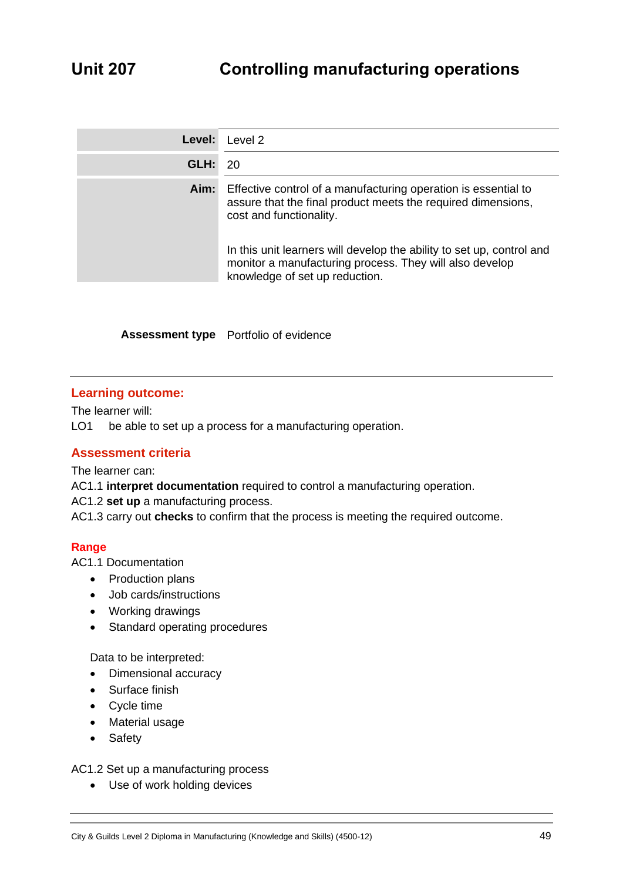# Unit 207 Controlling manufacturing operations

| | |
|---|---|
| **Level:** | Level 2 |
| **GLH:** | 20 |
| **Aim:** | Effective control of a manufacturing operation is essential to assure that the final product meets the required dimensions, cost and functionality.<br><br>In this unit learners will develop the ability to set up, control and monitor a manufacturing process. They will also develop knowledge of set up reduction. |

**Assessment type** Portfolio of evidence

## Learning outcome:

The learner will:

LO1 be able to set up a process for a manufacturing operation.

## Assessment criteria

The learner can:

AC1.1 **interpret documentation** required to control a manufacturing operation.
AC1.2 **set up** a manufacturing process.
AC1.3 carry out **checks** to confirm that the process is meeting the required outcome.

## Range

AC1.1 Documentation

- Production plans
- Job cards/instructions
- Working drawings
- Standard operating procedures

Data to be interpreted:

- Dimensional accuracy
- Surface finish
- Cycle time
- Material usage
- Safety

AC1.2 Set up a manufacturing process

- Use of work holding devices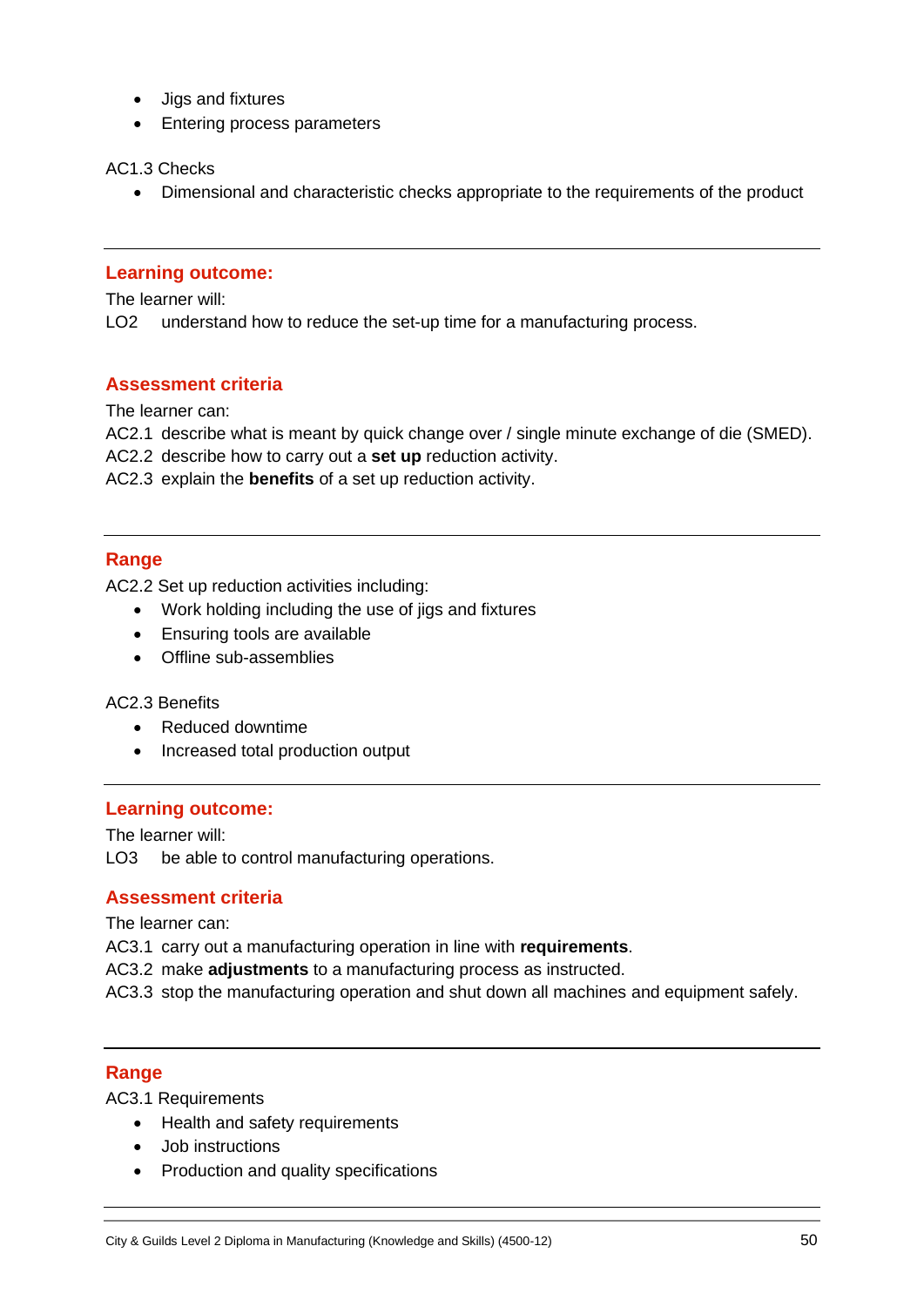- Jigs and fixtures
- Entering process parameters

AC1.3 Checks

- Dimensional and characteristic checks appropriate to the requirements of the product

---

### Learning outcome:

The learner will:

LO2 understand how to reduce the set-up time for a manufacturing process.

### Assessment criteria

The learner can:

AC2.1 describe what is meant by quick change over / single minute exchange of die (SMED).

AC2.2 describe how to carry out a **set up** reduction activity.

AC2.3 explain the **benefits** of a set up reduction activity.

---

### Range

AC2.2 Set up reduction activities including:

- Work holding including the use of jigs and fixtures
- Ensuring tools are available
- Offline sub-assemblies

AC2.3 Benefits

- Reduced downtime
- Increased total production output

---

### Learning outcome:

The learner will:

LO3 be able to control manufacturing operations.

### Assessment criteria

The learner can:

AC3.1 carry out a manufacturing operation in line with **requirements**.

AC3.2 make **adjustments** to a manufacturing process as instructed.

AC3.3 stop the manufacturing operation and shut down all machines and equipment safely.

---

### Range

AC3.1 Requirements

- Health and safety requirements
- Job instructions
- Production and quality specifications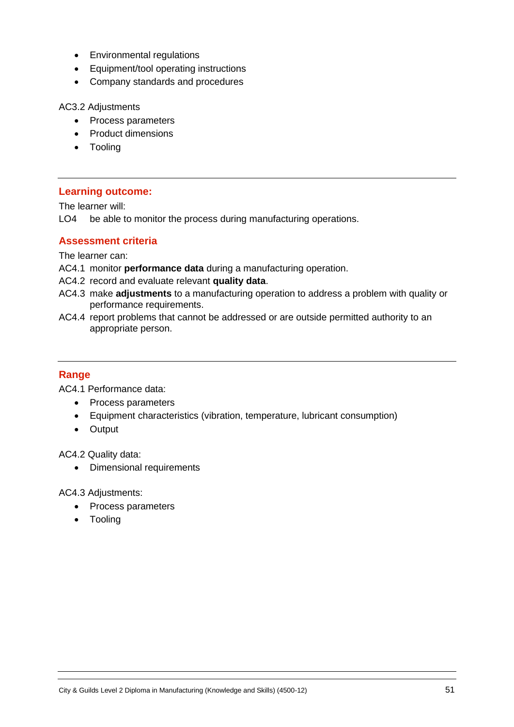- Environmental regulations
- Equipment/tool operating instructions
- Company standards and procedures

AC3.2 Adjustments

- Process parameters
- Product dimensions
- Tooling

---

## Learning outcome:

The learner will:

LO4 be able to monitor the process during manufacturing operations.

## Assessment criteria

The learner can:

AC4.1 monitor **performance data** during a manufacturing operation.

AC4.2 record and evaluate relevant **quality data**.

AC4.3 make **adjustments** to a manufacturing operation to address a problem with quality or performance requirements.

AC4.4 report problems that cannot be addressed or are outside permitted authority to an appropriate person.

---

## Range

AC4.1 Performance data:

- Process parameters
- Equipment characteristics (vibration, temperature, lubricant consumption)
- Output

AC4.2 Quality data:

- Dimensional requirements

AC4.3 Adjustments:

- Process parameters
- Tooling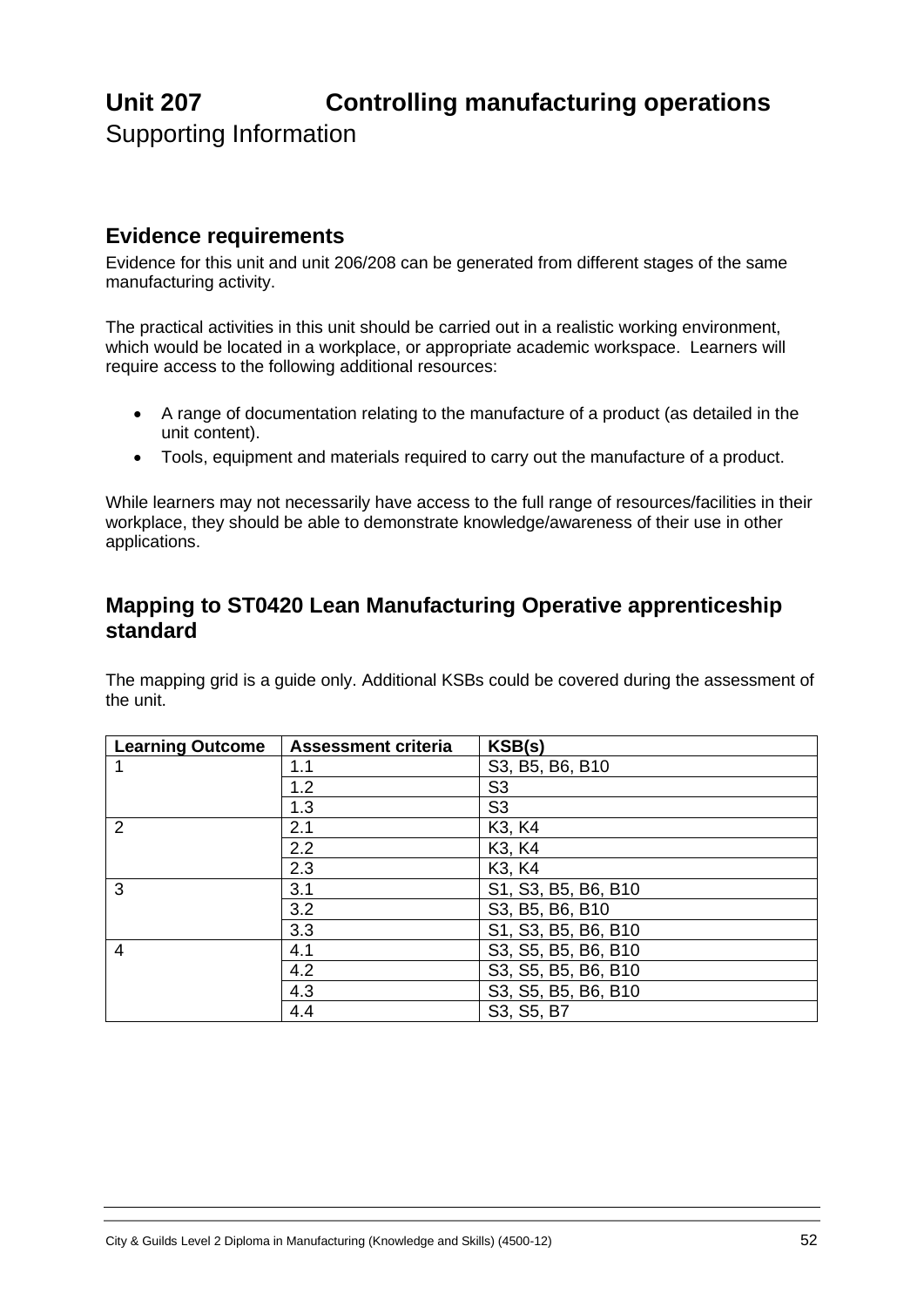# Unit 207 Controlling manufacturing operations

Supporting Information

## Evidence requirements

Evidence for this unit and unit 206/208 can be generated from different stages of the same manufacturing activity.

The practical activities in this unit should be carried out in a realistic working environment, which would be located in a workplace, or appropriate academic workspace. Learners will require access to the following additional resources:

- A range of documentation relating to the manufacture of a product (as detailed in the unit content).
- Tools, equipment and materials required to carry out the manufacture of a product.

While learners may not necessarily have access to the full range of resources/facilities in their workplace, they should be able to demonstrate knowledge/awareness of their use in other applications.

## Mapping to ST0420 Lean Manufacturing Operative apprenticeship standard

The mapping grid is a guide only. Additional KSBs could be covered during the assessment of the unit.

| Learning Outcome | Assessment criteria | KSB(s) |
|---|---|---|
| 1 | 1.1 | S3, B5, B6, B10 |
| | 1.2 | S3 |
| | 1.3 | S3 |
| 2 | 2.1 | K3, K4 |
| | 2.2 | K3, K4 |
| | 2.3 | K3, K4 |
| 3 | 3.1 | S1, S3, B5, B6, B10 |
| | 3.2 | S3, B5, B6, B10 |
| | 3.3 | S1, S3, B5, B6, B10 |
| 4 | 4.1 | S3, S5, B5, B6, B10 |
| | 4.2 | S3, S5, B5, B6, B10 |
| | 4.3 | S3, S5, B5, B6, B10 |
| | 4.4 | S3, S5, B7 |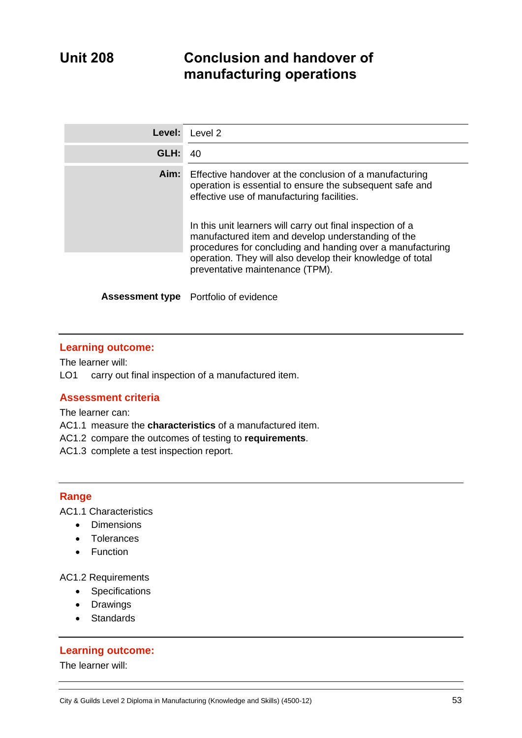# Unit 208 Conclusion and handover of manufacturing operations

| | |
|---|---|
| **Level:** | Level 2 |
| **GLH:** | 40 |
| **Aim:** | Effective handover at the conclusion of a manufacturing operation is essential to ensure the subsequent safe and effective use of manufacturing facilities.<br><br>In this unit learners will carry out final inspection of a manufactured item and develop understanding of the procedures for concluding and handing over a manufacturing operation. They will also develop their knowledge of total preventative maintenance (TPM). |
| **Assessment type** | Portfolio of evidence |

## Learning outcome:

The learner will:

LO1 carry out final inspection of a manufactured item.

## Assessment criteria

The learner can:

AC1.1 measure the **characteristics** of a manufactured item.

AC1.2 compare the outcomes of testing to **requirements**.

AC1.3 complete a test inspection report.

## Range

AC1.1 Characteristics

- Dimensions
- Tolerances
- Function

AC1.2 Requirements

- Specifications
- Drawings
- Standards

## Learning outcome:

The learner will: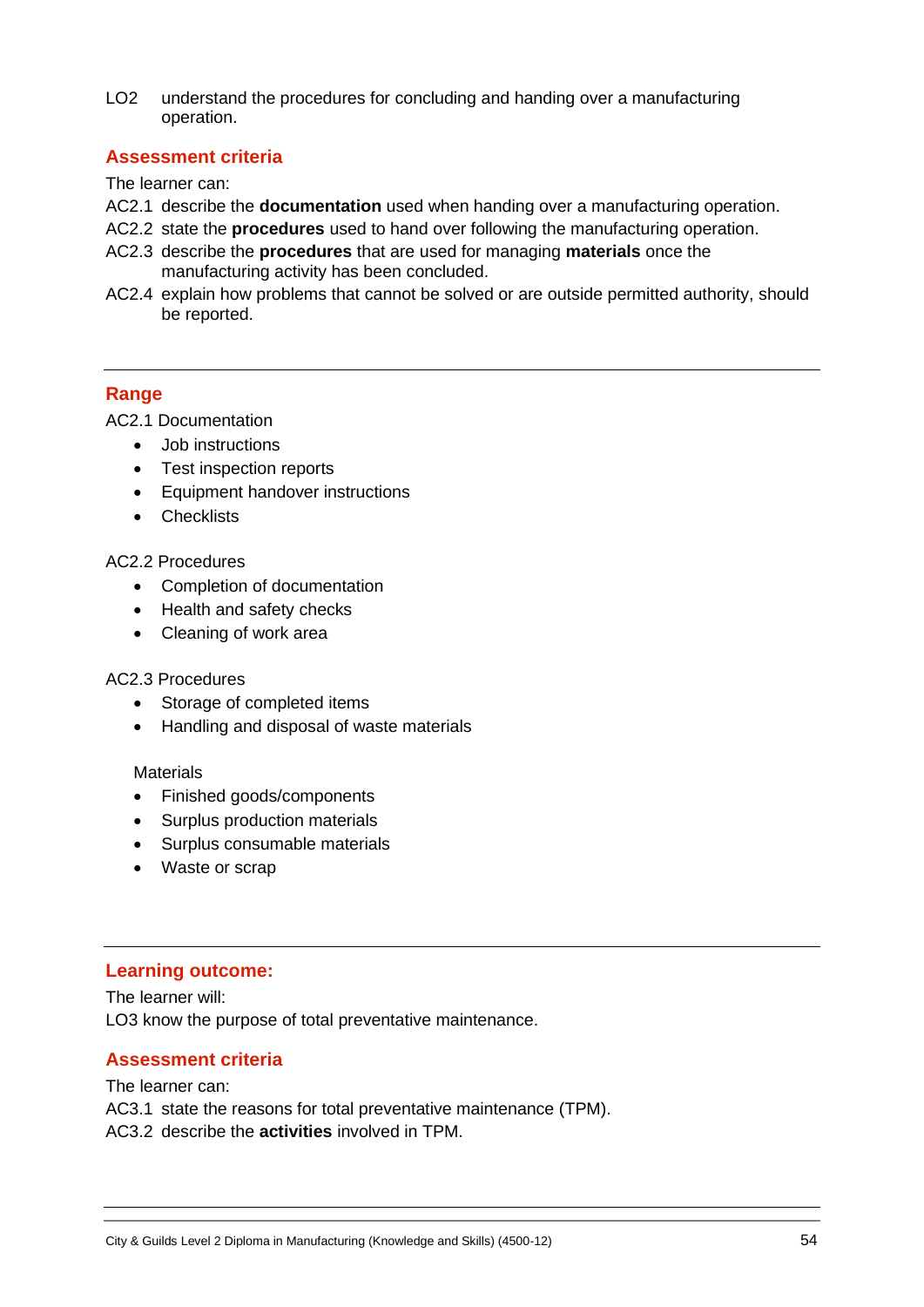LO2 understand the procedures for concluding and handing over a manufacturing operation.

## Assessment criteria

The learner can:

AC2.1 describe the **documentation** used when handing over a manufacturing operation.

AC2.2 state the **procedures** used to hand over following the manufacturing operation.

AC2.3 describe the **procedures** that are used for managing **materials** once the manufacturing activity has been concluded.

AC2.4 explain how problems that cannot be solved or are outside permitted authority, should be reported.

---

## Range

AC2.1 Documentation

- Job instructions
- Test inspection reports
- Equipment handover instructions
- Checklists

AC2.2 Procedures

- Completion of documentation
- Health and safety checks
- Cleaning of work area

AC2.3 Procedures

- Storage of completed items
- Handling and disposal of waste materials

Materials

- Finished goods/components
- Surplus production materials
- Surplus consumable materials
- Waste or scrap

---

## Learning outcome:

The learner will:

LO3 know the purpose of total preventative maintenance.

## Assessment criteria

The learner can:

AC3.1 state the reasons for total preventative maintenance (TPM).

AC3.2 describe the **activities** involved in TPM.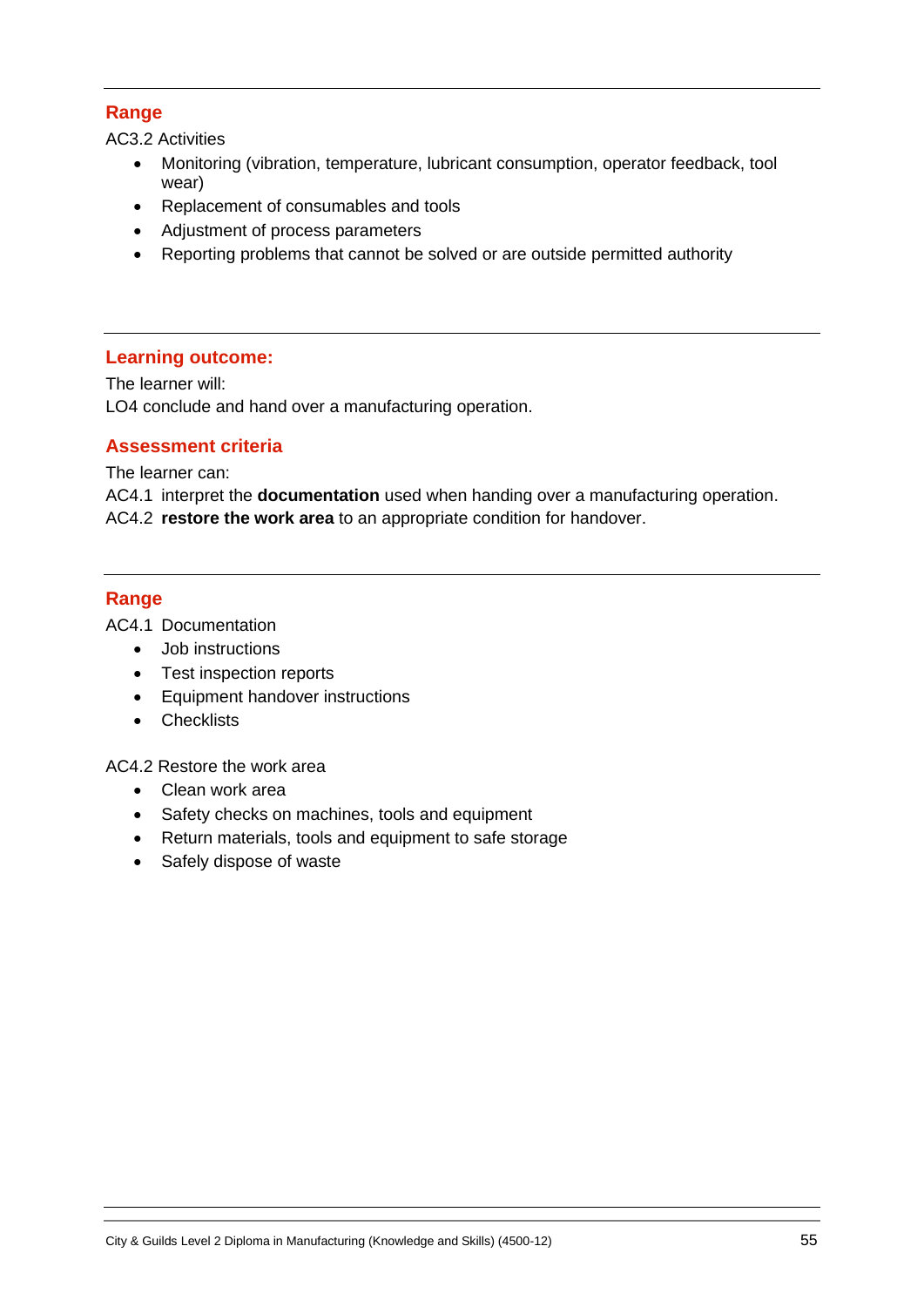## Range

AC3.2 Activities

- Monitoring (vibration, temperature, lubricant consumption, operator feedback, tool wear)
- Replacement of consumables and tools
- Adjustment of process parameters
- Reporting problems that cannot be solved or are outside permitted authority

---

## Learning outcome:

The learner will:

LO4 conclude and hand over a manufacturing operation.

## Assessment criteria

The learner can:

AC4.1 interpret the **documentation** used when handing over a manufacturing operation.

AC4.2 **restore the work area** to an appropriate condition for handover.

---

## Range

AC4.1 Documentation

- Job instructions
- Test inspection reports
- Equipment handover instructions
- Checklists

AC4.2 Restore the work area

- Clean work area
- Safety checks on machines, tools and equipment
- Return materials, tools and equipment to safe storage
- Safely dispose of waste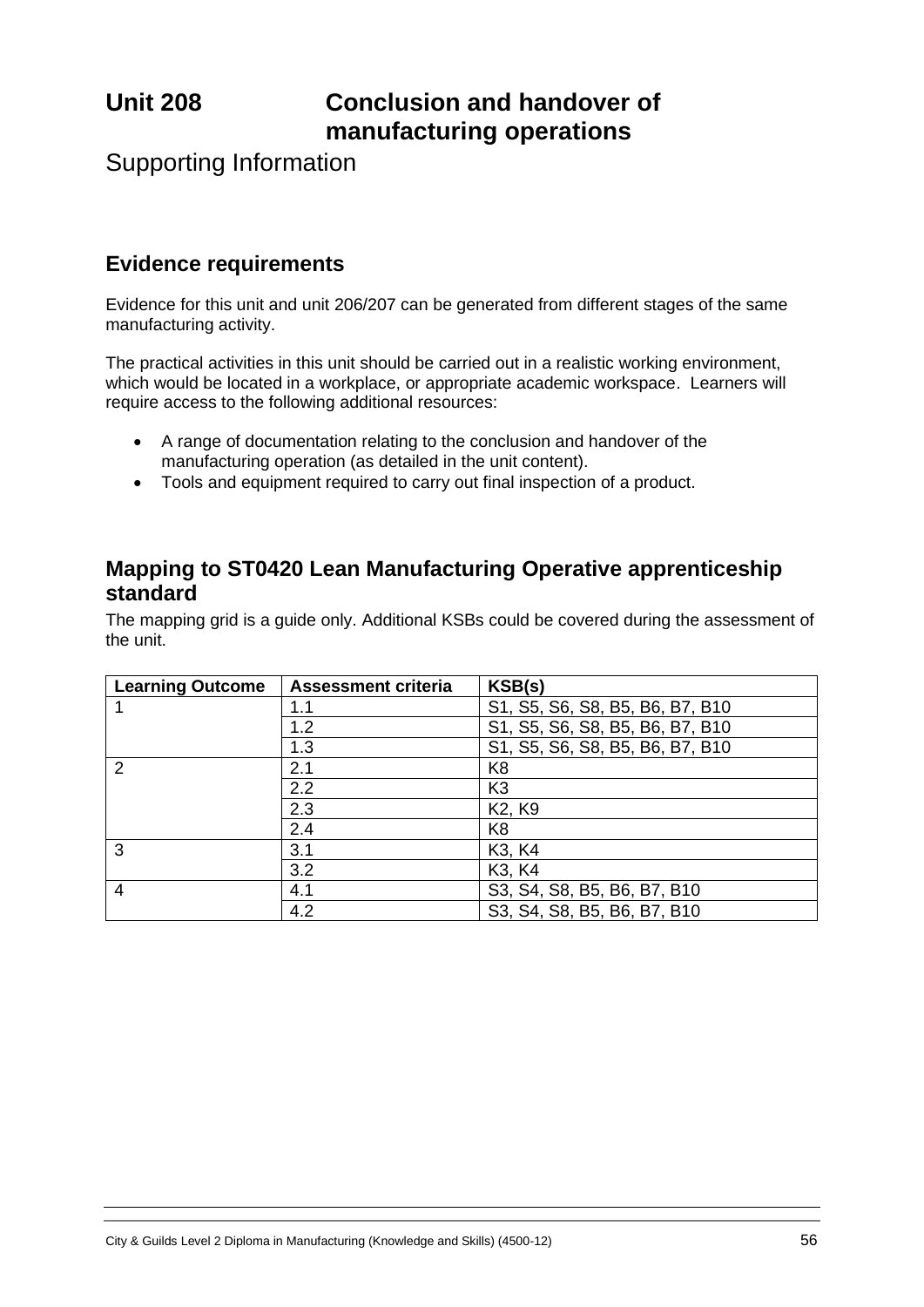# Unit 208 Conclusion and handover of manufacturing operations

Supporting Information

## Evidence requirements

Evidence for this unit and unit 206/207 can be generated from different stages of the same manufacturing activity.

The practical activities in this unit should be carried out in a realistic working environment, which would be located in a workplace, or appropriate academic workspace. Learners will require access to the following additional resources:

- A range of documentation relating to the conclusion and handover of the manufacturing operation (as detailed in the unit content).
- Tools and equipment required to carry out final inspection of a product.

## Mapping to ST0420 Lean Manufacturing Operative apprenticeship standard

The mapping grid is a guide only. Additional KSBs could be covered during the assessment of the unit.

| Learning Outcome | Assessment criteria | KSB(s) |
|---|---|---|
| 1 | 1.1 | S1, S5, S6, S8, B5, B6, B7, B10 |
| | 1.2 | S1, S5, S6, S8, B5, B6, B7, B10 |
| | 1.3 | S1, S5, S6, S8, B5, B6, B7, B10 |
| 2 | 2.1 | K8 |
| | 2.2 | K3 |
| | 2.3 | K2, K9 |
| | 2.4 | K8 |
| 3 | 3.1 | K3, K4 |
| | 3.2 | K3, K4 |
| 4 | 4.1 | S3, S4, S8, B5, B6, B7, B10 |
| | 4.2 | S3, S4, S8, B5, B6, B7, B10 |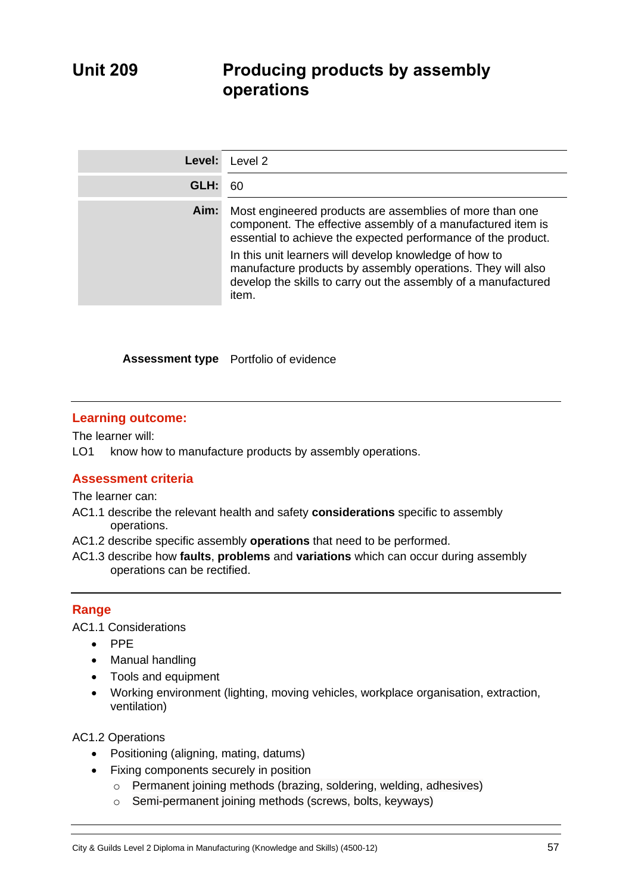# Unit 209 Producing products by assembly operations

| | |
|---|---|
| **Level:** | Level 2 |
| **GLH:** | 60 |
| **Aim:** | Most engineered products are assemblies of more than one component. The effective assembly of a manufactured item is essential to achieve the expected performance of the product.<br>In this unit learners will develop knowledge of how to manufacture products by assembly operations. They will also develop the skills to carry out the assembly of a manufactured item. |

**Assessment type** Portfolio of evidence

## Learning outcome:

The learner will:

LO1 know how to manufacture products by assembly operations.

## Assessment criteria

The learner can:

AC1.1 describe the relevant health and safety **considerations** specific to assembly operations.

AC1.2 describe specific assembly **operations** that need to be performed.

AC1.3 describe how **faults**, **problems** and **variations** which can occur during assembly operations can be rectified.

## Range

AC1.1 Considerations

- PPE
- Manual handling
- Tools and equipment
- Working environment (lighting, moving vehicles, workplace organisation, extraction, ventilation)

AC1.2 Operations

- Positioning (aligning, mating, datums)
- Fixing components securely in position
  - Permanent joining methods (brazing, soldering, welding, adhesives)
  - Semi-permanent joining methods (screws, bolts, keyways)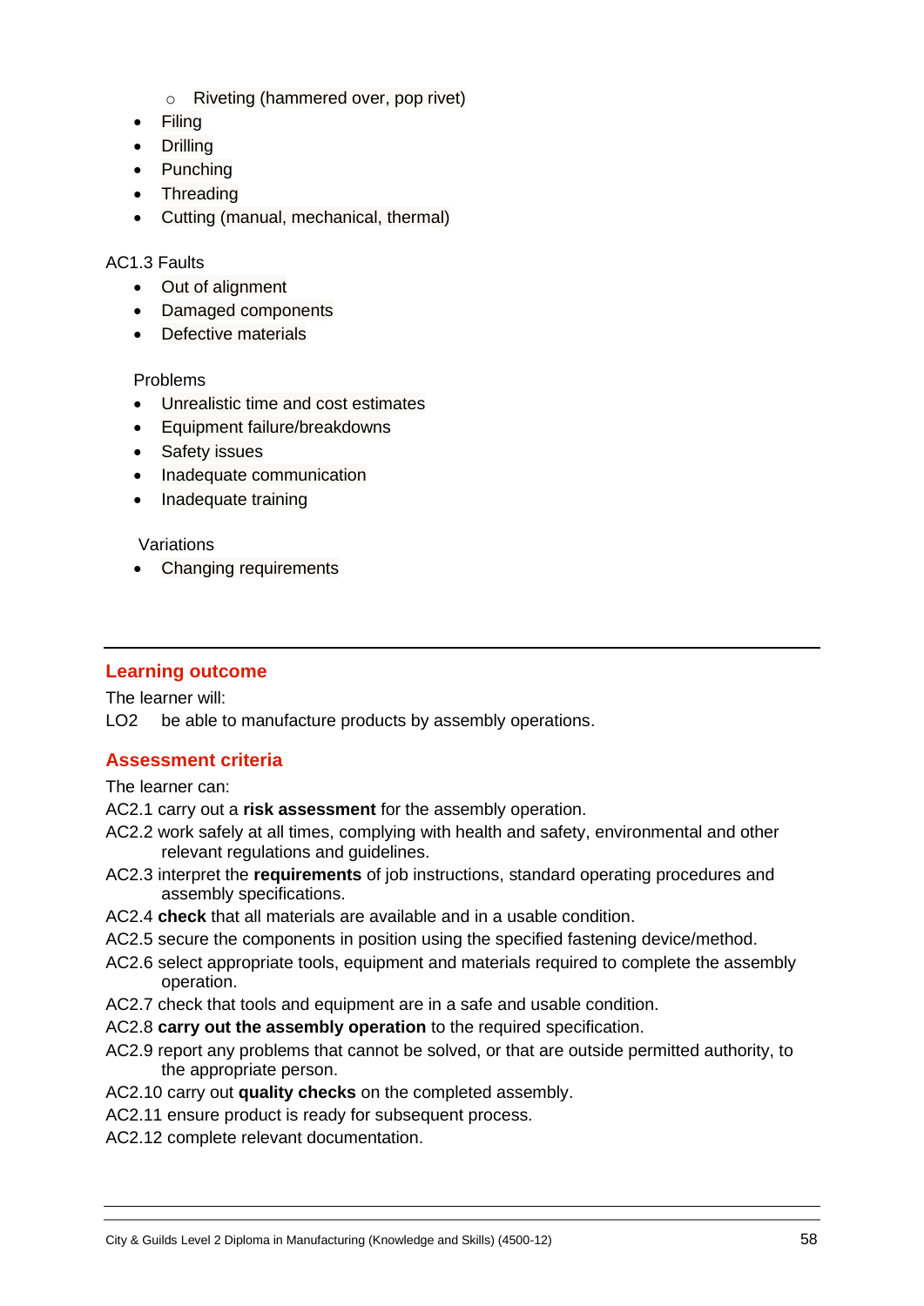- Riveting (hammered over, pop rivet)
- Filing
- Drilling
- Punching
- Threading
- Cutting (manual, mechanical, thermal)

AC1.3 Faults

- Out of alignment
- Damaged components
- Defective materials

Problems

- Unrealistic time and cost estimates
- Equipment failure/breakdowns
- Safety issues
- Inadequate communication
- Inadequate training

Variations

- Changing requirements

---

## Learning outcome

The learner will:

LO2 be able to manufacture products by assembly operations.

## Assessment criteria

The learner can:

AC2.1 carry out a **risk assessment** for the assembly operation.

AC2.2 work safely at all times, complying with health and safety, environmental and other relevant regulations and guidelines.

AC2.3 interpret the **requirements** of job instructions, standard operating procedures and assembly specifications.

AC2.4 **check** that all materials are available and in a usable condition.

AC2.5 secure the components in position using the specified fastening device/method.

AC2.6 select appropriate tools, equipment and materials required to complete the assembly operation.

AC2.7 check that tools and equipment are in a safe and usable condition.

AC2.8 **carry out the assembly operation** to the required specification.

AC2.9 report any problems that cannot be solved, or that are outside permitted authority, to the appropriate person.

AC2.10 carry out **quality checks** on the completed assembly.

AC2.11 ensure product is ready for subsequent process.

AC2.12 complete relevant documentation.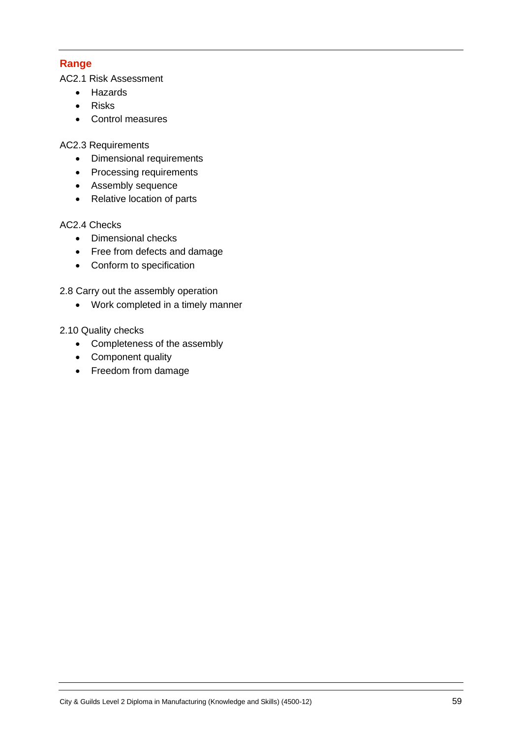## Range

AC2.1 Risk Assessment

- Hazards
- Risks
- Control measures

AC2.3 Requirements

- Dimensional requirements
- Processing requirements
- Assembly sequence
- Relative location of parts

AC2.4 Checks

- Dimensional checks
- Free from defects and damage
- Conform to specification

2.8 Carry out the assembly operation

- Work completed in a timely manner

2.10 Quality checks

- Completeness of the assembly
- Component quality
- Freedom from damage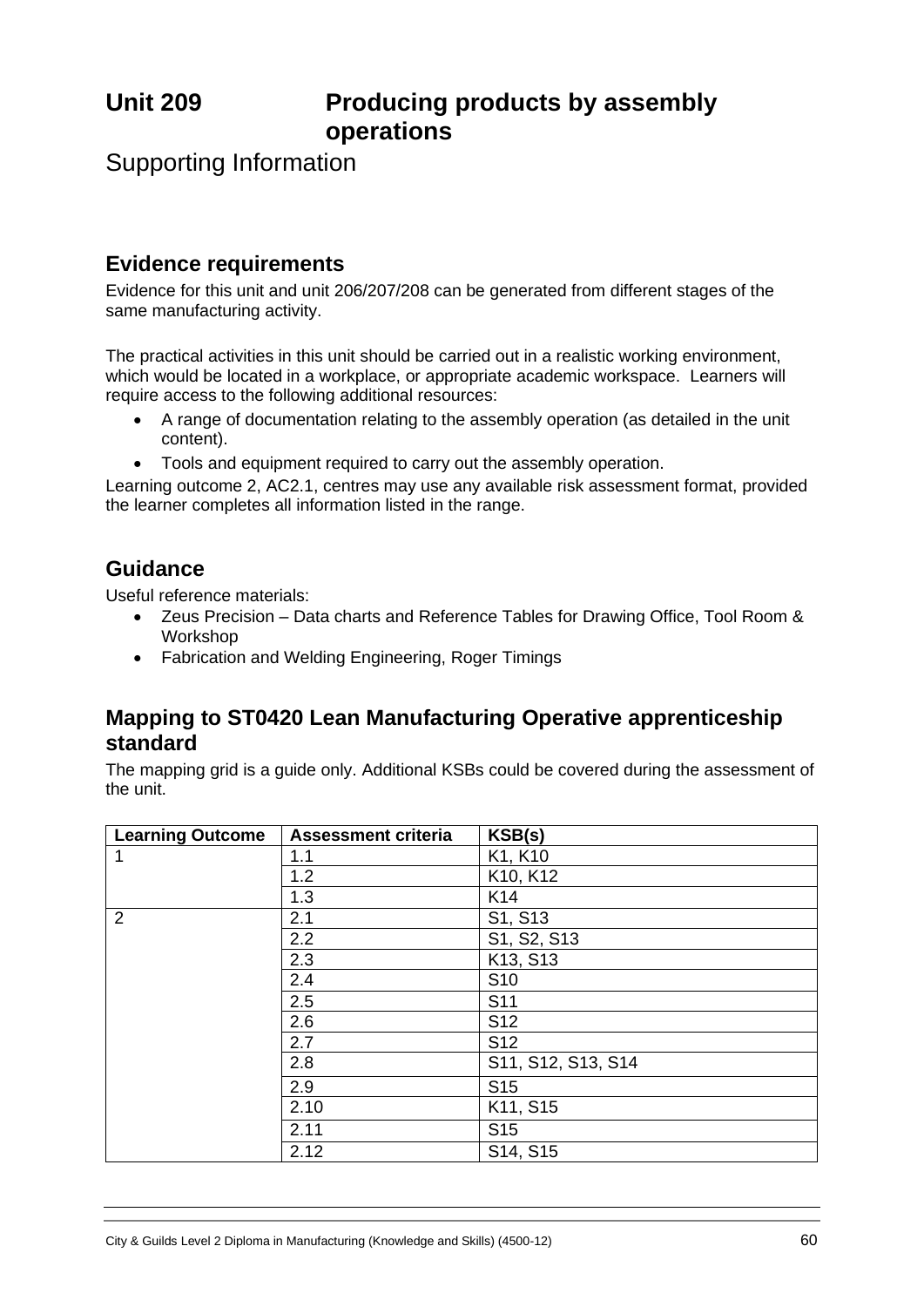# Unit 209 Producing products by assembly operations

Supporting Information

## Evidence requirements

Evidence for this unit and unit 206/207/208 can be generated from different stages of the same manufacturing activity.

The practical activities in this unit should be carried out in a realistic working environment, which would be located in a workplace, or appropriate academic workspace. Learners will require access to the following additional resources:

- A range of documentation relating to the assembly operation (as detailed in the unit content).
- Tools and equipment required to carry out the assembly operation.

Learning outcome 2, AC2.1, centres may use any available risk assessment format, provided the learner completes all information listed in the range.

## Guidance

Useful reference materials:

- Zeus Precision – Data charts and Reference Tables for Drawing Office, Tool Room & Workshop
- Fabrication and Welding Engineering, Roger Timings

## Mapping to ST0420 Lean Manufacturing Operative apprenticeship standard

The mapping grid is a guide only. Additional KSBs could be covered during the assessment of the unit.

| Learning Outcome | Assessment criteria | KSB(s) |
|---|---|---|
| 1 | 1.1 | K1, K10 |
| | 1.2 | K10, K12 |
| | 1.3 | K14 |
| 2 | 2.1 | S1, S13 |
| | 2.2 | S1, S2, S13 |
| | 2.3 | K13, S13 |
| | 2.4 | S10 |
| | 2.5 | S11 |
| | 2.6 | S12 |
| | 2.7 | S12 |
| | 2.8 | S11, S12, S13, S14 |
| | 2.9 | S15 |
| | 2.10 | K11, S15 |
| | 2.11 | S15 |
| | 2.12 | S14, S15 |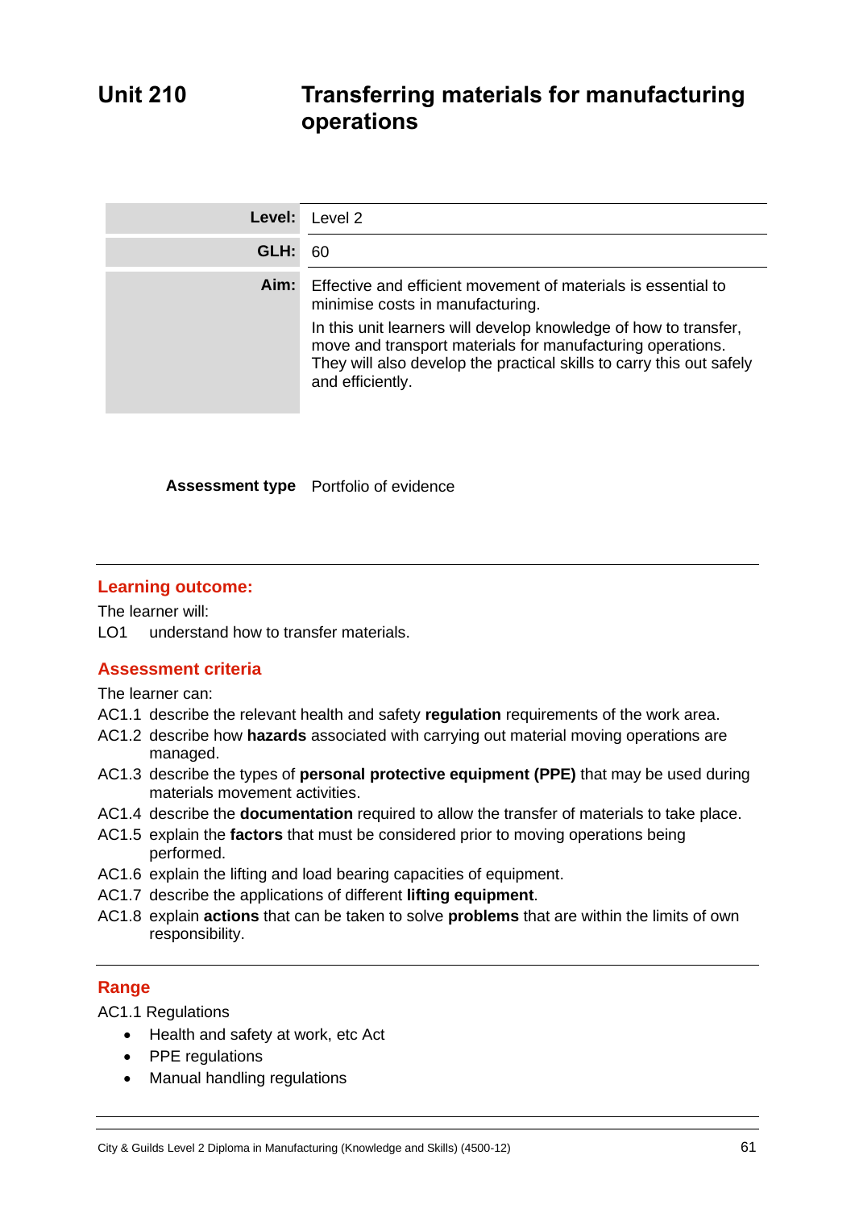# Unit 210 Transferring materials for manufacturing operations

| | |
|---|---|
| **Level:** | Level 2 |
| **GLH:** | 60 |
| **Aim:** | Effective and efficient movement of materials is essential to minimise costs in manufacturing.<br>In this unit learners will develop knowledge of how to transfer, move and transport materials for manufacturing operations. They will also develop the practical skills to carry this out safely and efficiently. |

**Assessment type** Portfolio of evidence

## Learning outcome:

The learner will:

LO1 understand how to transfer materials.

## Assessment criteria

The learner can:

AC1.1 describe the relevant health and safety **regulation** requirements of the work area.

AC1.2 describe how **hazards** associated with carrying out material moving operations are managed.

AC1.3 describe the types of **personal protective equipment (PPE)** that may be used during materials movement activities.

AC1.4 describe the **documentation** required to allow the transfer of materials to take place.

AC1.5 explain the **factors** that must be considered prior to moving operations being performed.

AC1.6 explain the lifting and load bearing capacities of equipment.

AC1.7 describe the applications of different **lifting equipment**.

AC1.8 explain **actions** that can be taken to solve **problems** that are within the limits of own responsibility.

## Range

AC1.1 Regulations

- Health and safety at work, etc Act
- PPE regulations
- Manual handling regulations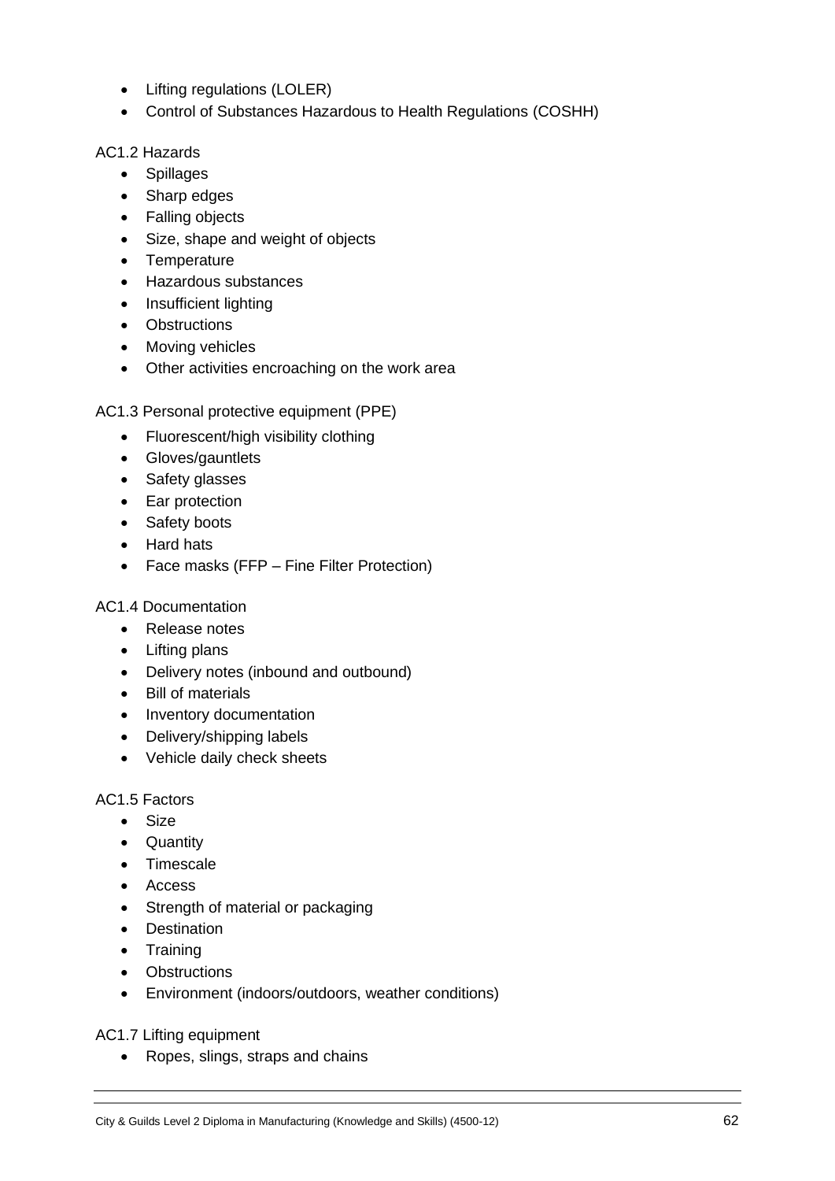- Lifting regulations (LOLER)
- Control of Substances Hazardous to Health Regulations (COSHH)

AC1.2 Hazards

- Spillages
- Sharp edges
- Falling objects
- Size, shape and weight of objects
- Temperature
- Hazardous substances
- Insufficient lighting
- Obstructions
- Moving vehicles
- Other activities encroaching on the work area

AC1.3 Personal protective equipment (PPE)

- Fluorescent/high visibility clothing
- Gloves/gauntlets
- Safety glasses
- Ear protection
- Safety boots
- Hard hats
- Face masks (FFP – Fine Filter Protection)

AC1.4 Documentation

- Release notes
- Lifting plans
- Delivery notes (inbound and outbound)
- Bill of materials
- Inventory documentation
- Delivery/shipping labels
- Vehicle daily check sheets

AC1.5 Factors

- Size
- Quantity
- Timescale
- Access
- Strength of material or packaging
- Destination
- Training
- Obstructions
- Environment (indoors/outdoors, weather conditions)

AC1.7 Lifting equipment

- Ropes, slings, straps and chains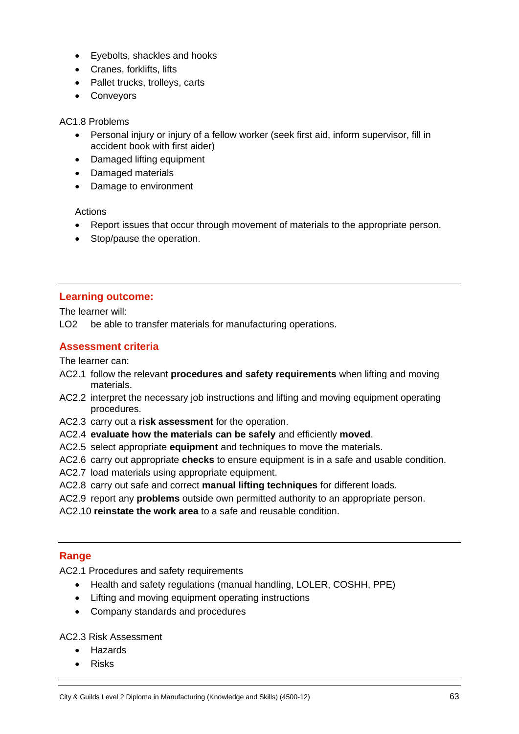- Eyebolts, shackles and hooks
- Cranes, forklifts, lifts
- Pallet trucks, trolleys, carts
- Conveyors

AC1.8 Problems

- Personal injury or injury of a fellow worker (seek first aid, inform supervisor, fill in accident book with first aider)
- Damaged lifting equipment
- Damaged materials
- Damage to environment

Actions

- Report issues that occur through movement of materials to the appropriate person.
- Stop/pause the operation.

---

## Learning outcome:

The learner will:

LO2 be able to transfer materials for manufacturing operations.

## Assessment criteria

The learner can:

AC2.1 follow the relevant **procedures and safety requirements** when lifting and moving materials.
AC2.2 interpret the necessary job instructions and lifting and moving equipment operating procedures.
AC2.3 carry out a **risk assessment** for the operation.
AC2.4 **evaluate how the materials can be safely** and efficiently **moved**.
AC2.5 select appropriate **equipment** and techniques to move the materials.
AC2.6 carry out appropriate **checks** to ensure equipment is in a safe and usable condition.
AC2.7 load materials using appropriate equipment.
AC2.8 carry out safe and correct **manual lifting techniques** for different loads.
AC2.9 report any **problems** outside own permitted authority to an appropriate person.
AC2.10 **reinstate the work area** to a safe and reusable condition.

---

## Range

AC2.1 Procedures and safety requirements

- Health and safety regulations (manual handling, LOLER, COSHH, PPE)
- Lifting and moving equipment operating instructions
- Company standards and procedures

AC2.3 Risk Assessment

- Hazards
- Risks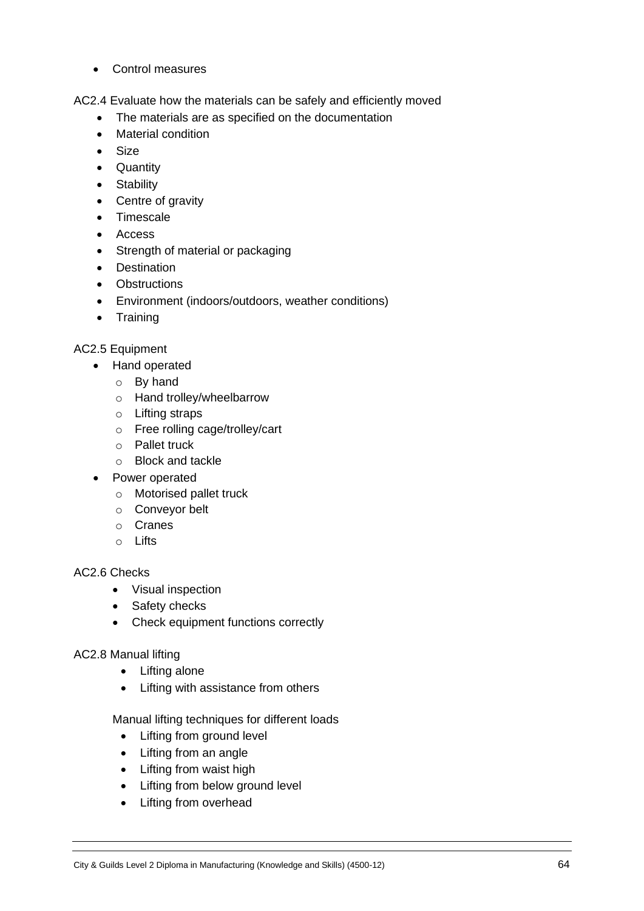- Control measures

AC2.4 Evaluate how the materials can be safely and efficiently moved

- The materials are as specified on the documentation
- Material condition
- Size
- Quantity
- Stability
- Centre of gravity
- Timescale
- Access
- Strength of material or packaging
- Destination
- Obstructions
- Environment (indoors/outdoors, weather conditions)
- Training

AC2.5 Equipment

- Hand operated
  - By hand
  - Hand trolley/wheelbarrow
  - Lifting straps
  - Free rolling cage/trolley/cart
  - Pallet truck
  - Block and tackle
- Power operated
  - Motorised pallet truck
  - Conveyor belt
  - Cranes
  - Lifts

AC2.6 Checks

- Visual inspection
- Safety checks
- Check equipment functions correctly

AC2.8 Manual lifting

- Lifting alone
- Lifting with assistance from others

Manual lifting techniques for different loads

- Lifting from ground level
- Lifting from an angle
- Lifting from waist high
- Lifting from below ground level
- Lifting from overhead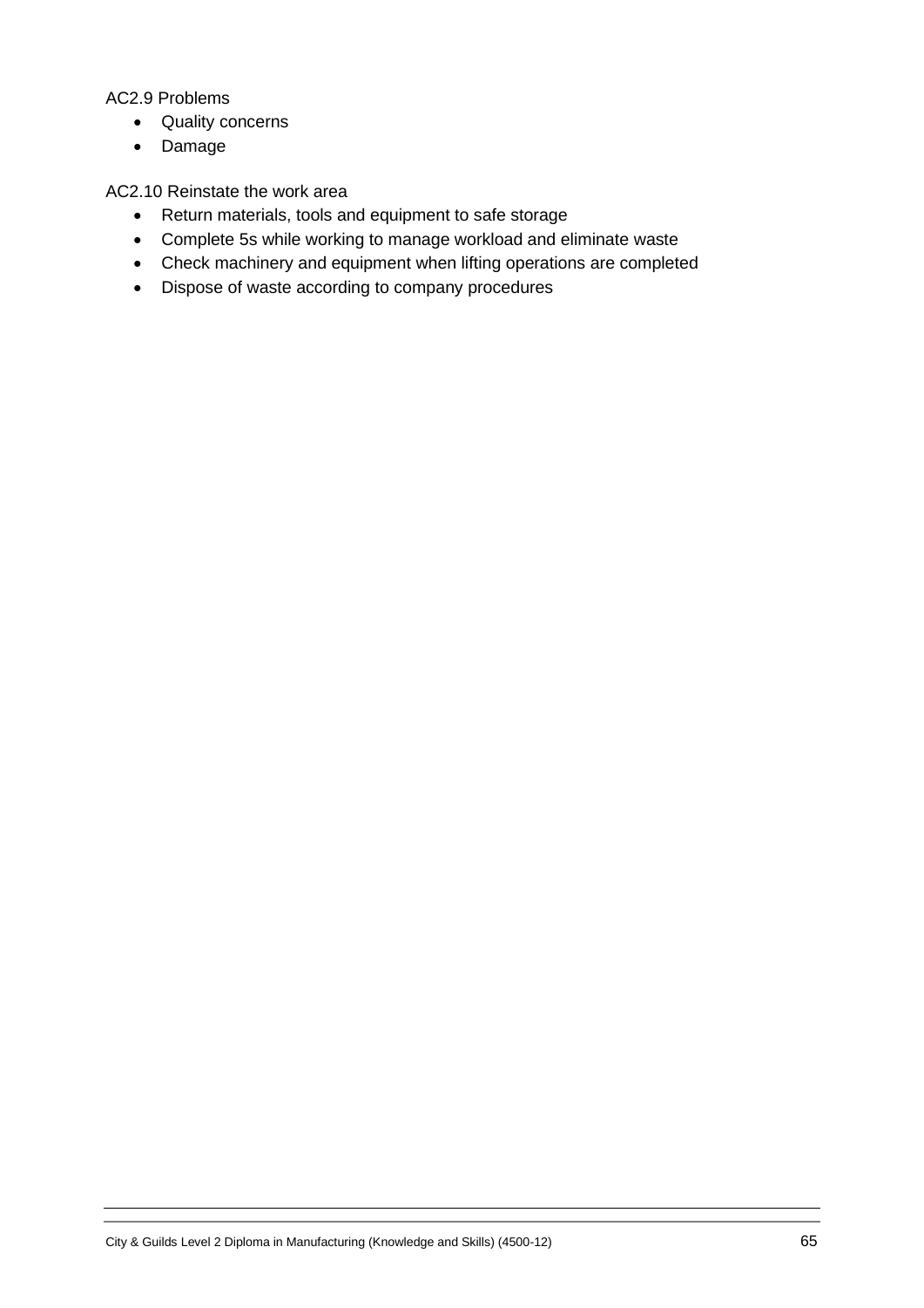AC2.9 Problems

- Quality concerns
- Damage

AC2.10 Reinstate the work area

- Return materials, tools and equipment to safe storage
- Complete 5s while working to manage workload and eliminate waste
- Check machinery and equipment when lifting operations are completed
- Dispose of waste according to company procedures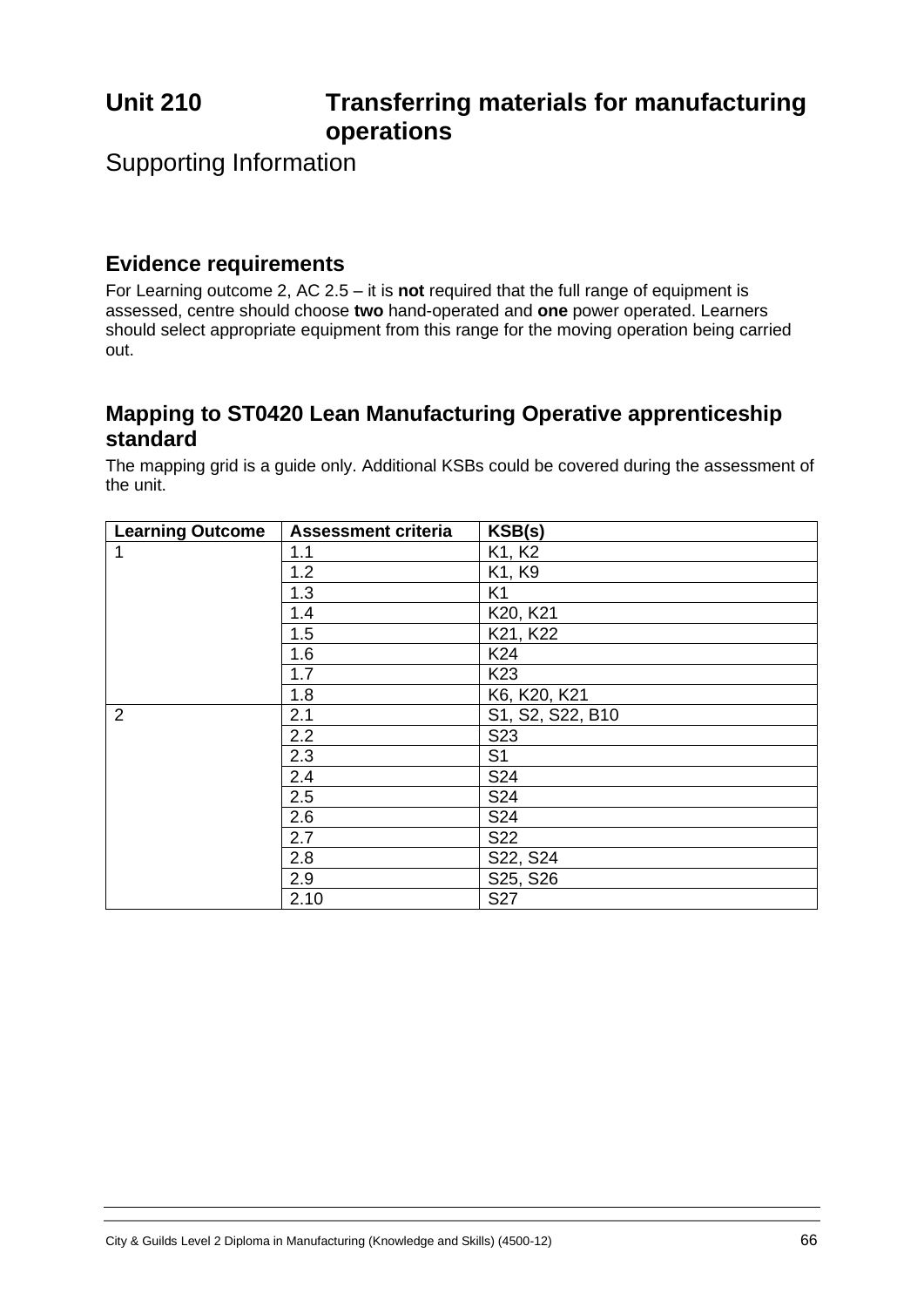# Unit 210 Transferring materials for manufacturing operations

Supporting Information

## Evidence requirements

For Learning outcome 2, AC 2.5 – it is **not** required that the full range of equipment is assessed, centre should choose **two** hand-operated and **one** power operated. Learners should select appropriate equipment from this range for the moving operation being carried out.

## Mapping to ST0420 Lean Manufacturing Operative apprenticeship standard

The mapping grid is a guide only. Additional KSBs could be covered during the assessment of the unit.

| Learning Outcome | Assessment criteria | KSB(s) |
|---|---|---|
| 1 | 1.1 | K1, K2 |
| | 1.2 | K1, K9 |
| | 1.3 | K1 |
| | 1.4 | K20, K21 |
| | 1.5 | K21, K22 |
| | 1.6 | K24 |
| | 1.7 | K23 |
| | 1.8 | K6, K20, K21 |
| 2 | 2.1 | S1, S2, S22, B10 |
| | 2.2 | S23 |
| | 2.3 | S1 |
| | 2.4 | S24 |
| | 2.5 | S24 |
| | 2.6 | S24 |
| | 2.7 | S22 |
| | 2.8 | S22, S24 |
| | 2.9 | S25, S26 |
| | 2.10 | S27 |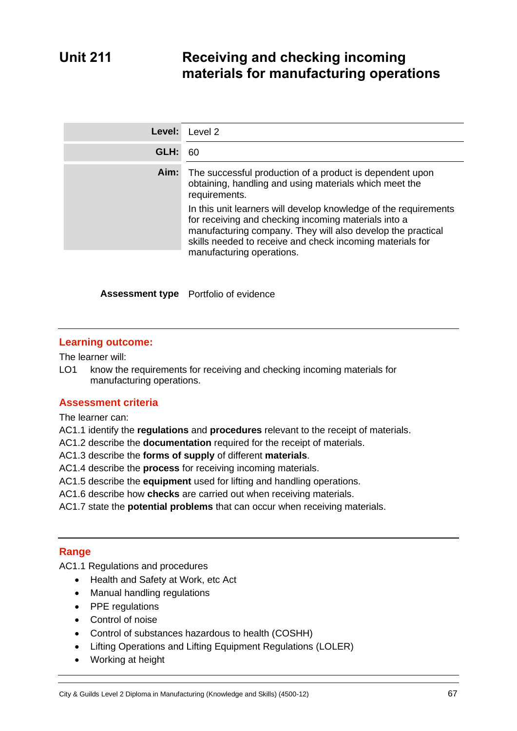# Unit 211 Receiving and checking incoming materials for manufacturing operations

| | |
|---|---|
| **Level:** | Level 2 |
| **GLH:** | 60 |
| **Aim:** | The successful production of a product is dependent upon obtaining, handling and using materials which meet the requirements.<br><br>In this unit learners will develop knowledge of the requirements for receiving and checking incoming materials into a manufacturing company. They will also develop the practical skills needed to receive and check incoming materials for manufacturing operations. |

**Assessment type** Portfolio of evidence

## Learning outcome:

The learner will:

LO1 know the requirements for receiving and checking incoming materials for manufacturing operations.

## Assessment criteria

The learner can:

AC1.1 identify the **regulations** and **procedures** relevant to the receipt of materials.
AC1.2 describe the **documentation** required for the receipt of materials.
AC1.3 describe the **forms of supply** of different **materials**.
AC1.4 describe the **process** for receiving incoming materials.
AC1.5 describe the **equipment** used for lifting and handling operations.
AC1.6 describe how **checks** are carried out when receiving materials.
AC1.7 state the **potential problems** that can occur when receiving materials.

## Range

AC1.1 Regulations and procedures

- Health and Safety at Work, etc Act
- Manual handling regulations
- PPE regulations
- Control of noise
- Control of substances hazardous to health (COSHH)
- Lifting Operations and Lifting Equipment Regulations (LOLER)
- Working at height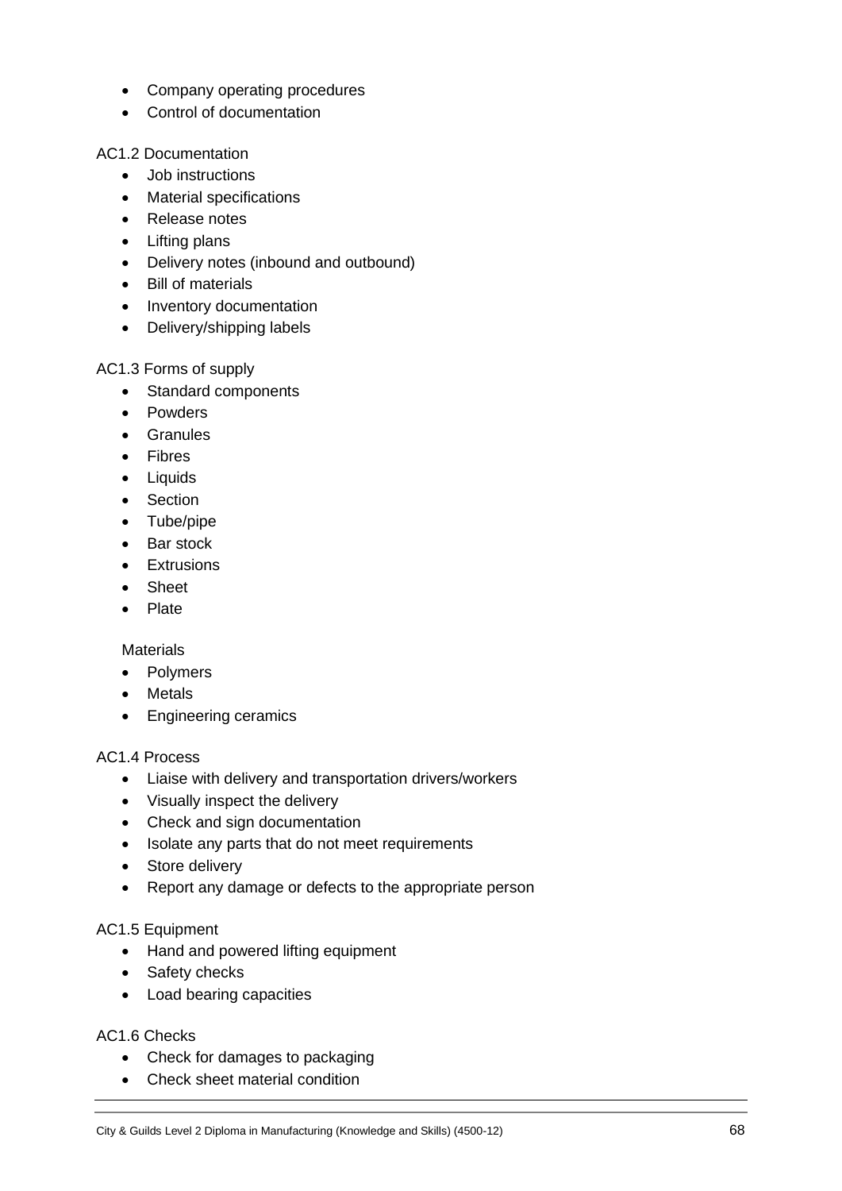- Company operating procedures
- Control of documentation

AC1.2 Documentation

- Job instructions
- Material specifications
- Release notes
- Lifting plans
- Delivery notes (inbound and outbound)
- Bill of materials
- Inventory documentation
- Delivery/shipping labels

AC1.3 Forms of supply

- Standard components
- Powders
- Granules
- Fibres
- Liquids
- Section
- Tube/pipe
- Bar stock
- Extrusions
- Sheet
- Plate

Materials

- Polymers
- Metals
- Engineering ceramics

AC1.4 Process

- Liaise with delivery and transportation drivers/workers
- Visually inspect the delivery
- Check and sign documentation
- Isolate any parts that do not meet requirements
- Store delivery
- Report any damage or defects to the appropriate person

AC1.5 Equipment

- Hand and powered lifting equipment
- Safety checks
- Load bearing capacities

AC1.6 Checks

- Check for damages to packaging
- Check sheet material condition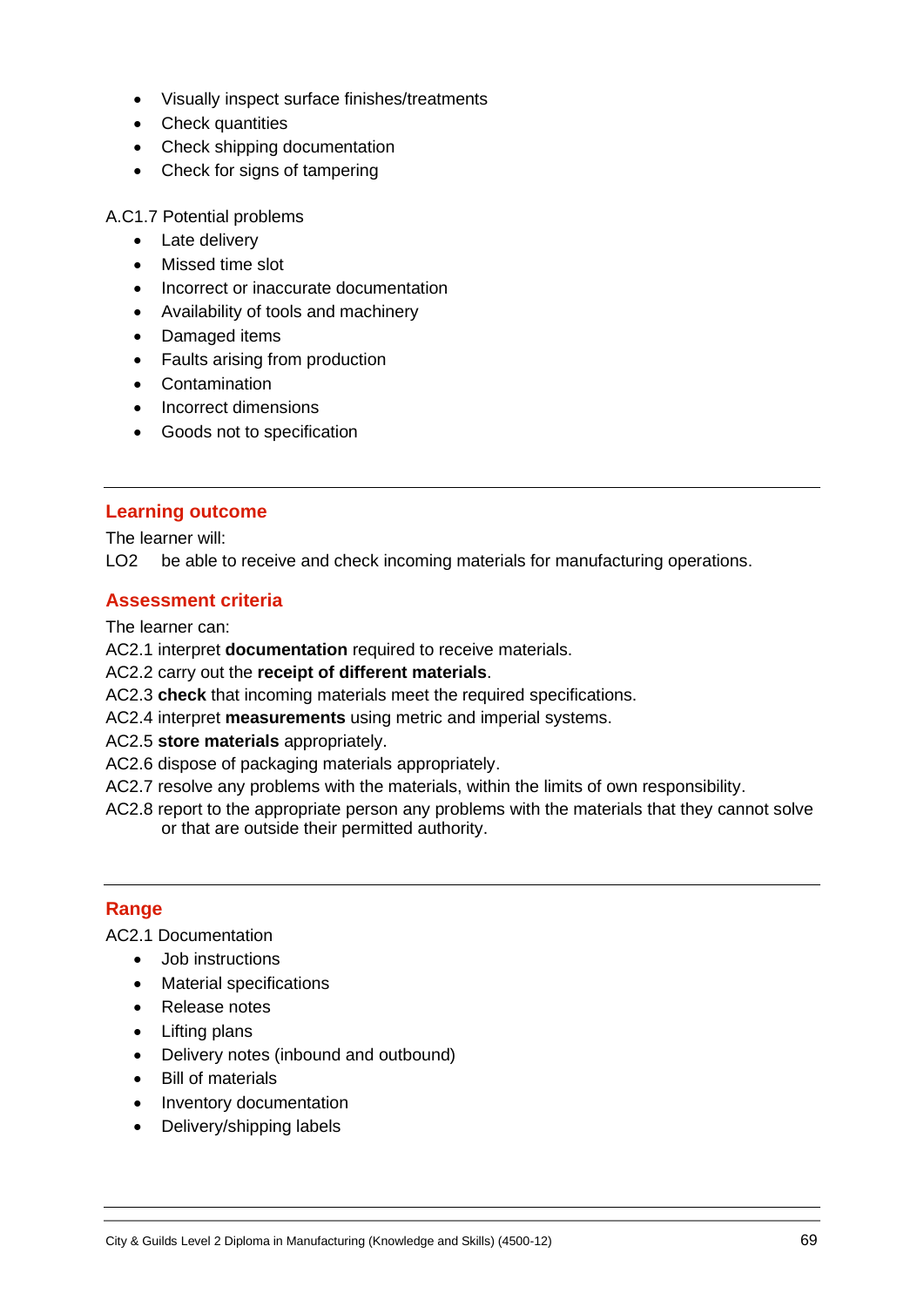- Visually inspect surface finishes/treatments
- Check quantities
- Check shipping documentation
- Check for signs of tampering

A.C1.7 Potential problems

- Late delivery
- Missed time slot
- Incorrect or inaccurate documentation
- Availability of tools and machinery
- Damaged items
- Faults arising from production
- Contamination
- Incorrect dimensions
- Goods not to specification

---

## Learning outcome

The learner will:

LO2 be able to receive and check incoming materials for manufacturing operations.

## Assessment criteria

The learner can:

AC2.1 interpret **documentation** required to receive materials.

AC2.2 carry out the **receipt of different materials**.

AC2.3 **check** that incoming materials meet the required specifications.

AC2.4 interpret **measurements** using metric and imperial systems.

AC2.5 **store materials** appropriately.

AC2.6 dispose of packaging materials appropriately.

AC2.7 resolve any problems with the materials, within the limits of own responsibility.

AC2.8 report to the appropriate person any problems with the materials that they cannot solve or that are outside their permitted authority.

---

## Range

AC2.1 Documentation

- Job instructions
- Material specifications
- Release notes
- Lifting plans
- Delivery notes (inbound and outbound)
- Bill of materials
- Inventory documentation
- Delivery/shipping labels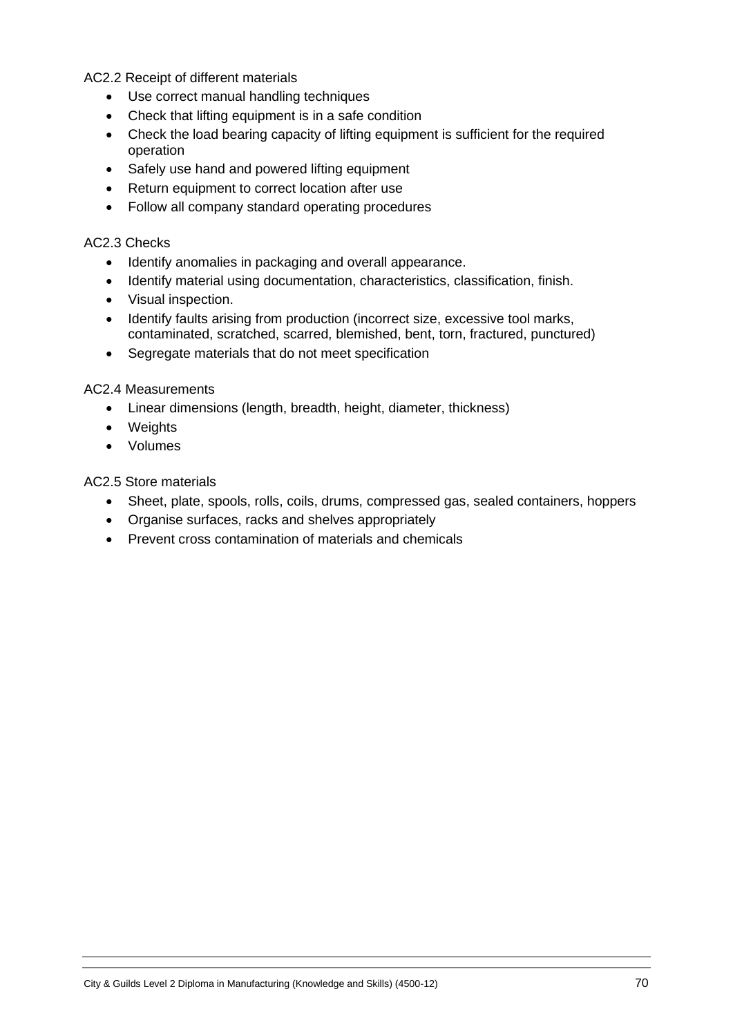AC2.2 Receipt of different materials

- Use correct manual handling techniques
- Check that lifting equipment is in a safe condition
- Check the load bearing capacity of lifting equipment is sufficient for the required operation
- Safely use hand and powered lifting equipment
- Return equipment to correct location after use
- Follow all company standard operating procedures

AC2.3 Checks

- Identify anomalies in packaging and overall appearance.
- Identify material using documentation, characteristics, classification, finish.
- Visual inspection.
- Identify faults arising from production (incorrect size, excessive tool marks, contaminated, scratched, scarred, blemished, bent, torn, fractured, punctured)
- Segregate materials that do not meet specification

AC2.4 Measurements

- Linear dimensions (length, breadth, height, diameter, thickness)
- Weights
- Volumes

AC2.5 Store materials

- Sheet, plate, spools, rolls, coils, drums, compressed gas, sealed containers, hoppers
- Organise surfaces, racks and shelves appropriately
- Prevent cross contamination of materials and chemicals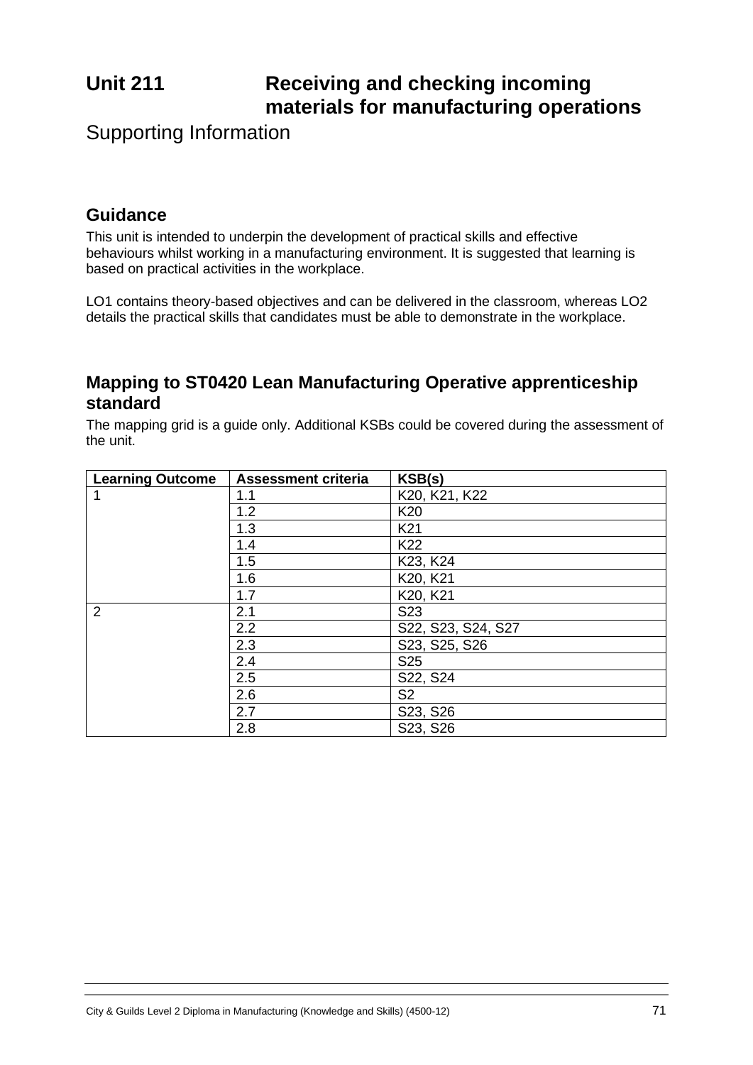# Unit 211 Receiving and checking incoming materials for manufacturing operations

Supporting Information

## Guidance

This unit is intended to underpin the development of practical skills and effective behaviours whilst working in a manufacturing environment. It is suggested that learning is based on practical activities in the workplace.

LO1 contains theory-based objectives and can be delivered in the classroom, whereas LO2 details the practical skills that candidates must be able to demonstrate in the workplace.

## Mapping to ST0420 Lean Manufacturing Operative apprenticeship standard

The mapping grid is a guide only. Additional KSBs could be covered during the assessment of the unit.

| Learning Outcome | Assessment criteria | KSB(s) |
| --- | --- | --- |
| 1 | 1.1 | K20, K21, K22 |
| | 1.2 | K20 |
| | 1.3 | K21 |
| | 1.4 | K22 |
| | 1.5 | K23, K24 |
| | 1.6 | K20, K21 |
| | 1.7 | K20, K21 |
| 2 | 2.1 | S23 |
| | 2.2 | S22, S23, S24, S27 |
| | 2.3 | S23, S25, S26 |
| | 2.4 | S25 |
| | 2.5 | S22, S24 |
| | 2.6 | S2 |
| | 2.7 | S23, S26 |
| | 2.8 | S23, S26 |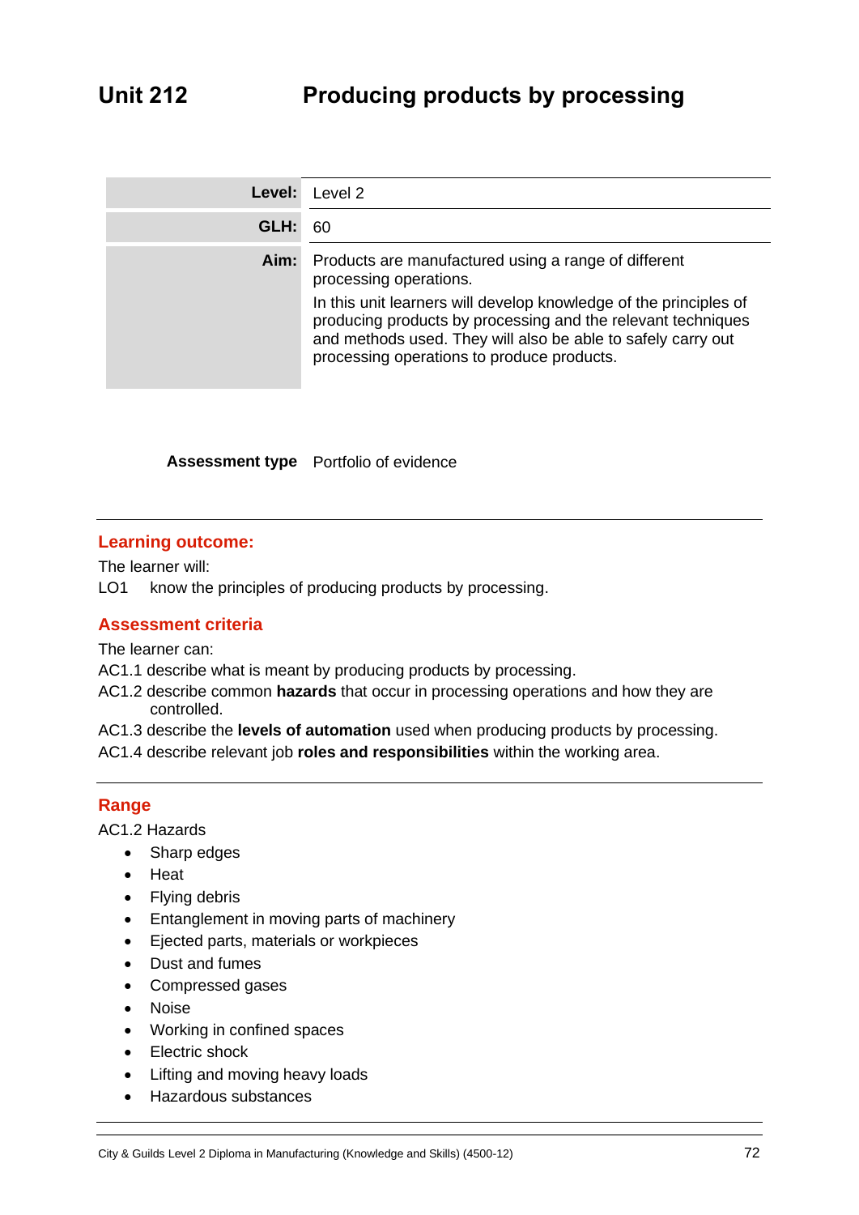# Unit 212 Producing products by processing

| | |
|---|---|
| **Level:** | Level 2 |
| **GLH:** | 60 |
| **Aim:** | Products are manufactured using a range of different processing operations.<br>In this unit learners will develop knowledge of the principles of producing products by processing and the relevant techniques and methods used. They will also be able to safely carry out processing operations to produce products. |

**Assessment type** Portfolio of evidence

## Learning outcome:

The learner will:

LO1 know the principles of producing products by processing.

## Assessment criteria

The learner can:

AC1.1 describe what is meant by producing products by processing.

AC1.2 describe common **hazards** that occur in processing operations and how they are controlled.

AC1.3 describe the **levels of automation** used when producing products by processing.

AC1.4 describe relevant job **roles and responsibilities** within the working area.

## Range

AC1.2 Hazards

- Sharp edges
- Heat
- Flying debris
- Entanglement in moving parts of machinery
- Ejected parts, materials or workpieces
- Dust and fumes
- Compressed gases
- Noise
- Working in confined spaces
- Electric shock
- Lifting and moving heavy loads
- Hazardous substances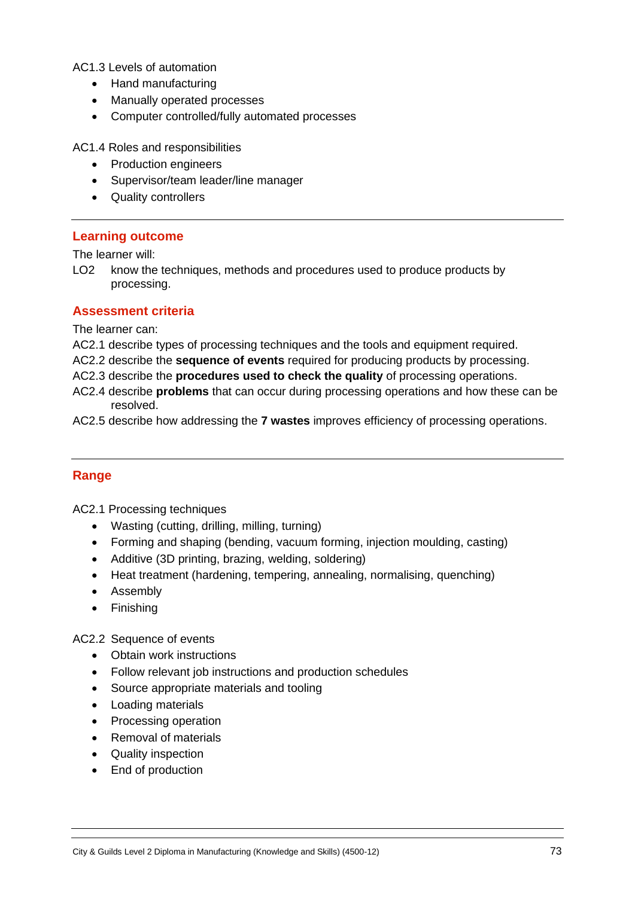AC1.3 Levels of automation

- Hand manufacturing
- Manually operated processes
- Computer controlled/fully automated processes

AC1.4 Roles and responsibilities

- Production engineers
- Supervisor/team leader/line manager
- Quality controllers

---

## Learning outcome

The learner will:

LO2 know the techniques, methods and procedures used to produce products by processing.

## Assessment criteria

The learner can:

AC2.1 describe types of processing techniques and the tools and equipment required.

AC2.2 describe the **sequence of events** required for producing products by processing.

AC2.3 describe the **procedures used to check the quality** of processing operations.

AC2.4 describe **problems** that can occur during processing operations and how these can be resolved.

AC2.5 describe how addressing the **7 wastes** improves efficiency of processing operations.

---

## Range

AC2.1 Processing techniques

- Wasting (cutting, drilling, milling, turning)
- Forming and shaping (bending, vacuum forming, injection moulding, casting)
- Additive (3D printing, brazing, welding, soldering)
- Heat treatment (hardening, tempering, annealing, normalising, quenching)
- Assembly
- Finishing

AC2.2 Sequence of events

- Obtain work instructions
- Follow relevant job instructions and production schedules
- Source appropriate materials and tooling
- Loading materials
- Processing operation
- Removal of materials
- Quality inspection
- End of production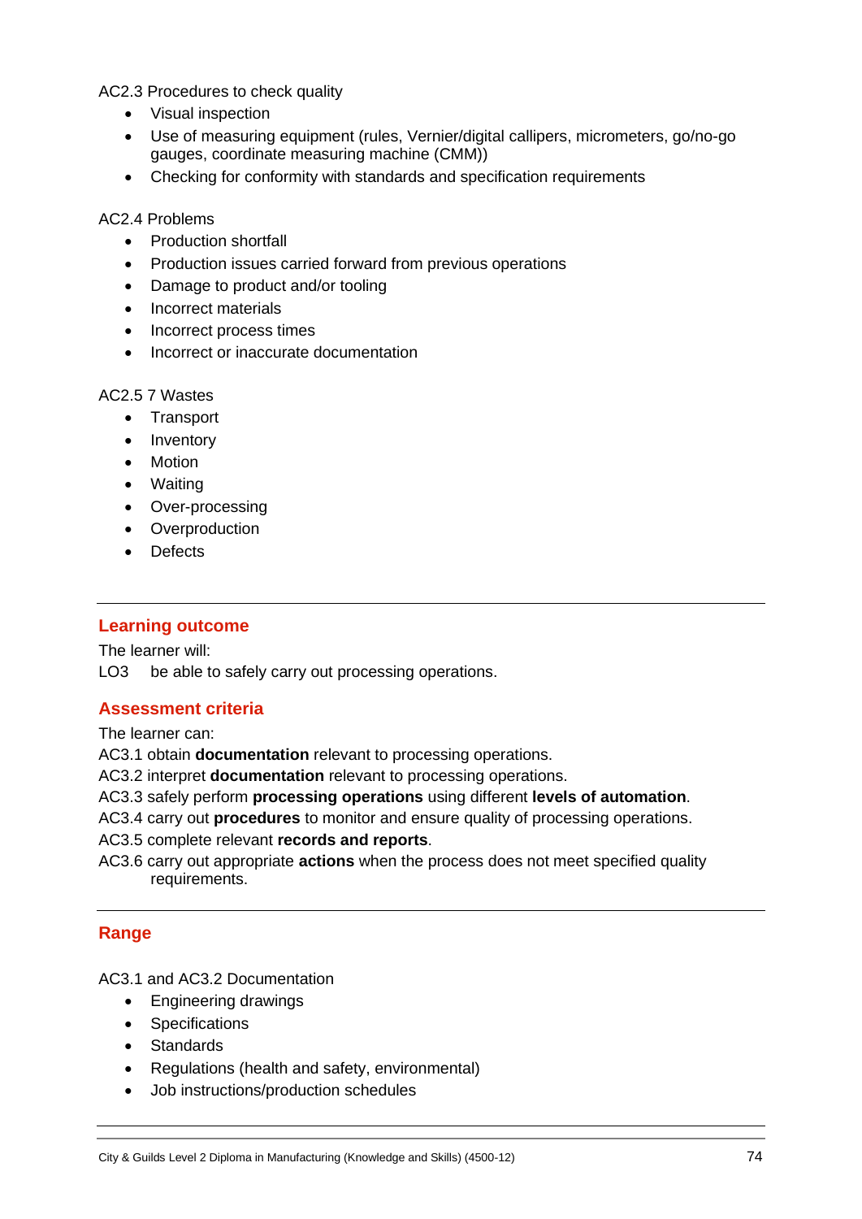AC2.3 Procedures to check quality

- Visual inspection
- Use of measuring equipment (rules, Vernier/digital callipers, micrometers, go/no-go gauges, coordinate measuring machine (CMM))
- Checking for conformity with standards and specification requirements

AC2.4 Problems

- Production shortfall
- Production issues carried forward from previous operations
- Damage to product and/or tooling
- Incorrect materials
- Incorrect process times
- Incorrect or inaccurate documentation

AC2.5 7 Wastes

- Transport
- Inventory
- Motion
- Waiting
- Over-processing
- Overproduction
- Defects

---

## Learning outcome

The learner will:

LO3 be able to safely carry out processing operations.

## Assessment criteria

The learner can:

AC3.1 obtain **documentation** relevant to processing operations.
AC3.2 interpret **documentation** relevant to processing operations.
AC3.3 safely perform **processing operations** using different **levels of automation**.
AC3.4 carry out **procedures** to monitor and ensure quality of processing operations.
AC3.5 complete relevant **records and reports**.
AC3.6 carry out appropriate **actions** when the process does not meet specified quality requirements.

---

## Range

AC3.1 and AC3.2 Documentation

- Engineering drawings
- Specifications
- Standards
- Regulations (health and safety, environmental)
- Job instructions/production schedules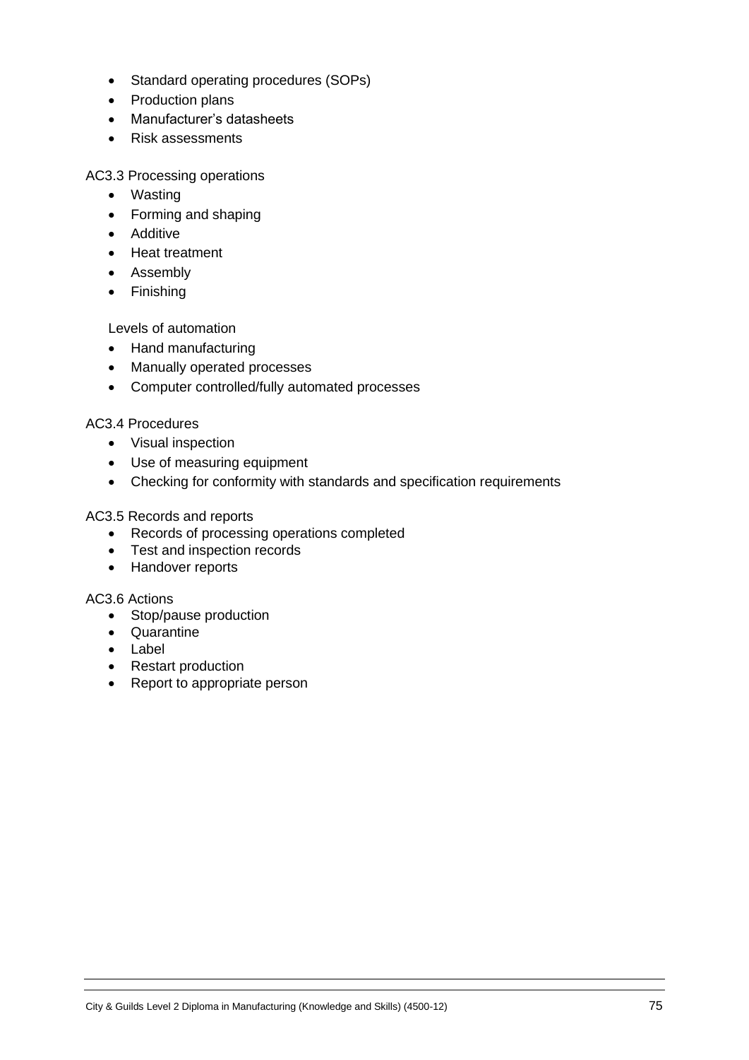- Standard operating procedures (SOPs)
- Production plans
- Manufacturer's datasheets
- Risk assessments

AC3.3 Processing operations

- Wasting
- Forming and shaping
- Additive
- Heat treatment
- Assembly
- Finishing

Levels of automation

- Hand manufacturing
- Manually operated processes
- Computer controlled/fully automated processes

AC3.4 Procedures

- Visual inspection
- Use of measuring equipment
- Checking for conformity with standards and specification requirements

AC3.5 Records and reports

- Records of processing operations completed
- Test and inspection records
- Handover reports

AC3.6 Actions

- Stop/pause production
- Quarantine
- Label
- Restart production
- Report to appropriate person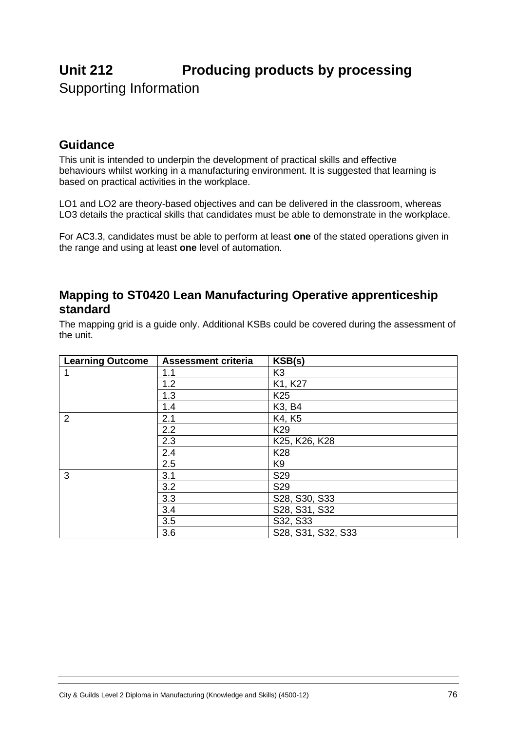# Unit 212 Producing products by processing

Supporting Information

## Guidance

This unit is intended to underpin the development of practical skills and effective behaviours whilst working in a manufacturing environment. It is suggested that learning is based on practical activities in the workplace.

LO1 and LO2 are theory-based objectives and can be delivered in the classroom, whereas LO3 details the practical skills that candidates must be able to demonstrate in the workplace.

For AC3.3, candidates must be able to perform at least **one** of the stated operations given in the range and using at least **one** level of automation.

## Mapping to ST0420 Lean Manufacturing Operative apprenticeship standard

The mapping grid is a guide only. Additional KSBs could be covered during the assessment of the unit.

| Learning Outcome | Assessment criteria | KSB(s) |
|---|---|---|
| 1 | 1.1 | K3 |
| | 1.2 | K1, K27 |
| | 1.3 | K25 |
| | 1.4 | K3, B4 |
| 2 | 2.1 | K4, K5 |
| | 2.2 | K29 |
| | 2.3 | K25, K26, K28 |
| | 2.4 | K28 |
| | 2.5 | K9 |
| 3 | 3.1 | S29 |
| | 3.2 | S29 |
| | 3.3 | S28, S30, S33 |
| | 3.4 | S28, S31, S32 |
| | 3.5 | S32, S33 |
| | 3.6 | S28, S31, S32, S33 |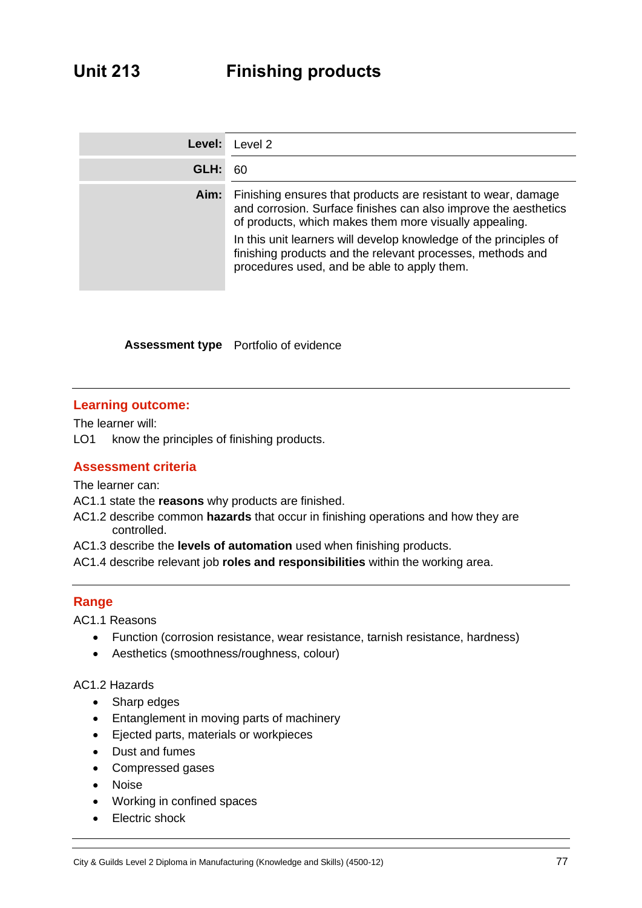# Unit 213 Finishing products

| | |
|---|---|
| **Level:** | Level 2 |
| **GLH:** | 60 |
| **Aim:** | Finishing ensures that products are resistant to wear, damage and corrosion. Surface finishes can also improve the aesthetics of products, which makes them more visually appealing.<br><br>In this unit learners will develop knowledge of the principles of finishing products and the relevant processes, methods and procedures used, and be able to apply them. |

**Assessment type** Portfolio of evidence

## Learning outcome:

The learner will:

LO1 know the principles of finishing products.

## Assessment criteria

The learner can:

AC1.1 state the **reasons** why products are finished.

AC1.2 describe common **hazards** that occur in finishing operations and how they are controlled.

AC1.3 describe the **levels of automation** used when finishing products.

AC1.4 describe relevant job **roles and responsibilities** within the working area.

## Range

AC1.1 Reasons

- Function (corrosion resistance, wear resistance, tarnish resistance, hardness)
- Aesthetics (smoothness/roughness, colour)

AC1.2 Hazards

- Sharp edges
- Entanglement in moving parts of machinery
- Ejected parts, materials or workpieces
- Dust and fumes
- Compressed gases
- Noise
- Working in confined spaces
- Electric shock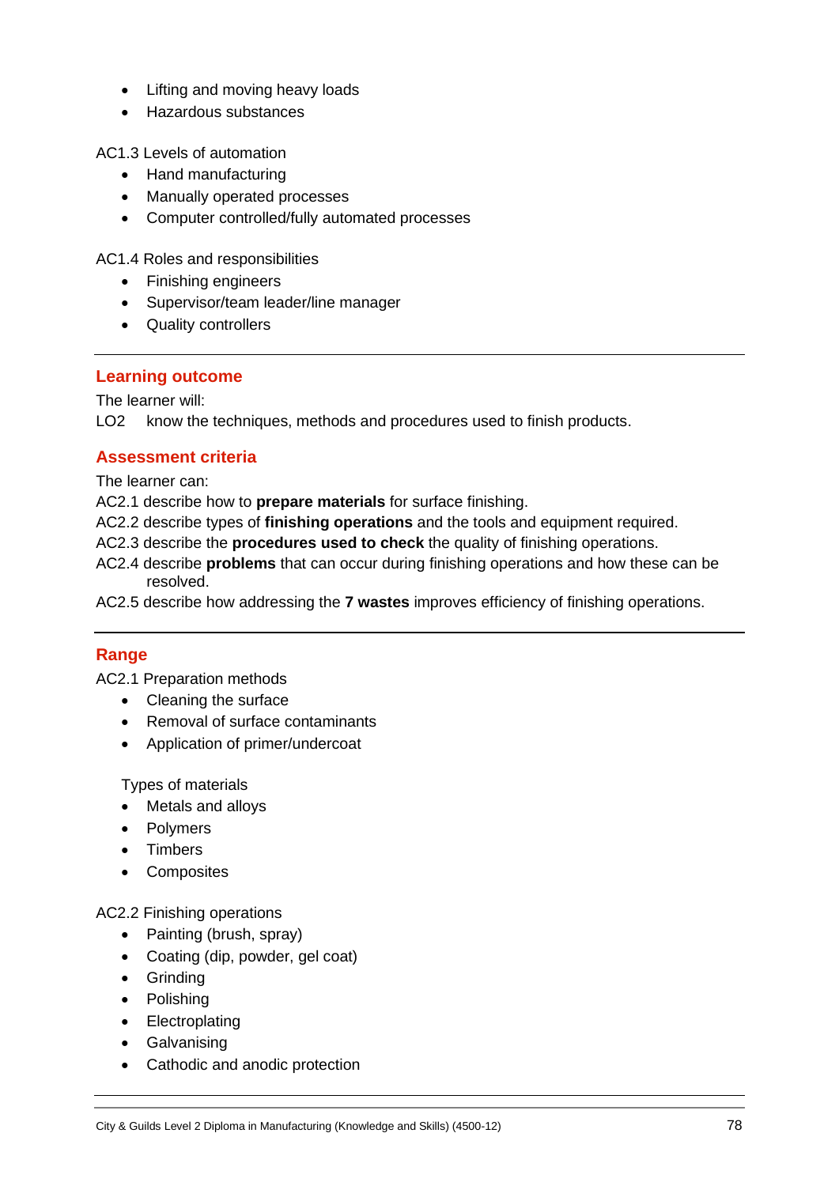- Lifting and moving heavy loads
- Hazardous substances

AC1.3 Levels of automation

- Hand manufacturing
- Manually operated processes
- Computer controlled/fully automated processes

AC1.4 Roles and responsibilities

- Finishing engineers
- Supervisor/team leader/line manager
- Quality controllers

---

## Learning outcome

The learner will:

LO2 know the techniques, methods and procedures used to finish products.

## Assessment criteria

The learner can:

AC2.1 describe how to **prepare materials** for surface finishing.

AC2.2 describe types of **finishing operations** and the tools and equipment required.

AC2.3 describe the **procedures used to check** the quality of finishing operations.

AC2.4 describe **problems** that can occur during finishing operations and how these can be resolved.

AC2.5 describe how addressing the **7 wastes** improves efficiency of finishing operations.

---

## Range

AC2.1 Preparation methods

- Cleaning the surface
- Removal of surface contaminants
- Application of primer/undercoat

Types of materials

- Metals and alloys
- Polymers
- Timbers
- Composites

AC2.2 Finishing operations

- Painting (brush, spray)
- Coating (dip, powder, gel coat)
- Grinding
- Polishing
- Electroplating
- Galvanising
- Cathodic and anodic protection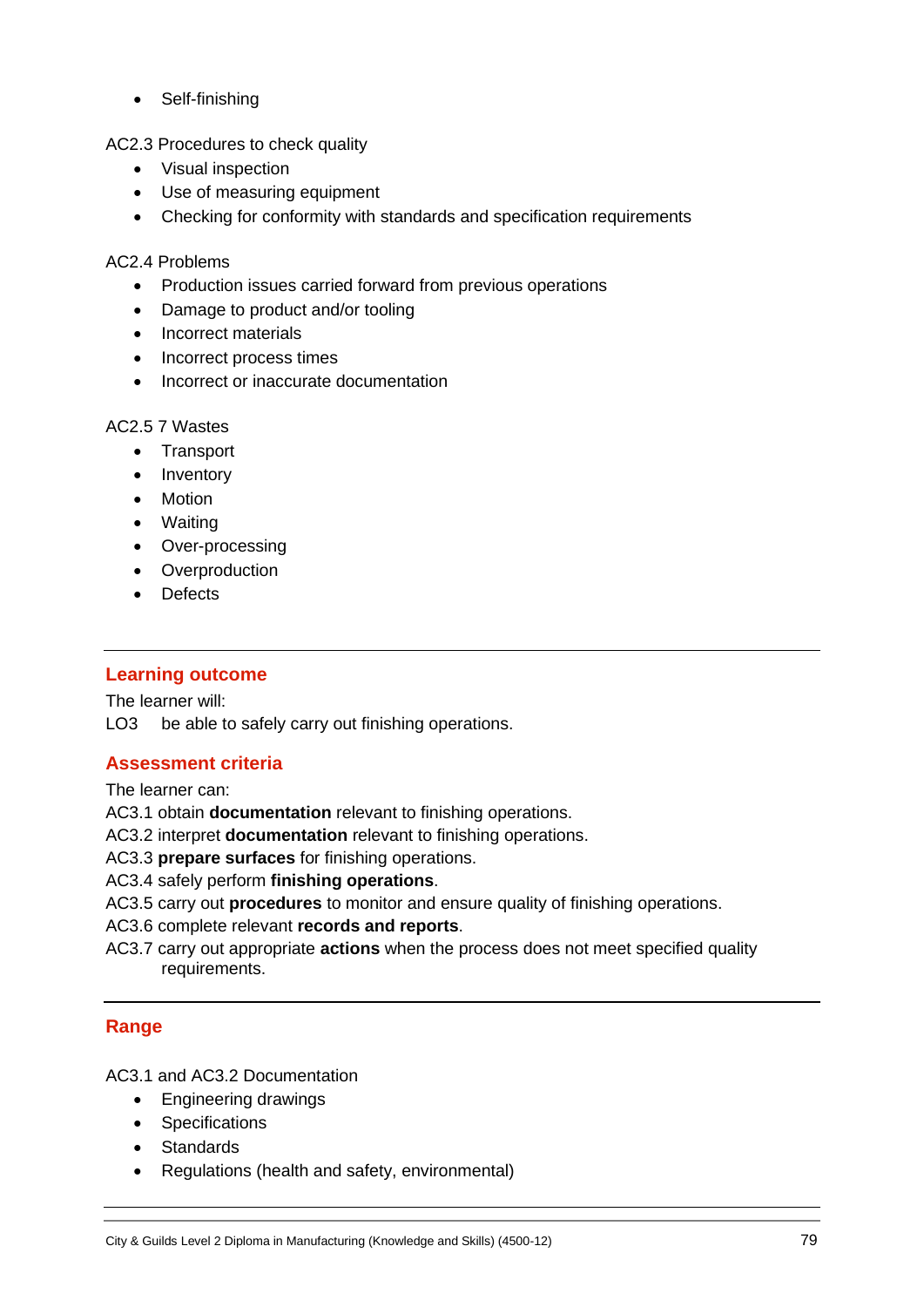- Self-finishing

AC2.3 Procedures to check quality

- Visual inspection
- Use of measuring equipment
- Checking for conformity with standards and specification requirements

AC2.4 Problems

- Production issues carried forward from previous operations
- Damage to product and/or tooling
- Incorrect materials
- Incorrect process times
- Incorrect or inaccurate documentation

AC2.5 7 Wastes

- Transport
- Inventory
- Motion
- Waiting
- Over-processing
- Overproduction
- Defects

---

## Learning outcome

The learner will:

LO3 be able to safely carry out finishing operations.

## Assessment criteria

The learner can:

AC3.1 obtain **documentation** relevant to finishing operations.
AC3.2 interpret **documentation** relevant to finishing operations.
AC3.3 **prepare surfaces** for finishing operations.
AC3.4 safely perform **finishing operations**.
AC3.5 carry out **procedures** to monitor and ensure quality of finishing operations.
AC3.6 complete relevant **records and reports**.
AC3.7 carry out appropriate **actions** when the process does not meet specified quality requirements.

---

## Range

AC3.1 and AC3.2 Documentation

- Engineering drawings
- Specifications
- Standards
- Regulations (health and safety, environmental)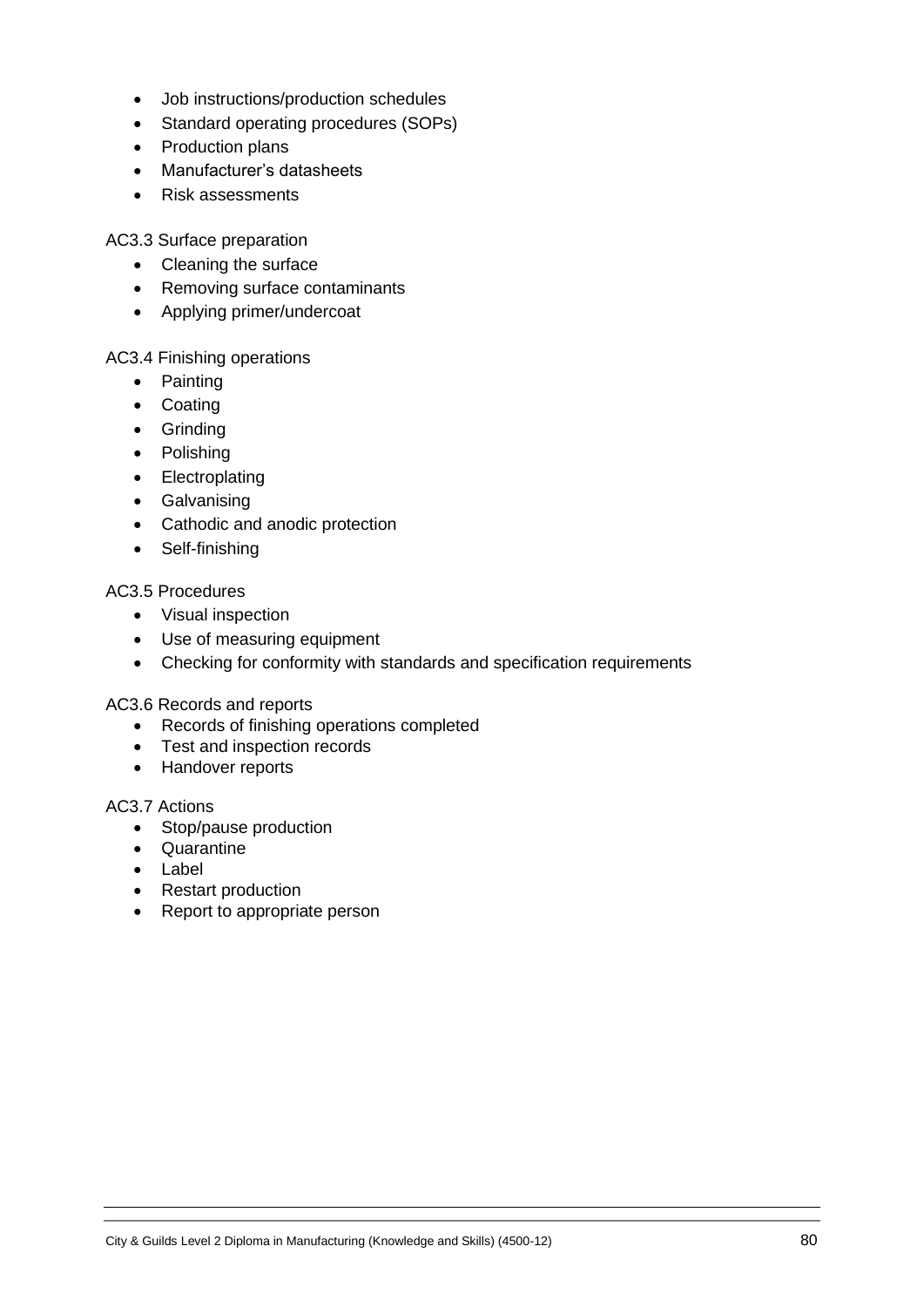- Job instructions/production schedules
- Standard operating procedures (SOPs)
- Production plans
- Manufacturer's datasheets
- Risk assessments

AC3.3 Surface preparation

- Cleaning the surface
- Removing surface contaminants
- Applying primer/undercoat

AC3.4 Finishing operations

- Painting
- Coating
- Grinding
- Polishing
- Electroplating
- Galvanising
- Cathodic and anodic protection
- Self-finishing

AC3.5 Procedures

- Visual inspection
- Use of measuring equipment
- Checking for conformity with standards and specification requirements

AC3.6 Records and reports

- Records of finishing operations completed
- Test and inspection records
- Handover reports

AC3.7 Actions

- Stop/pause production
- Quarantine
- Label
- Restart production
- Report to appropriate person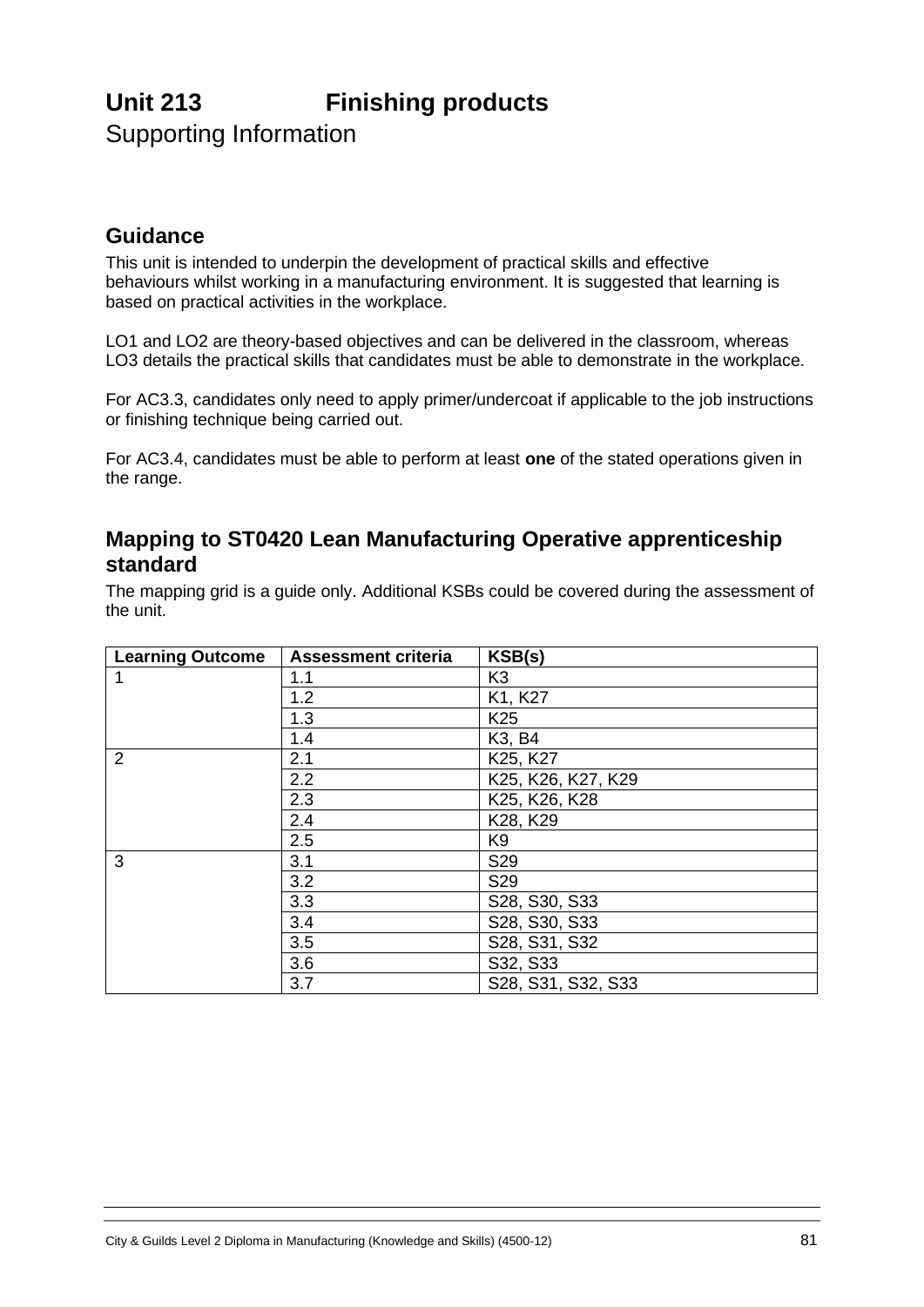# Unit 213 Finishing products

Supporting Information

## Guidance

This unit is intended to underpin the development of practical skills and effective behaviours whilst working in a manufacturing environment. It is suggested that learning is based on practical activities in the workplace.

LO1 and LO2 are theory-based objectives and can be delivered in the classroom, whereas LO3 details the practical skills that candidates must be able to demonstrate in the workplace.

For AC3.3, candidates only need to apply primer/undercoat if applicable to the job instructions or finishing technique being carried out.

For AC3.4, candidates must be able to perform at least **one** of the stated operations given in the range.

## Mapping to ST0420 Lean Manufacturing Operative apprenticeship standard

The mapping grid is a guide only. Additional KSBs could be covered during the assessment of the unit.

| Learning Outcome | Assessment criteria | KSB(s) |
|---|---|---|
| 1 | 1.1 | K3 |
| | 1.2 | K1, K27 |
| | 1.3 | K25 |
| | 1.4 | K3, B4 |
| 2 | 2.1 | K25, K27 |
| | 2.2 | K25, K26, K27, K29 |
| | 2.3 | K25, K26, K28 |
| | 2.4 | K28, K29 |
| | 2.5 | K9 |
| 3 | 3.1 | S29 |
| | 3.2 | S29 |
| | 3.3 | S28, S30, S33 |
| | 3.4 | S28, S30, S33 |
| | 3.5 | S28, S31, S32 |
| | 3.6 | S32, S33 |
| | 3.7 | S28, S31, S32, S33 |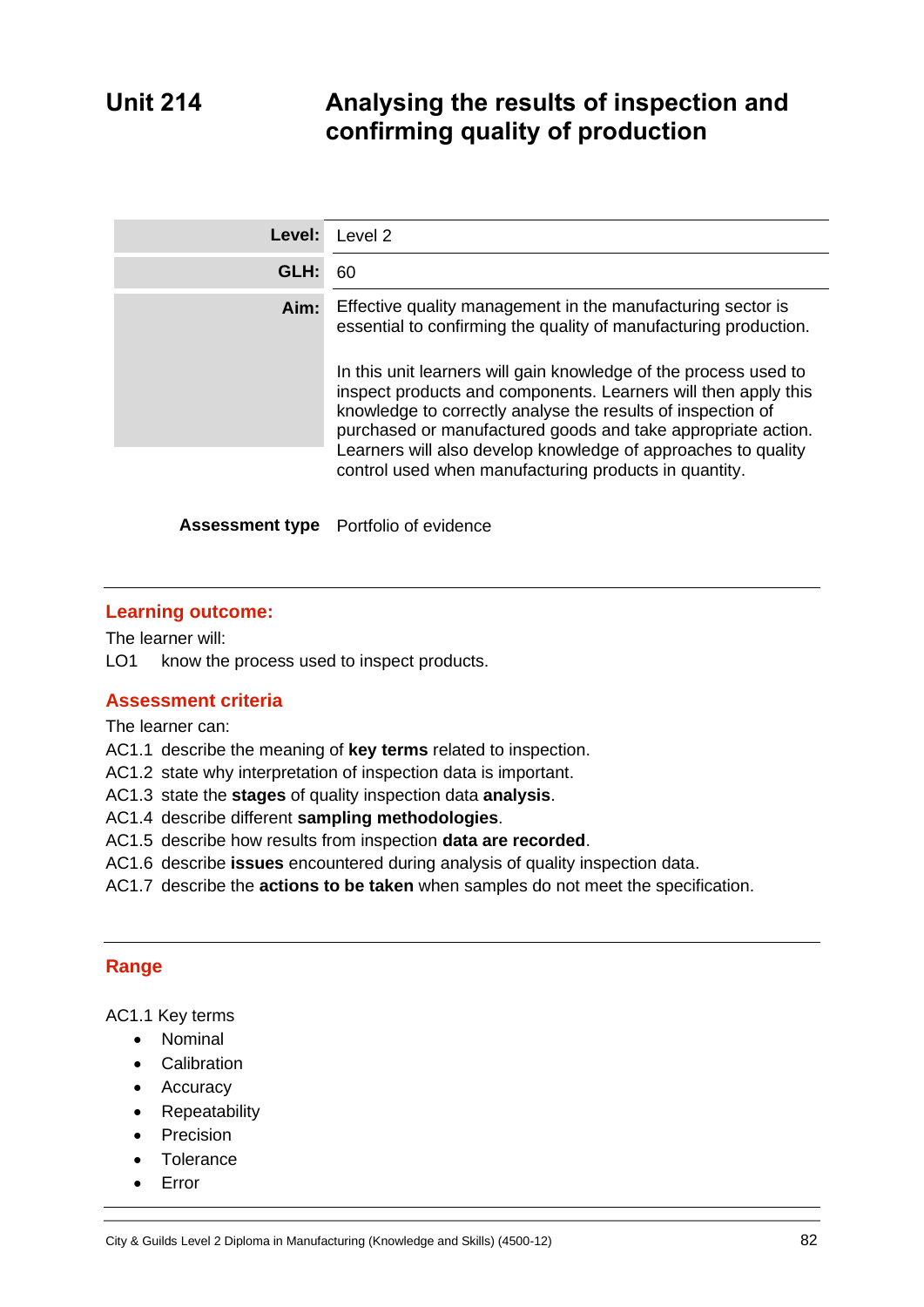# Unit 214 Analysing the results of inspection and confirming quality of production

| | |
|---|---|
| **Level:** | Level 2 |
| **GLH:** | 60 |
| **Aim:** | Effective quality management in the manufacturing sector is essential to confirming the quality of manufacturing production.<br><br>In this unit learners will gain knowledge of the process used to inspect products and components. Learners will then apply this knowledge to correctly analyse the results of inspection of purchased or manufactured goods and take appropriate action. Learners will also develop knowledge of approaches to quality control used when manufacturing products in quantity. |
| **Assessment type** | Portfolio of evidence |

## Learning outcome:

The learner will:

LO1 know the process used to inspect products.

## Assessment criteria

The learner can:

AC1.1 describe the meaning of **key terms** related to inspection.
AC1.2 state why interpretation of inspection data is important.
AC1.3 state the **stages** of quality inspection data **analysis**.
AC1.4 describe different **sampling methodologies**.
AC1.5 describe how results from inspection **data are recorded**.
AC1.6 describe **issues** encountered during analysis of quality inspection data.
AC1.7 describe the **actions to be taken** when samples do not meet the specification.

## Range

AC1.1 Key terms

- Nominal
- Calibration
- Accuracy
- Repeatability
- Precision
- Tolerance
- Error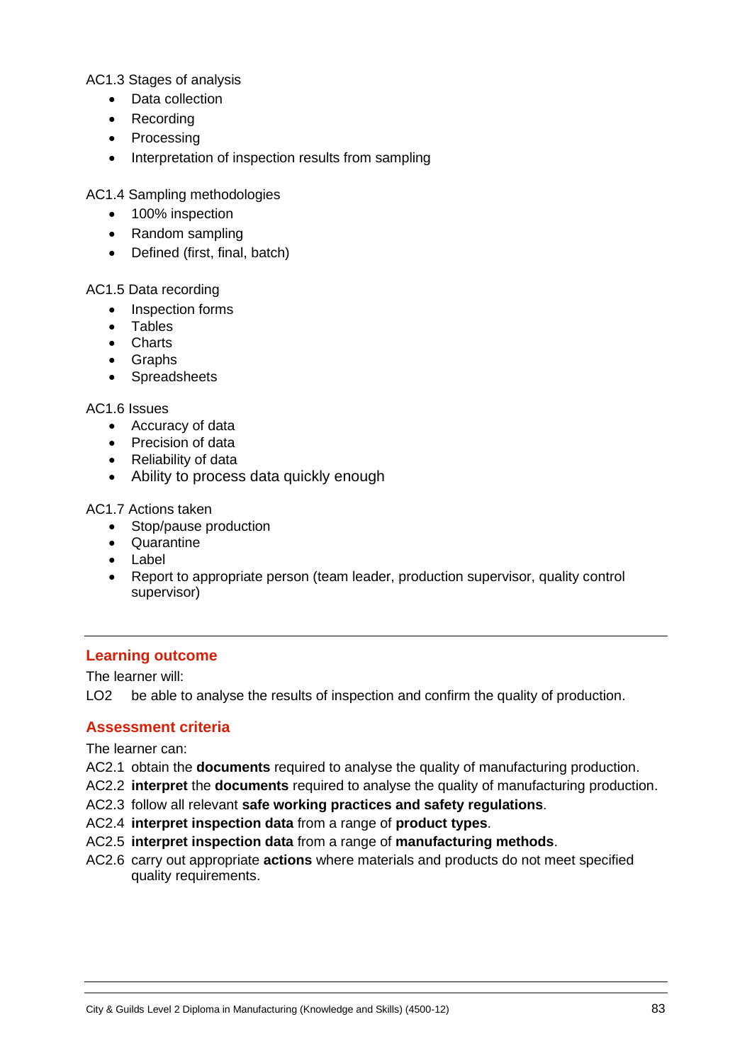AC1.3 Stages of analysis

- Data collection
- Recording
- Processing
- Interpretation of inspection results from sampling

AC1.4 Sampling methodologies

- 100% inspection
- Random sampling
- Defined (first, final, batch)

AC1.5 Data recording

- Inspection forms
- Tables
- Charts
- Graphs
- Spreadsheets

AC1.6 Issues

- Accuracy of data
- Precision of data
- Reliability of data
- Ability to process data quickly enough

AC1.7 Actions taken

- Stop/pause production
- Quarantine
- Label
- Report to appropriate person (team leader, production supervisor, quality control supervisor)

---

## Learning outcome

The learner will:

LO2 be able to analyse the results of inspection and confirm the quality of production.

## Assessment criteria

The learner can:

AC2.1 obtain the **documents** required to analyse the quality of manufacturing production.

AC2.2 **interpret** the **documents** required to analyse the quality of manufacturing production.

AC2.3 follow all relevant **safe working practices and safety regulations**.

AC2.4 **interpret inspection data** from a range of **product types**.

AC2.5 **interpret inspection data** from a range of **manufacturing methods**.

AC2.6 carry out appropriate **actions** where materials and products do not meet specified quality requirements.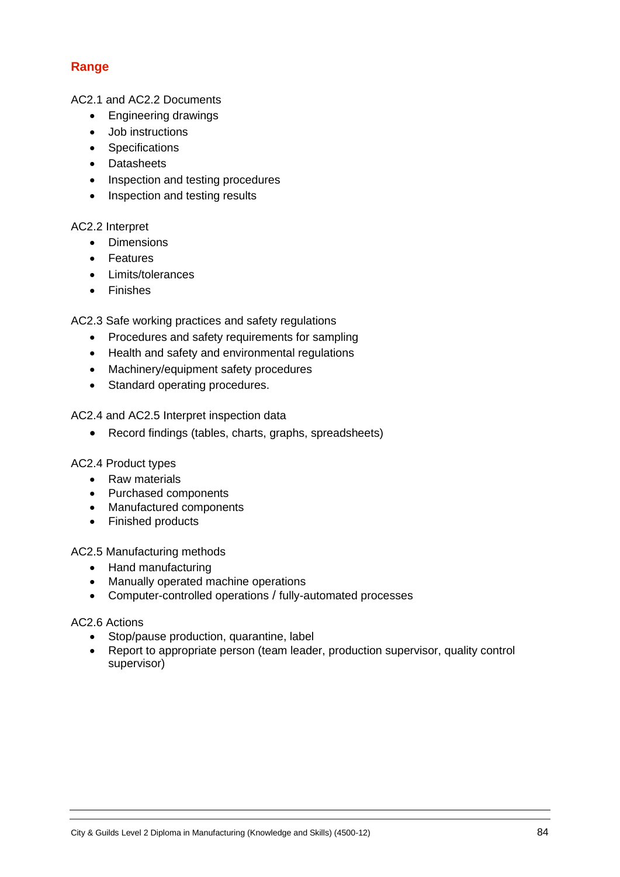## Range

AC2.1 and AC2.2 Documents

- Engineering drawings
- Job instructions
- Specifications
- Datasheets
- Inspection and testing procedures
- Inspection and testing results

AC2.2 Interpret

- Dimensions
- Features
- Limits/tolerances
- Finishes

AC2.3 Safe working practices and safety regulations

- Procedures and safety requirements for sampling
- Health and safety and environmental regulations
- Machinery/equipment safety procedures
- Standard operating procedures.

AC2.4 and AC2.5 Interpret inspection data

- Record findings (tables, charts, graphs, spreadsheets)

AC2.4 Product types

- Raw materials
- Purchased components
- Manufactured components
- Finished products

AC2.5 Manufacturing methods

- Hand manufacturing
- Manually operated machine operations
- Computer-controlled operations / fully-automated processes

AC2.6 Actions

- Stop/pause production, quarantine, label
- Report to appropriate person (team leader, production supervisor, quality control supervisor)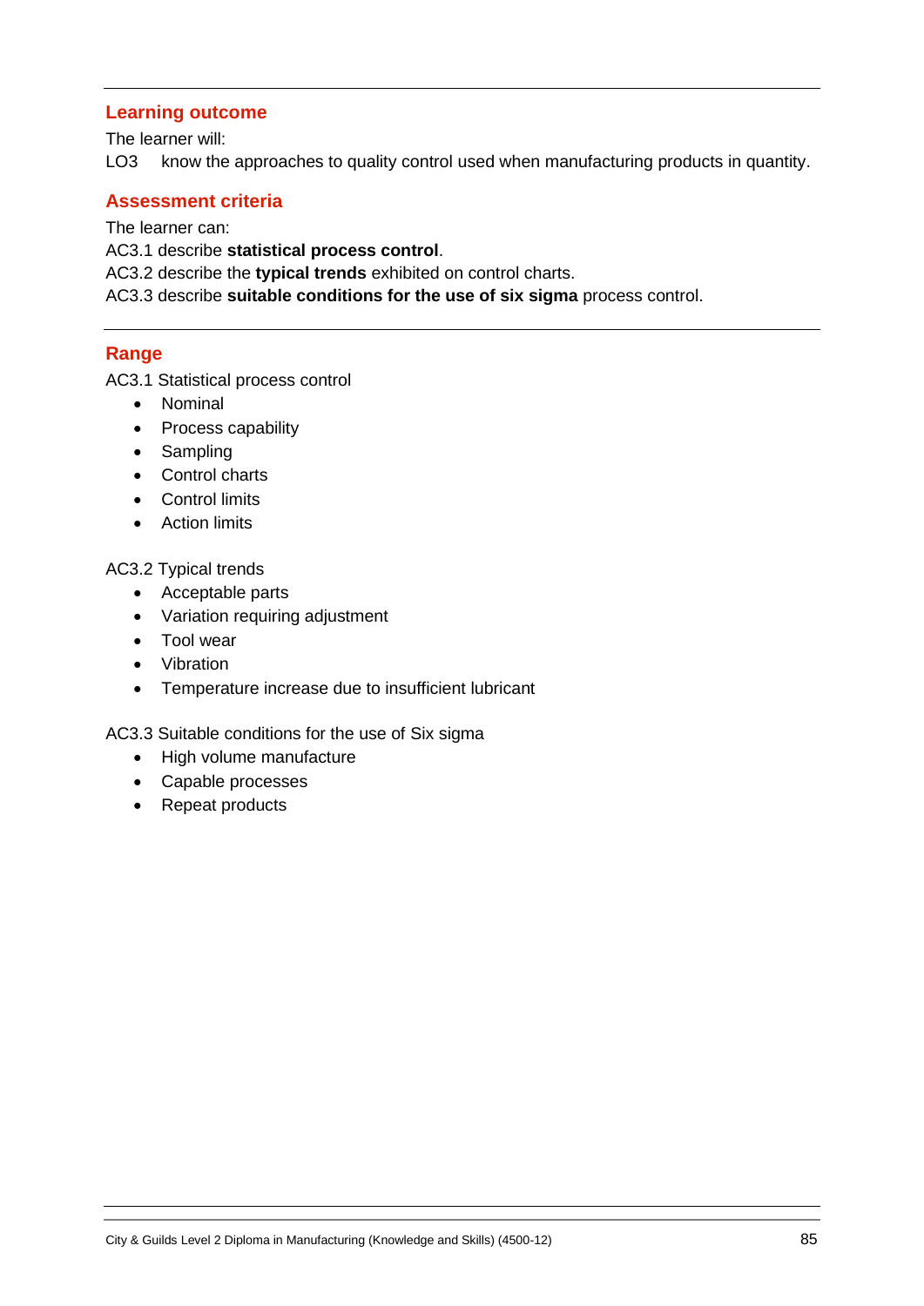## Learning outcome

The learner will:

LO3 know the approaches to quality control used when manufacturing products in quantity.

## Assessment criteria

The learner can:

AC3.1 describe **statistical process control**.

AC3.2 describe the **typical trends** exhibited on control charts.

AC3.3 describe **suitable conditions for the use of six sigma** process control.

## Range

AC3.1 Statistical process control

- Nominal
- Process capability
- Sampling
- Control charts
- Control limits
- Action limits

AC3.2 Typical trends

- Acceptable parts
- Variation requiring adjustment
- Tool wear
- Vibration
- Temperature increase due to insufficient lubricant

AC3.3 Suitable conditions for the use of Six sigma

- High volume manufacture
- Capable processes
- Repeat products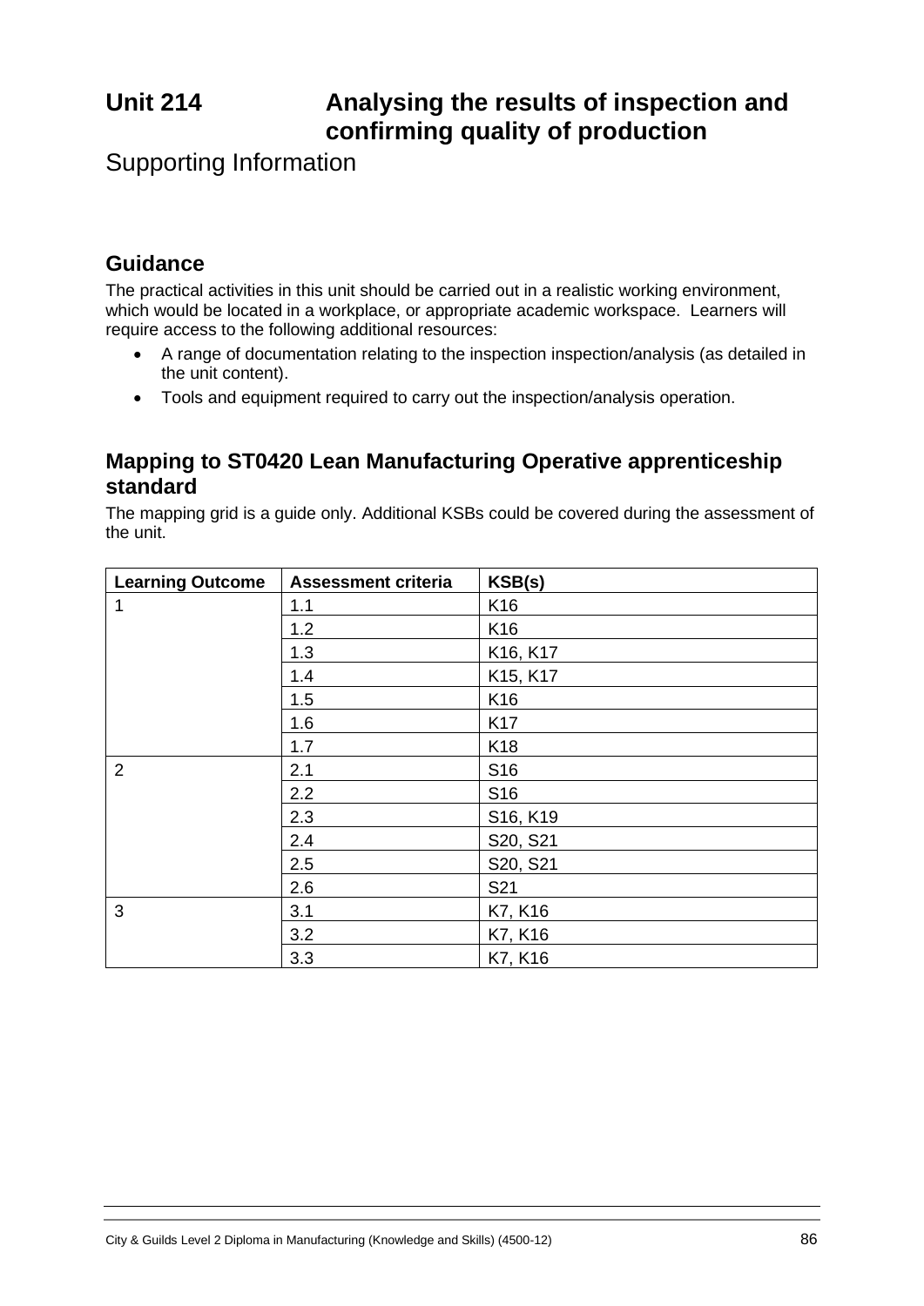# Unit 214 Analysing the results of inspection and confirming quality of production

Supporting Information

## Guidance

The practical activities in this unit should be carried out in a realistic working environment, which would be located in a workplace, or appropriate academic workspace. Learners will require access to the following additional resources:

- A range of documentation relating to the inspection inspection/analysis (as detailed in the unit content).
- Tools and equipment required to carry out the inspection/analysis operation.

## Mapping to ST0420 Lean Manufacturing Operative apprenticeship standard

The mapping grid is a guide only. Additional KSBs could be covered during the assessment of the unit.

| Learning Outcome | Assessment criteria | KSB(s) |
|---|---|---|
| 1 | 1.1 | K16 |
| | 1.2 | K16 |
| | 1.3 | K16, K17 |
| | 1.4 | K15, K17 |
| | 1.5 | K16 |
| | 1.6 | K17 |
| | 1.7 | K18 |
| 2 | 2.1 | S16 |
| | 2.2 | S16 |
| | 2.3 | S16, K19 |
| | 2.4 | S20, S21 |
| | 2.5 | S20, S21 |
| | 2.6 | S21 |
| 3 | 3.1 | K7, K16 |
| | 3.2 | K7, K16 |
| | 3.3 | K7, K16 |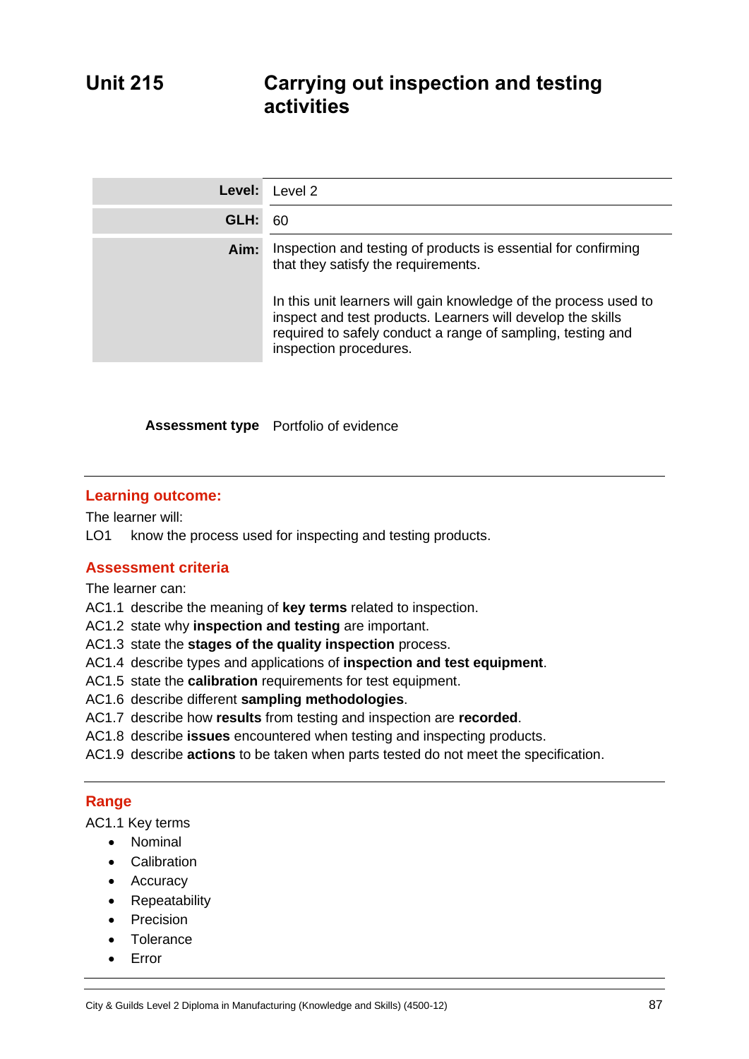# Unit 215 Carrying out inspection and testing activities

| | |
|---|---|
| **Level:** | Level 2 |
| **GLH:** | 60 |
| **Aim:** | Inspection and testing of products is essential for confirming that they satisfy the requirements.<br><br>In this unit learners will gain knowledge of the process used to inspect and test products. Learners will develop the skills required to safely conduct a range of sampling, testing and inspection procedures. |

**Assessment type** Portfolio of evidence

## Learning outcome:

The learner will:

LO1 know the process used for inspecting and testing products.

## Assessment criteria

The learner can:

AC1.1 describe the meaning of **key terms** related to inspection.
AC1.2 state why **inspection and testing** are important.
AC1.3 state the **stages of the quality inspection** process.
AC1.4 describe types and applications of **inspection and test equipment**.
AC1.5 state the **calibration** requirements for test equipment.
AC1.6 describe different **sampling methodologies**.
AC1.7 describe how **results** from testing and inspection are **recorded**.
AC1.8 describe **issues** encountered when testing and inspecting products.
AC1.9 describe **actions** to be taken when parts tested do not meet the specification.

## Range

AC1.1 Key terms

- Nominal
- Calibration
- Accuracy
- Repeatability
- Precision
- Tolerance
- Error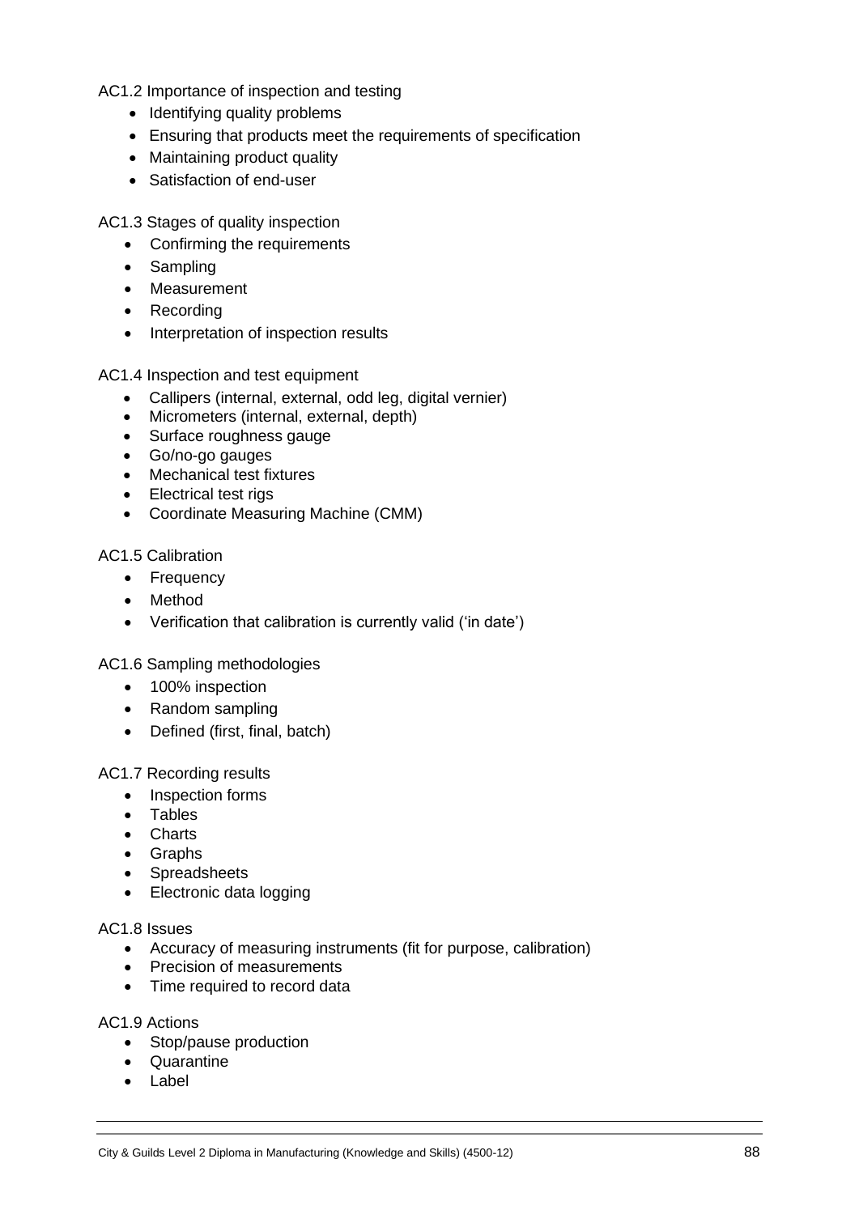AC1.2 Importance of inspection and testing

- Identifying quality problems
- Ensuring that products meet the requirements of specification
- Maintaining product quality
- Satisfaction of end-user

AC1.3 Stages of quality inspection

- Confirming the requirements
- Sampling
- Measurement
- Recording
- Interpretation of inspection results

AC1.4 Inspection and test equipment

- Callipers (internal, external, odd leg, digital vernier)
- Micrometers (internal, external, depth)
- Surface roughness gauge
- Go/no-go gauges
- Mechanical test fixtures
- Electrical test rigs
- Coordinate Measuring Machine (CMM)

AC1.5 Calibration

- Frequency
- Method
- Verification that calibration is currently valid ('in date')

AC1.6 Sampling methodologies

- 100% inspection
- Random sampling
- Defined (first, final, batch)

AC1.7 Recording results

- Inspection forms
- Tables
- Charts
- Graphs
- Spreadsheets
- Electronic data logging

AC1.8 Issues

- Accuracy of measuring instruments (fit for purpose, calibration)
- Precision of measurements
- Time required to record data

AC1.9 Actions

- Stop/pause production
- Quarantine
- Label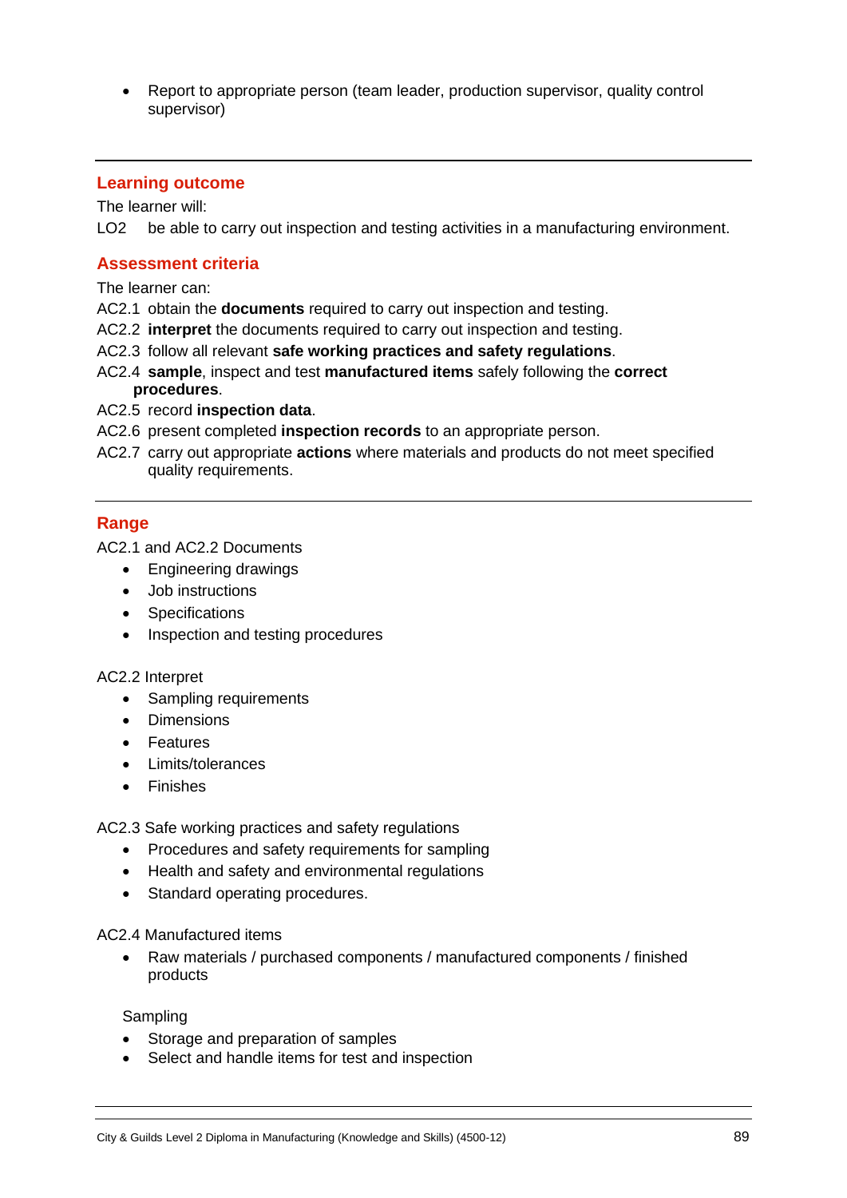- Report to appropriate person (team leader, production supervisor, quality control supervisor)

## Learning outcome

The learner will:

LO2 be able to carry out inspection and testing activities in a manufacturing environment.

## Assessment criteria

The learner can:

AC2.1 obtain the **documents** required to carry out inspection and testing.

AC2.2 **interpret** the documents required to carry out inspection and testing.

AC2.3 follow all relevant **safe working practices and safety regulations**.

AC2.4 **sample**, inspect and test **manufactured items** safely following the **correct procedures**.

AC2.5 record **inspection data**.

AC2.6 present completed **inspection records** to an appropriate person.

AC2.7 carry out appropriate **actions** where materials and products do not meet specified quality requirements.

## Range

AC2.1 and AC2.2 Documents

- Engineering drawings
- Job instructions
- Specifications
- Inspection and testing procedures

AC2.2 Interpret

- Sampling requirements
- Dimensions
- Features
- Limits/tolerances
- Finishes

AC2.3 Safe working practices and safety regulations

- Procedures and safety requirements for sampling
- Health and safety and environmental regulations
- Standard operating procedures.

AC2.4 Manufactured items

- Raw materials / purchased components / manufactured components / finished products

Sampling

- Storage and preparation of samples
- Select and handle items for test and inspection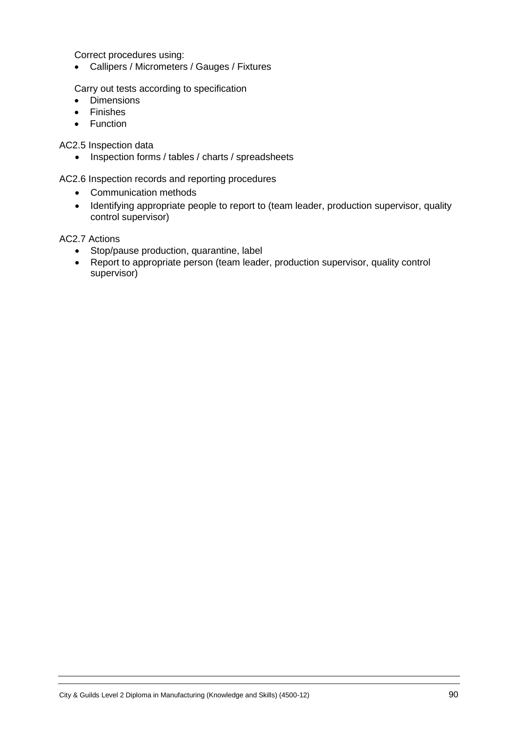Correct procedures using:

- Callipers / Micrometers / Gauges / Fixtures

Carry out tests according to specification

- Dimensions
- Finishes
- Function

AC2.5 Inspection data

- Inspection forms / tables / charts / spreadsheets

AC2.6 Inspection records and reporting procedures

- Communication methods
- Identifying appropriate people to report to (team leader, production supervisor, quality control supervisor)

AC2.7 Actions

- Stop/pause production, quarantine, label
- Report to appropriate person (team leader, production supervisor, quality control supervisor)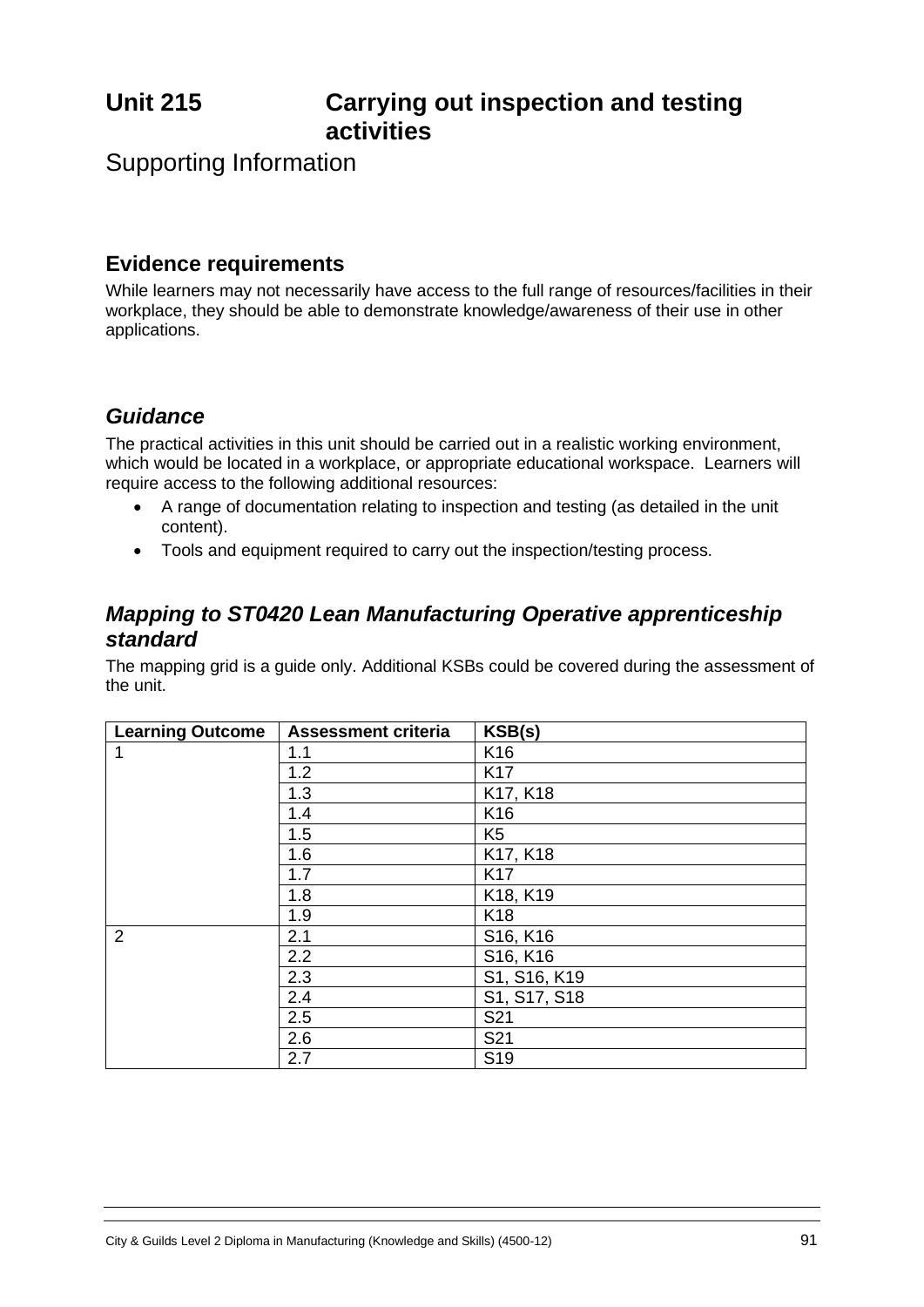# Unit 215 Carrying out inspection and testing activities

## Supporting Information

### Evidence requirements

While learners may not necessarily have access to the full range of resources/facilities in their workplace, they should be able to demonstrate knowledge/awareness of their use in other applications.

### *Guidance*

The practical activities in this unit should be carried out in a realistic working environment, which would be located in a workplace, or appropriate educational workspace. Learners will require access to the following additional resources:

- A range of documentation relating to inspection and testing (as detailed in the unit content).
- Tools and equipment required to carry out the inspection/testing process.

### *Mapping to ST0420 Lean Manufacturing Operative apprenticeship standard*

The mapping grid is a guide only. Additional KSBs could be covered during the assessment of the unit.

| Learning Outcome | Assessment criteria | KSB(s) |
|---|---|---|
| 1 | 1.1 | K16 |
| | 1.2 | K17 |
| | 1.3 | K17, K18 |
| | 1.4 | K16 |
| | 1.5 | K5 |
| | 1.6 | K17, K18 |
| | 1.7 | K17 |
| | 1.8 | K18, K19 |
| | 1.9 | K18 |
| 2 | 2.1 | S16, K16 |
| | 2.2 | S16, K16 |
| | 2.3 | S1, S16, K19 |
| | 2.4 | S1, S17, S18 |
| | 2.5 | S21 |
| | 2.6 | S21 |
| | 2.7 | S19 |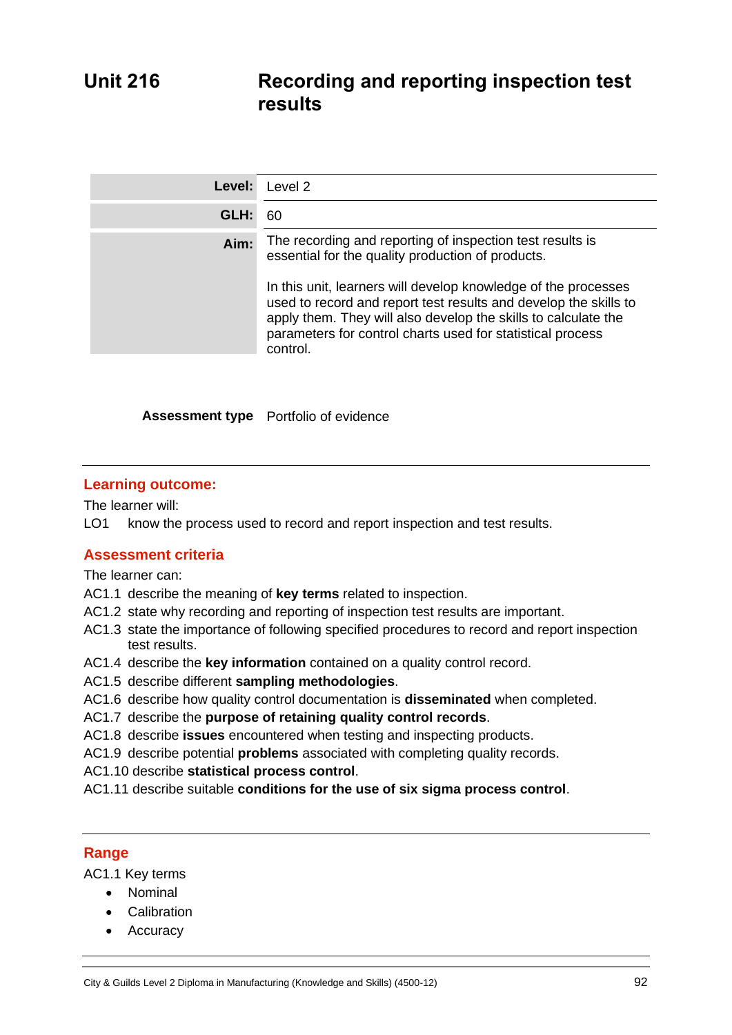# Unit 216 Recording and reporting inspection test results

| | |
|---|---|
| **Level:** | Level 2 |
| **GLH:** | 60 |
| **Aim:** | The recording and reporting of inspection test results is essential for the quality production of products.<br><br>In this unit, learners will develop knowledge of the processes used to record and report test results and develop the skills to apply them. They will also develop the skills to calculate the parameters for control charts used for statistical process control. |

**Assessment type** Portfolio of evidence

## Learning outcome:

The learner will:

LO1 know the process used to record and report inspection and test results.

## Assessment criteria

The learner can:

AC1.1 describe the meaning of **key terms** related to inspection.
AC1.2 state why recording and reporting of inspection test results are important.
AC1.3 state the importance of following specified procedures to record and report inspection test results.
AC1.4 describe the **key information** contained on a quality control record.
AC1.5 describe different **sampling methodologies**.
AC1.6 describe how quality control documentation is **disseminated** when completed.
AC1.7 describe the **purpose of retaining quality control records**.
AC1.8 describe **issues** encountered when testing and inspecting products.
AC1.9 describe potential **problems** associated with completing quality records.
AC1.10 describe **statistical process control**.
AC1.11 describe suitable **conditions for the use of six sigma process control**.

## Range

AC1.1 Key terms

- Nominal
- Calibration
- Accuracy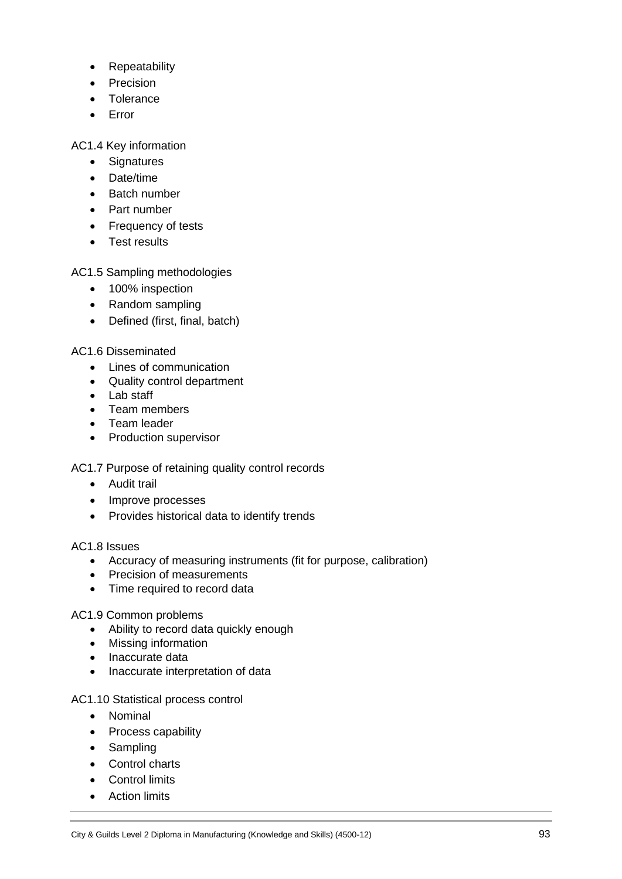- Repeatability
- Precision
- Tolerance
- Error

AC1.4 Key information

- Signatures
- Date/time
- Batch number
- Part number
- Frequency of tests
- Test results

AC1.5 Sampling methodologies

- 100% inspection
- Random sampling
- Defined (first, final, batch)

AC1.6 Disseminated

- Lines of communication
- Quality control department
- Lab staff
- Team members
- Team leader
- Production supervisor

AC1.7 Purpose of retaining quality control records

- Audit trail
- Improve processes
- Provides historical data to identify trends

AC1.8 Issues

- Accuracy of measuring instruments (fit for purpose, calibration)
- Precision of measurements
- Time required to record data

AC1.9 Common problems

- Ability to record data quickly enough
- Missing information
- Inaccurate data
- Inaccurate interpretation of data

AC1.10 Statistical process control

- Nominal
- Process capability
- Sampling
- Control charts
- Control limits
- Action limits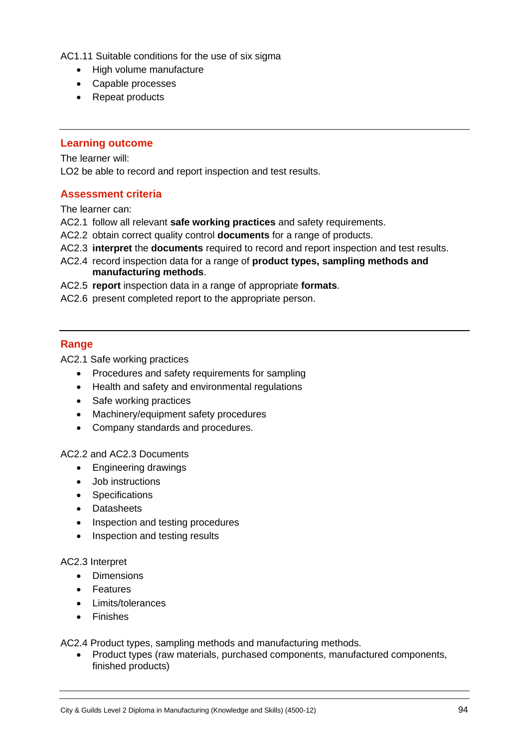AC1.11 Suitable conditions for the use of six sigma

- High volume manufacture
- Capable processes
- Repeat products

---

## Learning outcome

The learner will:

LO2 be able to record and report inspection and test results.

## Assessment criteria

The learner can:

AC2.1 follow all relevant **safe working practices** and safety requirements.

AC2.2 obtain correct quality control **documents** for a range of products.

AC2.3 **interpret** the **documents** required to record and report inspection and test results.

AC2.4 record inspection data for a range of **product types, sampling methods and manufacturing methods**.

AC2.5 **report** inspection data in a range of appropriate **formats**.

AC2.6 present completed report to the appropriate person.

---

## Range

AC2.1 Safe working practices

- Procedures and safety requirements for sampling
- Health and safety and environmental regulations
- Safe working practices
- Machinery/equipment safety procedures
- Company standards and procedures.

AC2.2 and AC2.3 Documents

- Engineering drawings
- Job instructions
- Specifications
- Datasheets
- Inspection and testing procedures
- Inspection and testing results

AC2.3 Interpret

- Dimensions
- Features
- Limits/tolerances
- Finishes

AC2.4 Product types, sampling methods and manufacturing methods.

- Product types (raw materials, purchased components, manufactured components, finished products)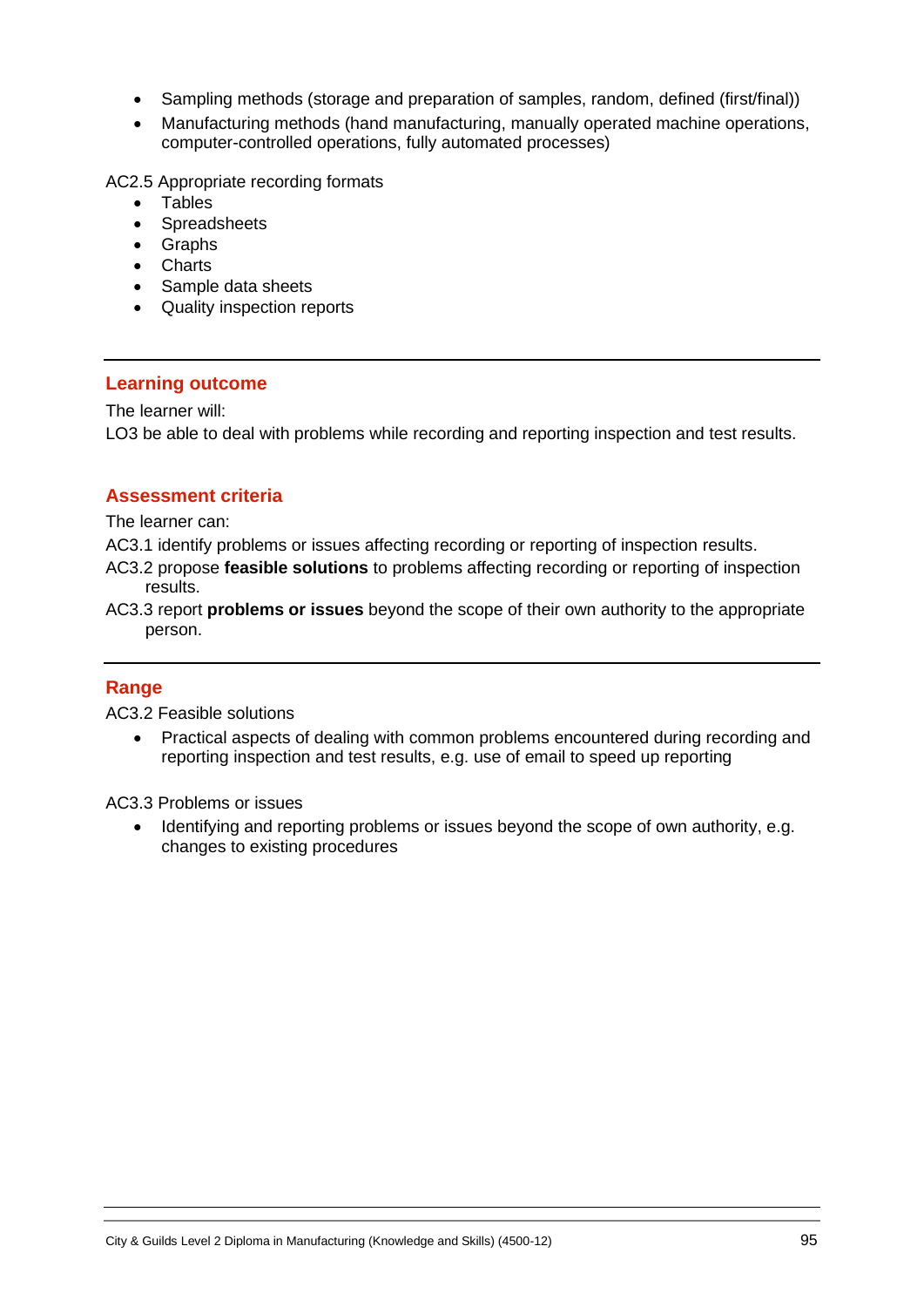- Sampling methods (storage and preparation of samples, random, defined (first/final))
- Manufacturing methods (hand manufacturing, manually operated machine operations, computer-controlled operations, fully automated processes)

AC2.5 Appropriate recording formats

- Tables
- Spreadsheets
- Graphs
- Charts
- Sample data sheets
- Quality inspection reports

---

## Learning outcome

The learner will:

LO3 be able to deal with problems while recording and reporting inspection and test results.

## Assessment criteria

The learner can:

AC3.1 identify problems or issues affecting recording or reporting of inspection results.

AC3.2 propose **feasible solutions** to problems affecting recording or reporting of inspection results.

AC3.3 report **problems or issues** beyond the scope of their own authority to the appropriate person.

---

## Range

AC3.2 Feasible solutions

- Practical aspects of dealing with common problems encountered during recording and reporting inspection and test results, e.g. use of email to speed up reporting

AC3.3 Problems or issues

- Identifying and reporting problems or issues beyond the scope of own authority, e.g. changes to existing procedures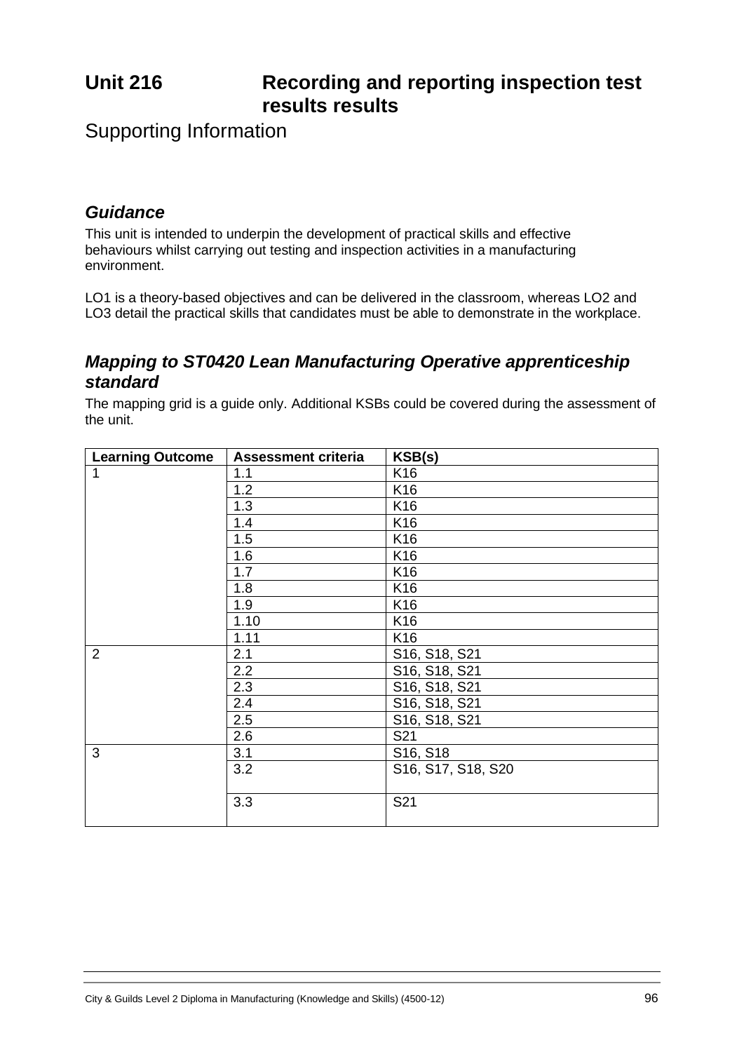# Unit 216 Recording and reporting inspection test results results

Supporting Information

### *Guidance*

This unit is intended to underpin the development of practical skills and effective behaviours whilst carrying out testing and inspection activities in a manufacturing environment.

LO1 is a theory-based objectives and can be delivered in the classroom, whereas LO2 and LO3 detail the practical skills that candidates must be able to demonstrate in the workplace.

### *Mapping to ST0420 Lean Manufacturing Operative apprenticeship standard*

The mapping grid is a guide only. Additional KSBs could be covered during the assessment of the unit.

| Learning Outcome | Assessment criteria | KSB(s) |
|---|---|---|
| 1 | 1.1 | K16 |
| | 1.2 | K16 |
| | 1.3 | K16 |
| | 1.4 | K16 |
| | 1.5 | K16 |
| | 1.6 | K16 |
| | 1.7 | K16 |
| | 1.8 | K16 |
| | 1.9 | K16 |
| | 1.10 | K16 |
| | 1.11 | K16 |
| 2 | 2.1 | S16, S18, S21 |
| | 2.2 | S16, S18, S21 |
| | 2.3 | S16, S18, S21 |
| | 2.4 | S16, S18, S21 |
| | 2.5 | S16, S18, S21 |
| | 2.6 | S21 |
| 3 | 3.1 | S16, S18 |
| | 3.2 | S16, S17, S18, S20 |
| | 3.3 | S21 |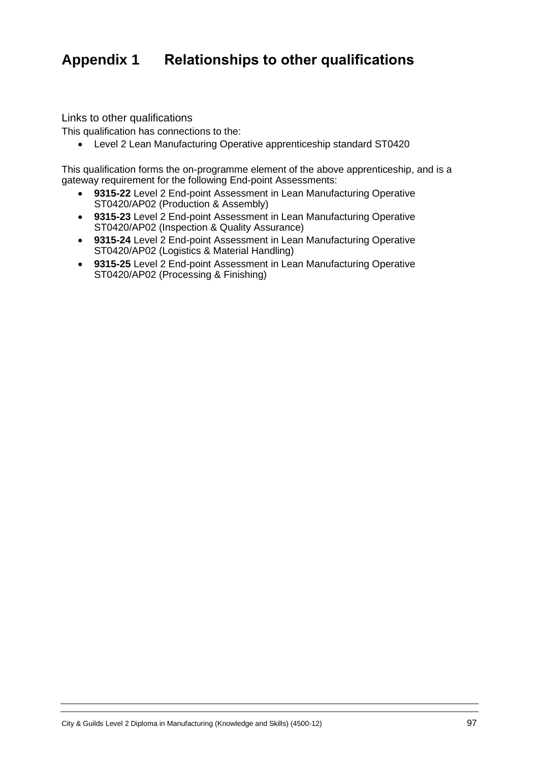# Appendix 1 Relationships to other qualifications

Links to other qualifications

This qualification has connections to the:

- Level 2 Lean Manufacturing Operative apprenticeship standard ST0420

This qualification forms the on-programme element of the above apprenticeship, and is a gateway requirement for the following End-point Assessments:

- **9315-22** Level 2 End-point Assessment in Lean Manufacturing Operative ST0420/AP02 (Production & Assembly)
- **9315-23** Level 2 End-point Assessment in Lean Manufacturing Operative ST0420/AP02 (Inspection & Quality Assurance)
- **9315-24** Level 2 End-point Assessment in Lean Manufacturing Operative ST0420/AP02 (Logistics & Material Handling)
- **9315-25** Level 2 End-point Assessment in Lean Manufacturing Operative ST0420/AP02 (Processing & Finishing)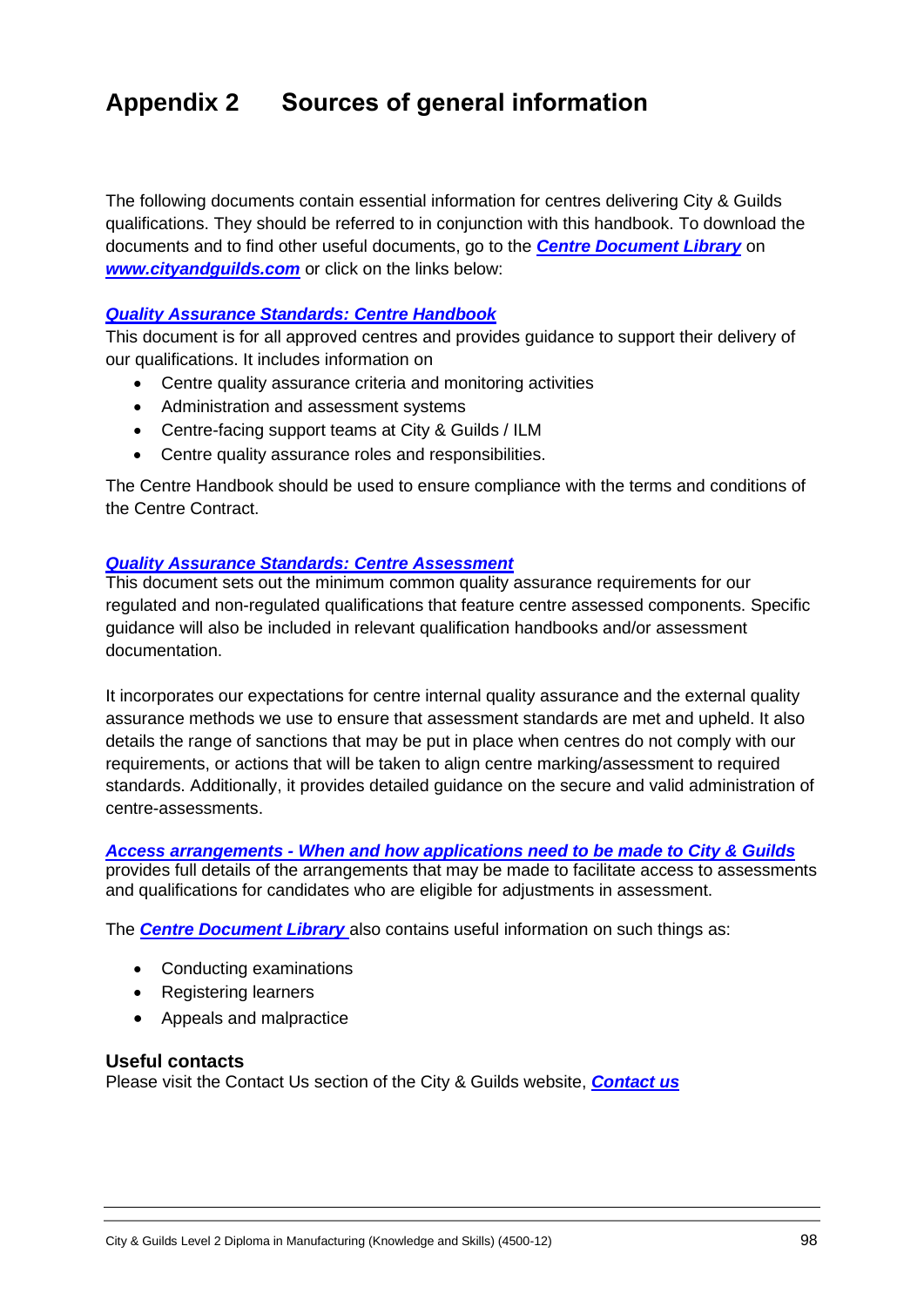# Appendix 2 Sources of general information

The following documents contain essential information for centres delivering City & Guilds qualifications. They should be referred to in conjunction with this handbook. To download the documents and to find other useful documents, go to the ***Centre Document Library*** on ***www.cityandguilds.com*** or click on the links below:

***Quality Assurance Standards: Centre Handbook***

This document is for all approved centres and provides guidance to support their delivery of our qualifications. It includes information on

- Centre quality assurance criteria and monitoring activities
- Administration and assessment systems
- Centre-facing support teams at City & Guilds / ILM
- Centre quality assurance roles and responsibilities.

The Centre Handbook should be used to ensure compliance with the terms and conditions of the Centre Contract.

***Quality Assurance Standards: Centre Assessment***

This document sets out the minimum common quality assurance requirements for our regulated and non-regulated qualifications that feature centre assessed components. Specific guidance will also be included in relevant qualification handbooks and/or assessment documentation.

It incorporates our expectations for centre internal quality assurance and the external quality assurance methods we use to ensure that assessment standards are met and upheld. It also details the range of sanctions that may be put in place when centres do not comply with our requirements, or actions that will be taken to align centre marking/assessment to required standards. Additionally, it provides detailed guidance on the secure and valid administration of centre-assessments.

***Access arrangements - When and how applications need to be made to City & Guilds*** provides full details of the arrangements that may be made to facilitate access to assessments and qualifications for candidates who are eligible for adjustments in assessment.

The ***Centre Document Library*** also contains useful information on such things as:

- Conducting examinations
- Registering learners
- Appeals and malpractice

### Useful contacts

Please visit the Contact Us section of the City & Guilds website, ***Contact us***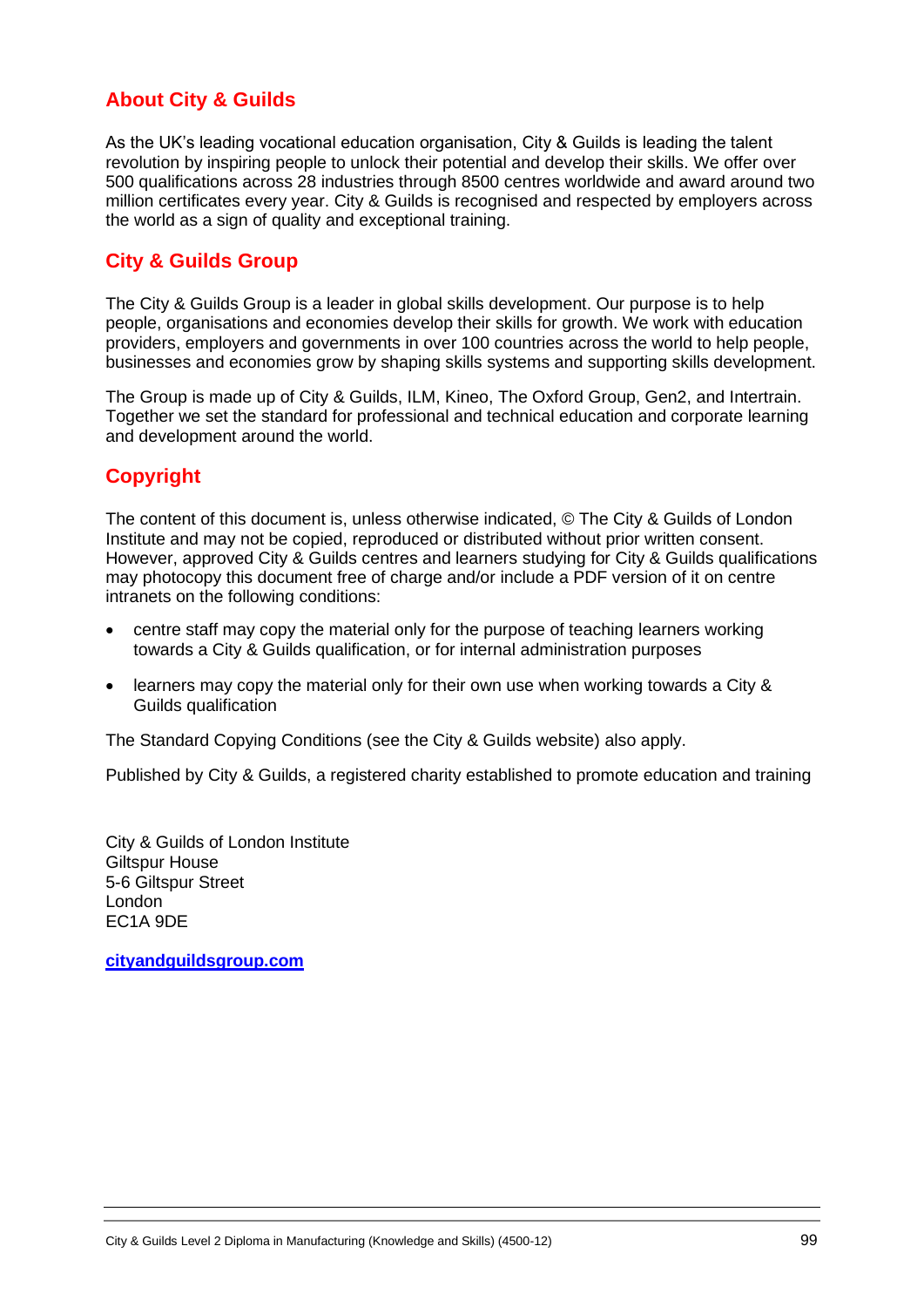## About City & Guilds

As the UK's leading vocational education organisation, City & Guilds is leading the talent revolution by inspiring people to unlock their potential and develop their skills. We offer over 500 qualifications across 28 industries through 8500 centres worldwide and award around two million certificates every year. City & Guilds is recognised and respected by employers across the world as a sign of quality and exceptional training.

## City & Guilds Group

The City & Guilds Group is a leader in global skills development. Our purpose is to help people, organisations and economies develop their skills for growth. We work with education providers, employers and governments in over 100 countries across the world to help people, businesses and economies grow by shaping skills systems and supporting skills development.

The Group is made up of City & Guilds, ILM, Kineo, The Oxford Group, Gen2, and Intertrain. Together we set the standard for professional and technical education and corporate learning and development around the world.

## Copyright

The content of this document is, unless otherwise indicated, © The City & Guilds of London Institute and may not be copied, reproduced or distributed without prior written consent. However, approved City & Guilds centres and learners studying for City & Guilds qualifications may photocopy this document free of charge and/or include a PDF version of it on centre intranets on the following conditions:

- centre staff may copy the material only for the purpose of teaching learners working towards a City & Guilds qualification, or for internal administration purposes
- learners may copy the material only for their own use when working towards a City & Guilds qualification

The Standard Copying Conditions (see the City & Guilds website) also apply.

Published by City & Guilds, a registered charity established to promote education and training

City & Guilds of London Institute
Giltspur House
5-6 Giltspur Street
London
EC1A 9DE

**cityandguildsgroup.com**